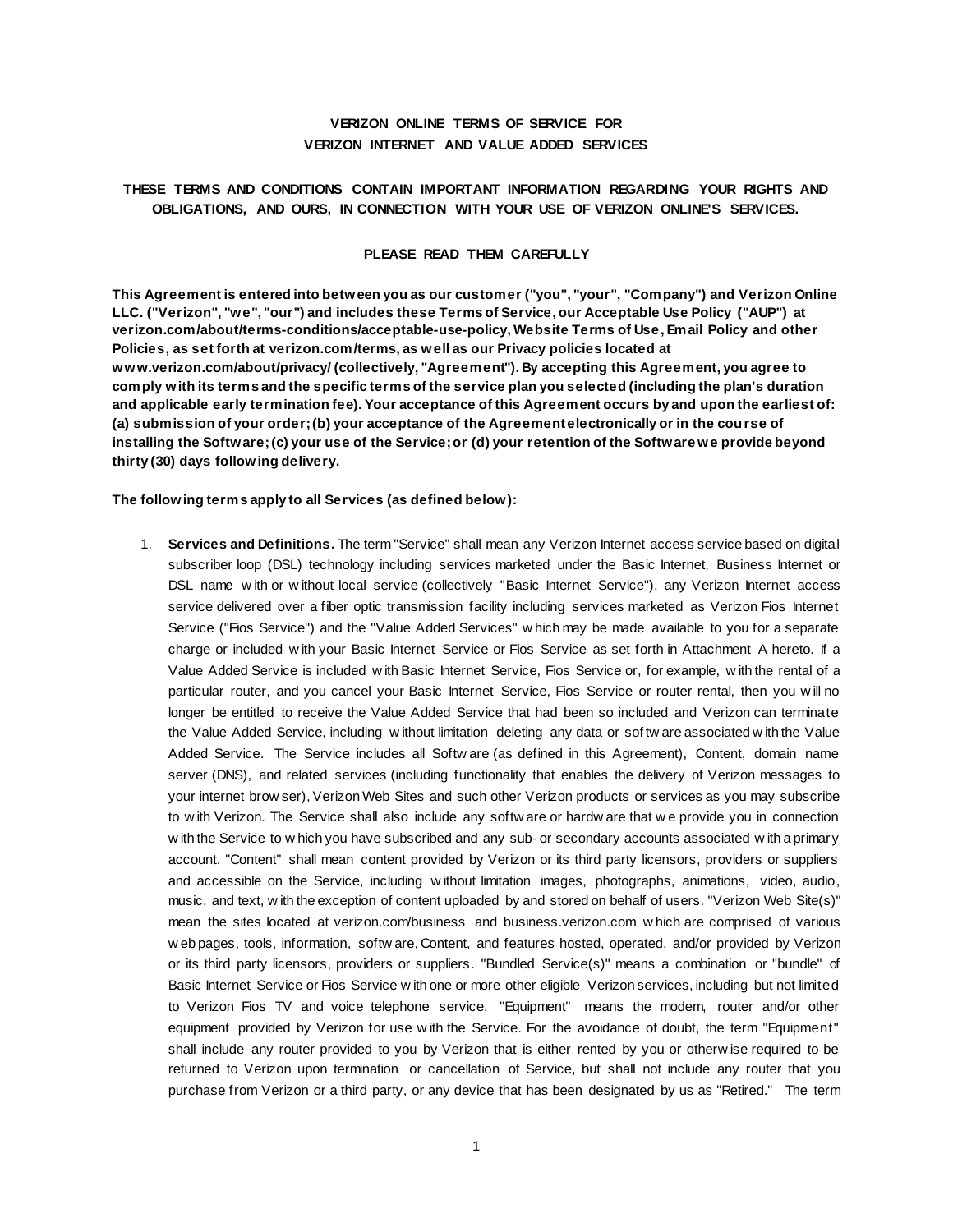# VERIZON ONLINE TERMS OF SERVICE FOR VERIZON INTERNET AND VALUE ADDED SERVICES

**THESE TERMS AND CONDITIONS CONTAIN IMPORTANT INFORMATION REGARDING YOUR RIGHTS AND OBLIGATIONS, AND OURS, IN CONNECTION WITH YOUR USE OF VERIZON ONLINE'S SERVICES.**

**PLEASE READ THEM CAREFULLY**

**This Agreement is entered into between you as our customer ("you", "your", "Company") and Verizon Online LLC. ("Verizon", "we", "our") and includes these Terms of Service, our Acceptable Use Policy ("AUP") at verizon.com/about/terms-conditions/acceptable-use-policy, Website Terms of Use, Email Policy and other Policies, as set forth at verizon.com/terms, as well as our Privacy policies located at www.verizon.com/about/privacy/ (collectively, "Agreement"). By accepting this Agreement, you agree to comply with its terms and the specific terms of the service plan you selected (including the plan's duration and applicable early termination fee). Your acceptance of this Agreement occurs by and upon the earliest of: (a) submission of your order; (b) your acceptance of the Agreement electronically or in the course of installing the Software; (c) your use of the Service; or (d) your retention of the Software we provide beyond thirty (30) days following delivery.**

**The following terms apply to all Services (as defined below):**

1. **Services and Definitions.** The term "Service" shall mean any Verizon Internet access service based on digital subscriber loop (DSL) technology including services marketed under the Basic Internet, Business Internet or DSL name with or without local service (collectively "Basic Internet Service"), any Verizon Internet access service delivered over a fiber optic transmission facility including services marketed as Verizon Fios Internet Service ("Fios Service") and the "Value Added Services" which may be made available to you for a separate charge or included with your Basic Internet Service or Fios Service as set forth in Attachment A hereto. If a Value Added Service is included with Basic Internet Service, Fios Service or, for example, with the rental of a particular router, and you cancel your Basic Internet Service, Fios Service or router rental, then you will no longer be entitled to receive the Value Added Service that had been so included and Verizon can terminate the Value Added Service, including without limitation deleting any data or software associated with the Value Added Service. The Service includes all Software (as defined in this Agreement), Content, domain name server (DNS), and related services (including functionality that enables the delivery of Verizon messages to your internet browser), Verizon Web Sites and such other Verizon products or services as you may subscribe to with Verizon. The Service shall also include any software or hardware that we provide you in connection with the Service to which you have subscribed and any sub- or secondary accounts associated with a primary account. "Content" shall mean content provided by Verizon or its third party licensors, providers or suppliers and accessible on the Service, including without limitation images, photographs, animations, video, audio, music, and text, with the exception of content uploaded by and stored on behalf of users. "Verizon Web Site(s)" mean the sites located at verizon.com/business and business.verizon.com which are comprised of various web pages, tools, information, software, Content, and features hosted, operated, and/or provided by Verizon or its third party licensors, providers or suppliers. "Bundled Service(s)" means a combination or "bundle" of Basic Internet Service or Fios Service with one or more other eligible Verizon services, including but not limited to Verizon Fios TV and voice telephone service. "Equipment" means the modem, router and/or other equipment provided by Verizon for use with the Service. For the avoidance of doubt, the term "Equipment" shall include any router provided to you by Verizon that is either rented by you or otherwise required to be returned to Verizon upon termination or cancellation of Service, but shall not include any router that you purchase from Verizon or a third party, or any device that has been designated by us as "Retired." The term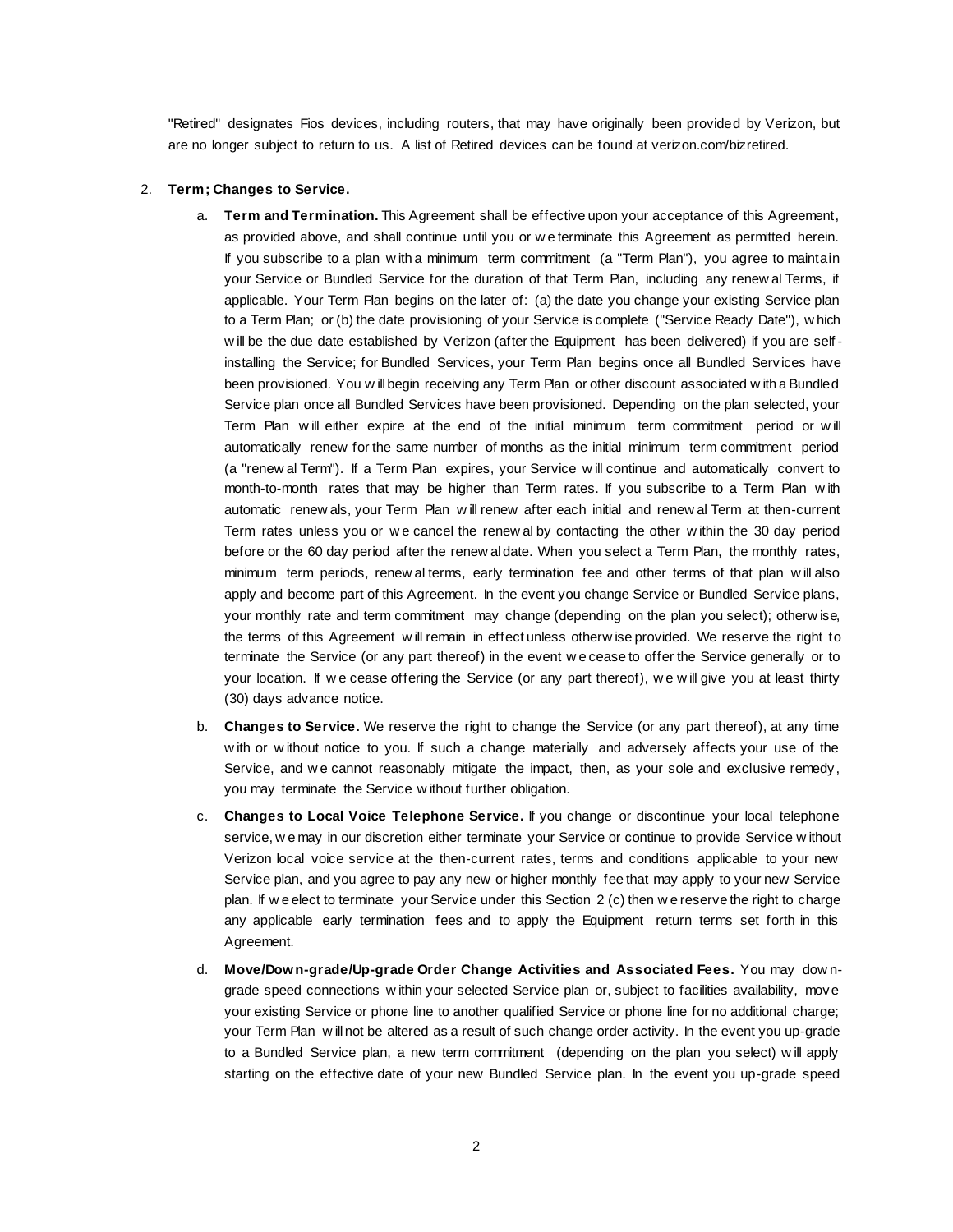"Retired" designates Fios devices, including routers, that may have originally been provided by Verizon, but are no longer subject to return to us. A list of Retired devices can be found at verizon.com/bizretired.

2. **Term; Changes to Service.**

   a. **Term and Termination.** This Agreement shall be effective upon your acceptance of this Agreement, as provided above, and shall continue until you or we terminate this Agreement as permitted herein. If you subscribe to a plan with a minimum term commitment (a "Term Plan"), you agree to maintain your Service or Bundled Service for the duration of that Term Plan, including any renewal Terms, if applicable. Your Term Plan begins on the later of: (a) the date you change your existing Service plan to a Term Plan; or (b) the date provisioning of your Service is complete ("Service Ready Date"), which will be the due date established by Verizon (after the Equipment has been delivered) if you are self-installing the Service; for Bundled Services, your Term Plan begins once all Bundled Services have been provisioned. You will begin receiving any Term Plan or other discount associated with a Bundled Service plan once all Bundled Services have been provisioned. Depending on the plan selected, your Term Plan will either expire at the end of the initial minimum term commitment period or will automatically renew for the same number of months as the initial minimum term commitment period (a "renewal Term"). If a Term Plan expires, your Service will continue and automatically convert to month-to-month rates that may be higher than Term rates. If you subscribe to a Term Plan with automatic renewals, your Term Plan will renew after each initial and renewal Term at then-current Term rates unless you or we cancel the renewal by contacting the other within the 30 day period before or the 60 day period after the renewal date. When you select a Term Plan, the monthly rates, minimum term periods, renewal terms, early termination fee and other terms of that plan will also apply and become part of this Agreement. In the event you change Service or Bundled Service plans, your monthly rate and term commitment may change (depending on the plan you select); otherwise, the terms of this Agreement will remain in effect unless otherwise provided. We reserve the right to terminate the Service (or any part thereof) in the event we cease to offer the Service generally or to your location. If we cease offering the Service (or any part thereof), we will give you at least thirty (30) days advance notice.

   b. **Changes to Service.** We reserve the right to change the Service (or any part thereof), at any time with or without notice to you. If such a change materially and adversely affects your use of the Service, and we cannot reasonably mitigate the impact, then, as your sole and exclusive remedy, you may terminate the Service without further obligation.

   c. **Changes to Local Voice Telephone Service.** If you change or discontinue your local telephone service, we may in our discretion either terminate your Service or continue to provide Service without Verizon local voice service at the then-current rates, terms and conditions applicable to your new Service plan, and you agree to pay any new or higher monthly fee that may apply to your new Service plan. If we elect to terminate your Service under this Section 2 (c) then we reserve the right to charge any applicable early termination fees and to apply the Equipment return terms set forth in this Agreement.

   d. **Move/Down-grade/Up-grade Order Change Activities and Associated Fees.** You may down-grade speed connections within your selected Service plan or, subject to facilities availability, move your existing Service or phone line to another qualified Service or phone line for no additional charge; your Term Plan will not be altered as a result of such change order activity. In the event you up-grade to a Bundled Service plan, a new term commitment (depending on the plan you select) will apply starting on the effective date of your new Bundled Service plan. In the event you up-grade speed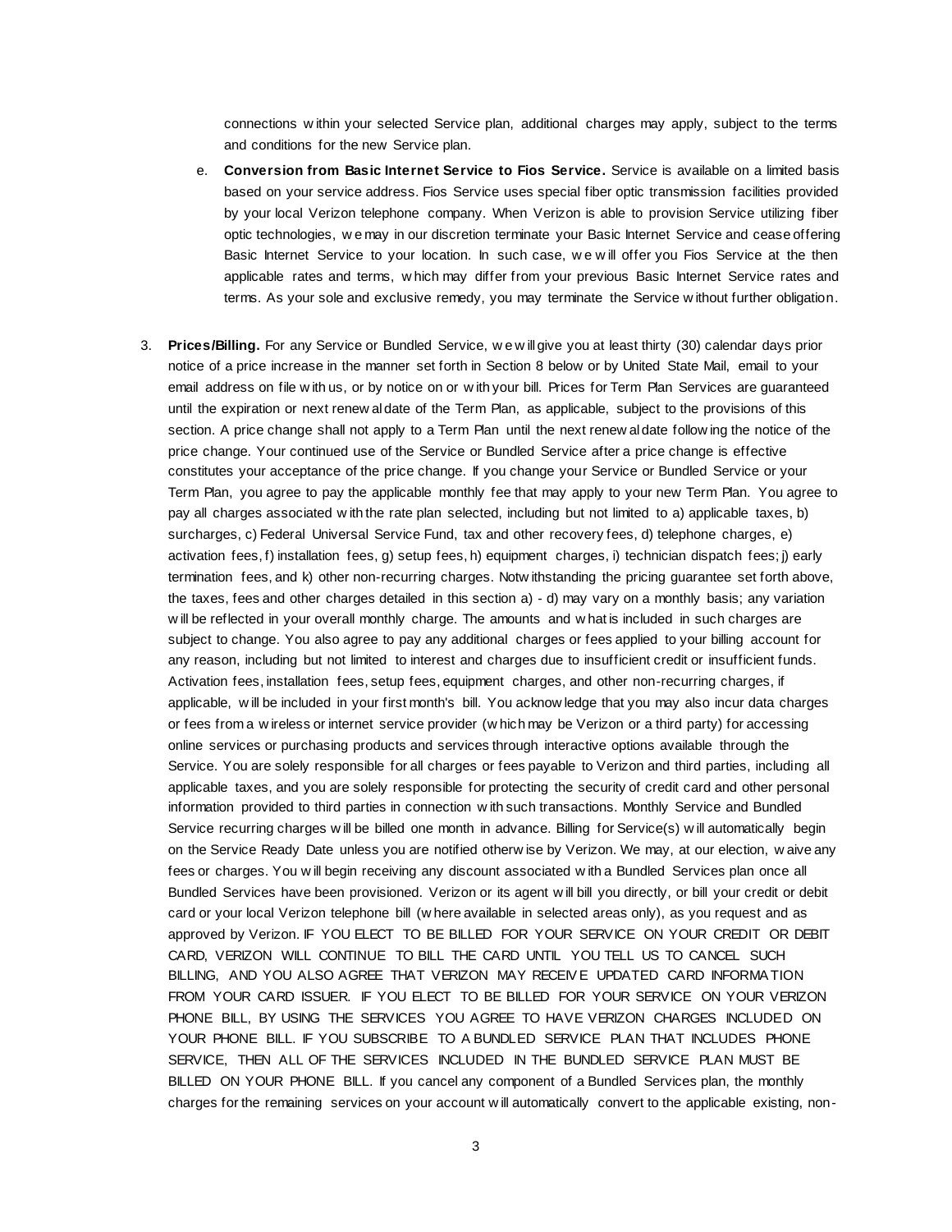connections within your selected Service plan, additional charges may apply, subject to the terms and conditions for the new Service plan.

e. **Conversion from Basic Internet Service to Fios Service.** Service is available on a limited basis based on your service address. Fios Service uses special fiber optic transmission facilities provided by your local Verizon telephone company. When Verizon is able to provision Service utilizing fiber optic technologies, we may in our discretion terminate your Basic Internet Service and cease offering Basic Internet Service to your location. In such case, we will offer you Fios Service at the then applicable rates and terms, which may differ from your previous Basic Internet Service rates and terms. As your sole and exclusive remedy, you may terminate the Service without further obligation.

3. **Prices/Billing.** For any Service or Bundled Service, we will give you at least thirty (30) calendar days prior notice of a price increase in the manner set forth in Section 8 below or by United State Mail, email to your email address on file with us, or by notice on or with your bill. Prices for Term Plan Services are guaranteed until the expiration or next renewal date of the Term Plan, as applicable, subject to the provisions of this section. A price change shall not apply to a Term Plan until the next renewal date following the notice of the price change. Your continued use of the Service or Bundled Service after a price change is effective constitutes your acceptance of the price change. If you change your Service or Bundled Service or your Term Plan, you agree to pay the applicable monthly fee that may apply to your new Term Plan. You agree to pay all charges associated with the rate plan selected, including but not limited to a) applicable taxes, b) surcharges, c) Federal Universal Service Fund, tax and other recovery fees, d) telephone charges, e) activation fees, f) installation fees, g) setup fees, h) equipment charges, i) technician dispatch fees; j) early termination fees, and k) other non-recurring charges. Notwithstanding the pricing guarantee set forth above, the taxes, fees and other charges detailed in this section a) - d) may vary on a monthly basis; any variation will be reflected in your overall monthly charge. The amounts and what is included in such charges are subject to change. You also agree to pay any additional charges or fees applied to your billing account for any reason, including but not limited to interest and charges due to insufficient credit or insufficient funds. Activation fees, installation fees, setup fees, equipment charges, and other non-recurring charges, if applicable, will be included in your first month's bill. You acknowledge that you may also incur data charges or fees from a wireless or internet service provider (which may be Verizon or a third party) for accessing online services or purchasing products and services through interactive options available through the Service. You are solely responsible for all charges or fees payable to Verizon and third parties, including all applicable taxes, and you are solely responsible for protecting the security of credit card and other personal information provided to third parties in connection with such transactions. Monthly Service and Bundled Service recurring charges will be billed one month in advance. Billing for Service(s) will automatically begin on the Service Ready Date unless you are notified otherwise by Verizon. We may, at our election, waive any fees or charges. You will begin receiving any discount associated with a Bundled Services plan once all Bundled Services have been provisioned. Verizon or its agent will bill you directly, or bill your credit or debit card or your local Verizon telephone bill (where available in selected areas only), as you request and as approved by Verizon. IF YOU ELECT TO BE BILLED FOR YOUR SERVICE ON YOUR CREDIT OR DEBIT CARD, VERIZON WILL CONTINUE TO BILL THE CARD UNTIL YOU TELL US TO CANCEL SUCH BILLING, AND YOU ALSO AGREE THAT VERIZON MAY RECEIVE UPDATED CARD INFORMATION FROM YOUR CARD ISSUER. IF YOU ELECT TO BE BILLED FOR YOUR SERVICE ON YOUR VERIZON PHONE BILL, BY USING THE SERVICES YOU AGREE TO HAVE VERIZON CHARGES INCLUDED ON YOUR PHONE BILL. IF YOU SUBSCRIBE TO A BUNDLED SERVICE PLAN THAT INCLUDES PHONE SERVICE, THEN ALL OF THE SERVICES INCLUDED IN THE BUNDLED SERVICE PLAN MUST BE BILLED ON YOUR PHONE BILL. If you cancel any component of a Bundled Services plan, the monthly charges for the remaining services on your account will automatically convert to the applicable existing, non-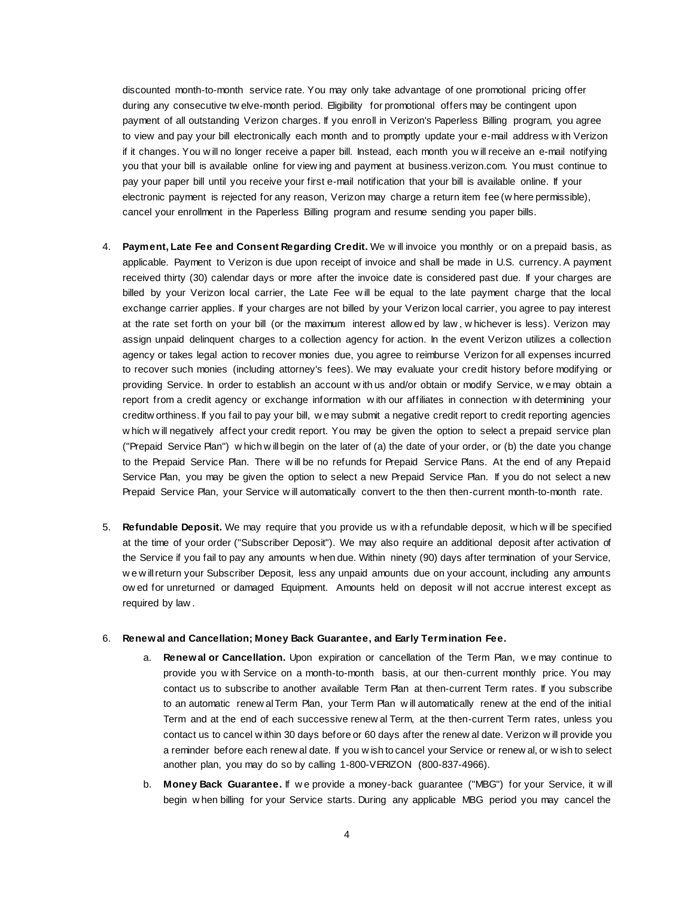discounted month-to-month service rate. You may only take advantage of one promotional pricing offer during any consecutive twelve-month period. Eligibility for promotional offers may be contingent upon payment of all outstanding Verizon charges. If you enroll in Verizon's Paperless Billing program, you agree to view and pay your bill electronically each month and to promptly update your e-mail address with Verizon if it changes. You will no longer receive a paper bill. Instead, each month you will receive an e-mail notifying you that your bill is available online for viewing and payment at business.verizon.com. You must continue to pay your paper bill until you receive your first e-mail notification that your bill is available online. If your electronic payment is rejected for any reason, Verizon may charge a return item fee (where permissible), cancel your enrollment in the Paperless Billing program and resume sending you paper bills.

4. **Payment, Late Fee and Consent Regarding Credit.** We will invoice you monthly or on a prepaid basis, as applicable. Payment to Verizon is due upon receipt of invoice and shall be made in U.S. currency. A payment received thirty (30) calendar days or more after the invoice date is considered past due. If your charges are billed by your Verizon local carrier, the Late Fee will be equal to the late payment charge that the local exchange carrier applies. If your charges are not billed by your Verizon local carrier, you agree to pay interest at the rate set forth on your bill (or the maximum interest allowed by law, whichever is less). Verizon may assign unpaid delinquent charges to a collection agency for action. In the event Verizon utilizes a collection agency or takes legal action to recover monies due, you agree to reimburse Verizon for all expenses incurred to recover such monies (including attorney's fees). We may evaluate your credit history before modifying or providing Service. In order to establish an account with us and/or obtain or modify Service, we may obtain a report from a credit agency or exchange information with our affiliates in connection with determining your creditworthiness. If you fail to pay your bill, we may submit a negative credit report to credit reporting agencies which will negatively affect your credit report. You may be given the option to select a prepaid service plan ("Prepaid Service Plan") which will begin on the later of (a) the date of your order, or (b) the date you change to the Prepaid Service Plan. There will be no refunds for Prepaid Service Plans. At the end of any Prepaid Service Plan, you may be given the option to select a new Prepaid Service Plan. If you do not select a new Prepaid Service Plan, your Service will automatically convert to the then then-current month-to-month rate.

5. **Refundable Deposit.** We may require that you provide us with a refundable deposit, which will be specified at the time of your order ("Subscriber Deposit"). We may also require an additional deposit after activation of the Service if you fail to pay any amounts when due. Within ninety (90) days after termination of your Service, we will return your Subscriber Deposit, less any unpaid amounts due on your account, including any amounts owed for unreturned or damaged Equipment. Amounts held on deposit will not accrue interest except as required by law.

6. **Renewal and Cancellation; Money Back Guarantee, and Early Termination Fee.**

   a. **Renewal or Cancellation.** Upon expiration or cancellation of the Term Plan, we may continue to provide you with Service on a month-to-month basis, at our then-current monthly price. You may contact us to subscribe to another available Term Plan at then-current Term rates. If you subscribe to an automatic renewal Term Plan, your Term Plan will automatically renew at the end of the initial Term and at the end of each successive renewal Term, at the then-current Term rates, unless you contact us to cancel within 30 days before or 60 days after the renewal date. Verizon will provide you a reminder before each renewal date. If you wish to cancel your Service or renewal, or wish to select another plan, you may do so by calling 1-800-VERIZON (800-837-4966).

   b. **Money Back Guarantee.** If we provide a money-back guarantee ("MBG") for your Service, it will begin when billing for your Service starts. During any applicable MBG period you may cancel the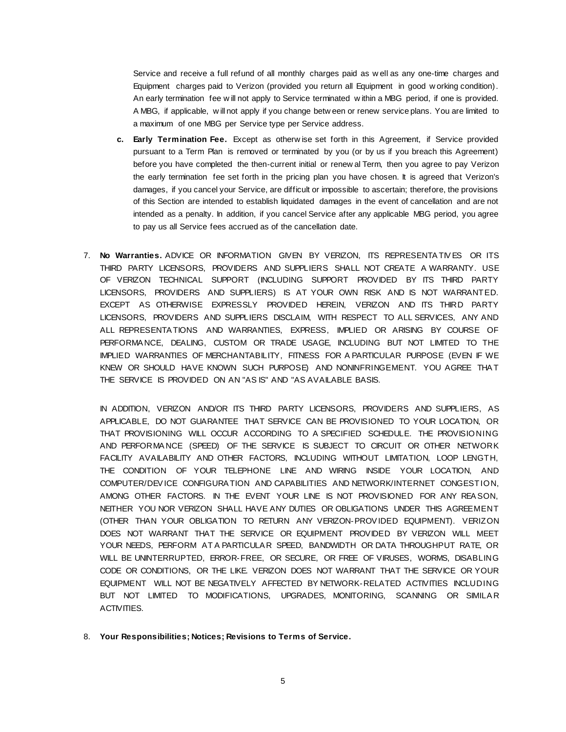Service and receive a full refund of all monthly charges paid as well as any one-time charges and Equipment charges paid to Verizon (provided you return all Equipment in good working condition). An early termination fee will not apply to Service terminated within a MBG period, if one is provided. A MBG, if applicable, will not apply if you change between or renew service plans. You are limited to a maximum of one MBG per Service type per Service address.

c. **Early Termination Fee.** Except as otherwise set forth in this Agreement, if Service provided pursuant to a Term Plan is removed or terminated by you (or by us if you breach this Agreement) before you have completed the then-current initial or renewal Term, then you agree to pay Verizon the early termination fee set forth in the pricing plan you have chosen. It is agreed that Verizon's damages, if you cancel your Service, are difficult or impossible to ascertain; therefore, the provisions of this Section are intended to establish liquidated damages in the event of cancellation and are not intended as a penalty. In addition, if you cancel Service after any applicable MBG period, you agree to pay us all Service fees accrued as of the cancellation date.

7. **No Warranties.** ADVICE OR INFORMATION GIVEN BY VERIZON, ITS REPRESENTATIVES OR ITS THIRD PARTY LICENSORS, PROVIDERS AND SUPPLIERS SHALL NOT CREATE A WARRANTY. USE OF VERIZON TECHNICAL SUPPORT (INCLUDING SUPPORT PROVIDED BY ITS THIRD PARTY LICENSORS, PROVIDERS AND SUPPLIERS) IS AT YOUR OWN RISK AND IS NOT WARRANTED. EXCEPT AS OTHERWISE EXPRESSLY PROVIDED HEREIN, VERIZON AND ITS THIRD PARTY LICENSORS, PROVIDERS AND SUPPLIERS DISCLAIM, WITH RESPECT TO ALL SERVICES, ANY AND ALL REPRESENTATIONS AND WARRANTIES, EXPRESS, IMPLIED OR ARISING BY COURSE OF PERFORMANCE, DEALING, CUSTOM OR TRADE USAGE, INCLUDING BUT NOT LIMITED TO THE IMPLIED WARRANTIES OF MERCHANTABILITY, FITNESS FOR A PARTICULAR PURPOSE (EVEN IF WE KNEW OR SHOULD HAVE KNOWN SUCH PURPOSE) AND NONINFRINGEMENT. YOU AGREE THAT THE SERVICE IS PROVIDED ON AN "AS IS" AND "AS AVAILABLE BASIS.

   IN ADDITION, VERIZON AND/OR ITS THIRD PARTY LICENSORS, PROVIDERS AND SUPPLIERS, AS APPLICABLE, DO NOT GUARANTEE THAT SERVICE CAN BE PROVISIONED TO YOUR LOCATION, OR THAT PROVISIONING WILL OCCUR ACCORDING TO A SPECIFIED SCHEDULE. THE PROVISIONING AND PERFORMANCE (SPEED) OF THE SERVICE IS SUBJECT TO CIRCUIT OR OTHER NETWORK FACILITY AVAILABILITY AND OTHER FACTORS, INCLUDING WITHOUT LIMITATION, LOOP LENGTH, THE CONDITION OF YOUR TELEPHONE LINE AND WIRING INSIDE YOUR LOCATION, AND COMPUTER/DEVICE CONFIGURATION AND CAPABILITIES AND NETWORK/INTERNET CONGESTION, AMONG OTHER FACTORS. IN THE EVENT YOUR LINE IS NOT PROVISIONED FOR ANY REASON, NEITHER YOU NOR VERIZON SHALL HAVE ANY DUTIES OR OBLIGATIONS UNDER THIS AGREEMENT (OTHER THAN YOUR OBLIGATION TO RETURN ANY VERIZON-PROVIDED EQUIPMENT). VERIZON DOES NOT WARRANT THAT THE SERVICE OR EQUIPMENT PROVIDED BY VERIZON WILL MEET YOUR NEEDS, PERFORM AT A PARTICULAR SPEED, BANDWIDTH OR DATA THROUGHPUT RATE, OR WILL BE UNINTERRUPTED, ERROR-FREE, OR SECURE, OR FREE OF VIRUSES, WORMS, DISABLING CODE OR CONDITIONS, OR THE LIKE. VERIZON DOES NOT WARRANT THAT THE SERVICE OR YOUR EQUIPMENT WILL NOT BE NEGATIVELY AFFECTED BY NETWORK-RELATED ACTIVITIES INCLUDING BUT NOT LIMITED TO MODIFICATIONS, UPGRADES, MONITORING, SCANNING OR SIMILAR ACTIVITIES.

8. **Your Responsibilities; Notices; Revisions to Terms of Service.**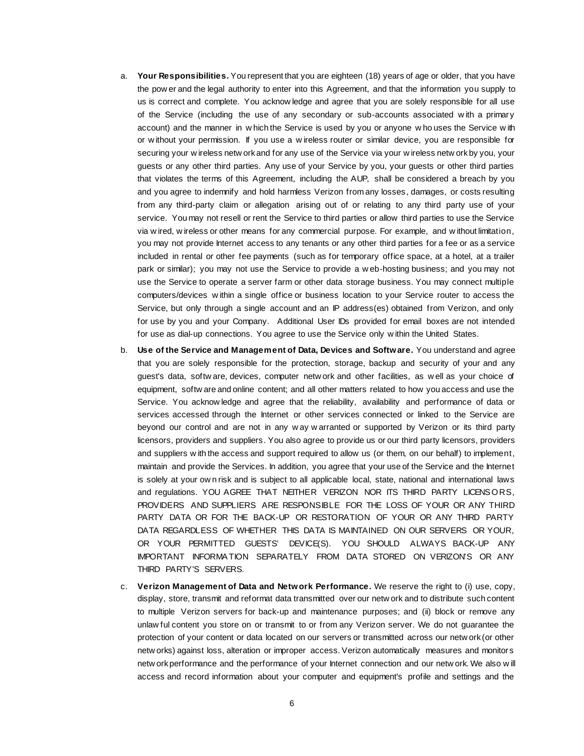a. **Your Responsibilities.** You represent that you are eighteen (18) years of age or older, that you have the power and the legal authority to enter into this Agreement, and that the information you supply to us is correct and complete. You acknowledge and agree that you are solely responsible for all use of the Service (including the use of any secondary or sub-accounts associated with a primary account) and the manner in which the Service is used by you or anyone who uses the Service with or without your permission. If you use a wireless router or similar device, you are responsible for securing your wireless network and for any use of the Service via your wireless network by you, your guests or any other third parties. Any use of your Service by you, your guests or other third parties that violates the terms of this Agreement, including the AUP, shall be considered a breach by you and you agree to indemnify and hold harmless Verizon from any losses, damages, or costs resulting from any third-party claim or allegation arising out of or relating to any third party use of your service. You may not resell or rent the Service to third parties or allow third parties to use the Service via wired, wireless or other means for any commercial purpose. For example, and without limitation, you may not provide Internet access to any tenants or any other third parties for a fee or as a service included in rental or other fee payments (such as for temporary office space, at a hotel, at a trailer park or similar); you may not use the Service to provide a web-hosting business; and you may not use the Service to operate a server farm or other data storage business. You may connect multiple computers/devices within a single office or business location to your Service router to access the Service, but only through a single account and an IP address(es) obtained from Verizon, and only for use by you and your Company. Additional User IDs provided for email boxes are not intended for use as dial-up connections. You agree to use the Service only within the United States.

b. **Use of the Service and Management of Data, Devices and Software.** You understand and agree that you are solely responsible for the protection, storage, backup and security of your and any guest's data, software, devices, computer network and other facilities, as well as your choice of equipment, software and online content; and all other matters related to how you access and use the Service. You acknowledge and agree that the reliability, availability and performance of data or services accessed through the Internet or other services connected or linked to the Service are beyond our control and are not in any way warranted or supported by Verizon or its third party licensors, providers and suppliers. You also agree to provide us or our third party licensors, providers and suppliers with the access and support required to allow us (or them, on our behalf) to implement, maintain and provide the Services. In addition, you agree that your use of the Service and the Internet is solely at your own risk and is subject to all applicable local, state, national and international laws and regulations. YOU AGREE THAT NEITHER VERIZON NOR ITS THIRD PARTY LICENSORS, PROVIDERS AND SUPPLIERS ARE RESPONSIBLE FOR THE LOSS OF YOUR OR ANY THIRD PARTY DATA OR FOR THE BACK-UP OR RESTORATION OF YOUR OR ANY THIRD PARTY DATA REGARDLESS OF WHETHER THIS DATA IS MAINTAINED ON OUR SERVERS OR YOUR, OR YOUR PERMITTED GUESTS' DEVICE(S). YOU SHOULD ALWAYS BACK-UP ANY IMPORTANT INFORMATION SEPARATELY FROM DATA STORED ON VERIZON'S OR ANY THIRD PARTY'S SERVERS.

c. **Verizon Management of Data and Network Performance.** We reserve the right to (i) use, copy, display, store, transmit and reformat data transmitted over our network and to distribute such content to multiple Verizon servers for back-up and maintenance purposes; and (ii) block or remove any unlawful content you store on or transmit to or from any Verizon server. We do not guarantee the protection of your content or data located on our servers or transmitted across our network (or other networks) against loss, alteration or improper access. Verizon automatically measures and monitors network performance and the performance of your Internet connection and our network. We also will access and record information about your computer and equipment's profile and settings and the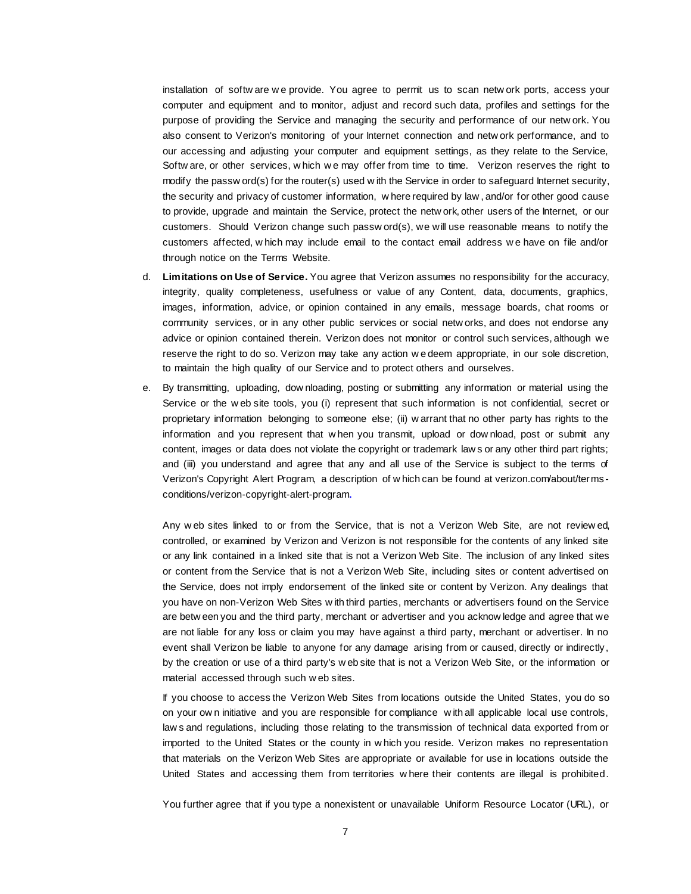installation of software we provide. You agree to permit us to scan network ports, access your computer and equipment and to monitor, adjust and record such data, profiles and settings for the purpose of providing the Service and managing the security and performance of our network. You also consent to Verizon's monitoring of your Internet connection and network performance, and to our accessing and adjusting your computer and equipment settings, as they relate to the Service, Software, or other services, which we may offer from time to time. Verizon reserves the right to modify the password(s) for the router(s) used with the Service in order to safeguard Internet security, the security and privacy of customer information, where required by law, and/or for other good cause to provide, upgrade and maintain the Service, protect the network, other users of the Internet, or our customers. Should Verizon change such password(s), we will use reasonable means to notify the customers affected, which may include email to the contact email address we have on file and/or through notice on the Terms Website.

d. **Limitations on Use of Service.** You agree that Verizon assumes no responsibility for the accuracy, integrity, quality completeness, usefulness or value of any Content, data, documents, graphics, images, information, advice, or opinion contained in any emails, message boards, chat rooms or community services, or in any other public services or social networks, and does not endorse any advice or opinion contained therein. Verizon does not monitor or control such services, although we reserve the right to do so. Verizon may take any action we deem appropriate, in our sole discretion, to maintain the high quality of our Service and to protect others and ourselves.

e. By transmitting, uploading, downloading, posting or submitting any information or material using the Service or the web site tools, you (i) represent that such information is not confidential, secret or proprietary information belonging to someone else; (ii) warrant that no other party has rights to the information and you represent that when you transmit, upload or download, post or submit any content, images or data does not violate the copyright or trademark laws or any other third part rights; and (iii) you understand and agree that any and all use of the Service is subject to the terms of Verizon's Copyright Alert Program, a description of which can be found at verizon.com/about/terms-conditions/verizon-copyright-alert-program.

   Any web sites linked to or from the Service, that is not a Verizon Web Site, are not reviewed, controlled, or examined by Verizon and Verizon is not responsible for the contents of any linked site or any link contained in a linked site that is not a Verizon Web Site. The inclusion of any linked sites or content from the Service that is not a Verizon Web Site, including sites or content advertised on the Service, does not imply endorsement of the linked site or content by Verizon. Any dealings that you have on non-Verizon Web Sites with third parties, merchants or advertisers found on the Service are between you and the third party, merchant or advertiser and you acknowledge and agree that we are not liable for any loss or claim you may have against a third party, merchant or advertiser. In no event shall Verizon be liable to anyone for any damage arising from or caused, directly or indirectly, by the creation or use of a third party's web site that is not a Verizon Web Site, or the information or material accessed through such web sites.

   If you choose to access the Verizon Web Sites from locations outside the United States, you do so on your own initiative and you are responsible for compliance with all applicable local use controls, laws and regulations, including those relating to the transmission of technical data exported from or imported to the United States or the county in which you reside. Verizon makes no representation that materials on the Verizon Web Sites are appropriate or available for use in locations outside the United States and accessing them from territories where their contents are illegal is prohibited.

   You further agree that if you type a nonexistent or unavailable Uniform Resource Locator (URL), or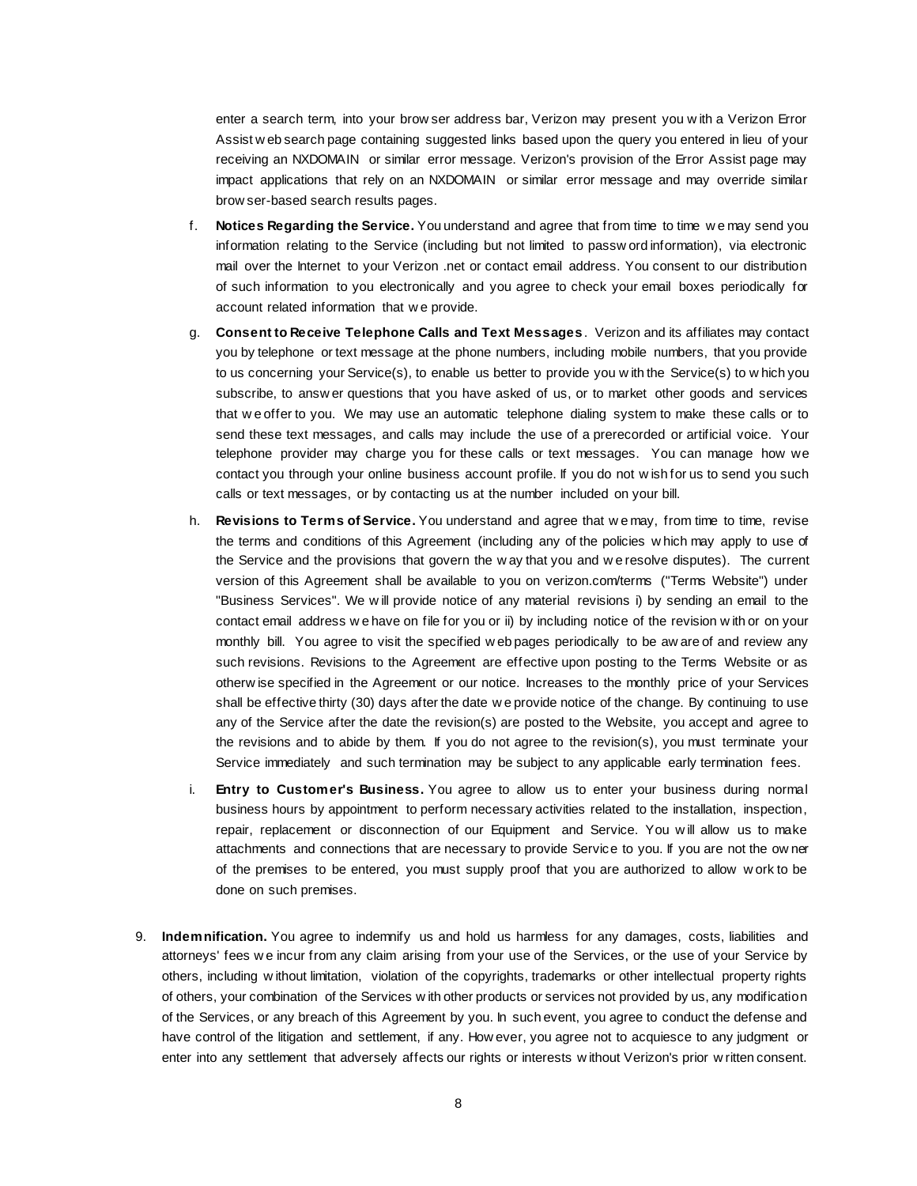enter a search term, into your browser address bar, Verizon may present you with a Verizon Error Assist web search page containing suggested links based upon the query you entered in lieu of your receiving an NXDOMAIN or similar error message. Verizon's provision of the Error Assist page may impact applications that rely on an NXDOMAIN or similar error message and may override similar browser-based search results pages.

f. **Notices Regarding the Service.** You understand and agree that from time to time we may send you information relating to the Service (including but not limited to password information), via electronic mail over the Internet to your Verizon .net or contact email address. You consent to our distribution of such information to you electronically and you agree to check your email boxes periodically for account related information that we provide.

g. **Consent to Receive Telephone Calls and Text Messages**. Verizon and its affiliates may contact you by telephone or text message at the phone numbers, including mobile numbers, that you provide to us concerning your Service(s), to enable us better to provide you with the Service(s) to which you subscribe, to answer questions that you have asked of us, or to market other goods and services that we offer to you. We may use an automatic telephone dialing system to make these calls or to send these text messages, and calls may include the use of a prerecorded or artificial voice. Your telephone provider may charge you for these calls or text messages. You can manage how we contact you through your online business account profile. If you do not wish for us to send you such calls or text messages, or by contacting us at the number included on your bill.

h. **Revisions to Terms of Service.** You understand and agree that we may, from time to time, revise the terms and conditions of this Agreement (including any of the policies which may apply to use of the Service and the provisions that govern the way that you and we resolve disputes). The current version of this Agreement shall be available to you on verizon.com/terms ("Terms Website") under "Business Services". We will provide notice of any material revisions i) by sending an email to the contact email address we have on file for you or ii) by including notice of the revision with or on your monthly bill. You agree to visit the specified web pages periodically to be aware of and review any such revisions. Revisions to the Agreement are effective upon posting to the Terms Website or as otherwise specified in the Agreement or our notice. Increases to the monthly price of your Services shall be effective thirty (30) days after the date we provide notice of the change. By continuing to use any of the Service after the date the revision(s) are posted to the Website, you accept and agree to the revisions and to abide by them. If you do not agree to the revision(s), you must terminate your Service immediately and such termination may be subject to any applicable early termination fees.

i. **Entry to Customer's Business.** You agree to allow us to enter your business during normal business hours by appointment to perform necessary activities related to the installation, inspection, repair, replacement or disconnection of our Equipment and Service. You will allow us to make attachments and connections that are necessary to provide Service to you. If you are not the owner of the premises to be entered, you must supply proof that you are authorized to allow work to be done on such premises.

9. **Indemnification.** You agree to indemnify us and hold us harmless for any damages, costs, liabilities and attorneys' fees we incur from any claim arising from your use of the Services, or the use of your Service by others, including without limitation, violation of the copyrights, trademarks or other intellectual property rights of others, your combination of the Services with other products or services not provided by us, any modification of the Services, or any breach of this Agreement by you. In such event, you agree to conduct the defense and have control of the litigation and settlement, if any. However, you agree not to acquiesce to any judgment or enter into any settlement that adversely affects our rights or interests without Verizon's prior written consent.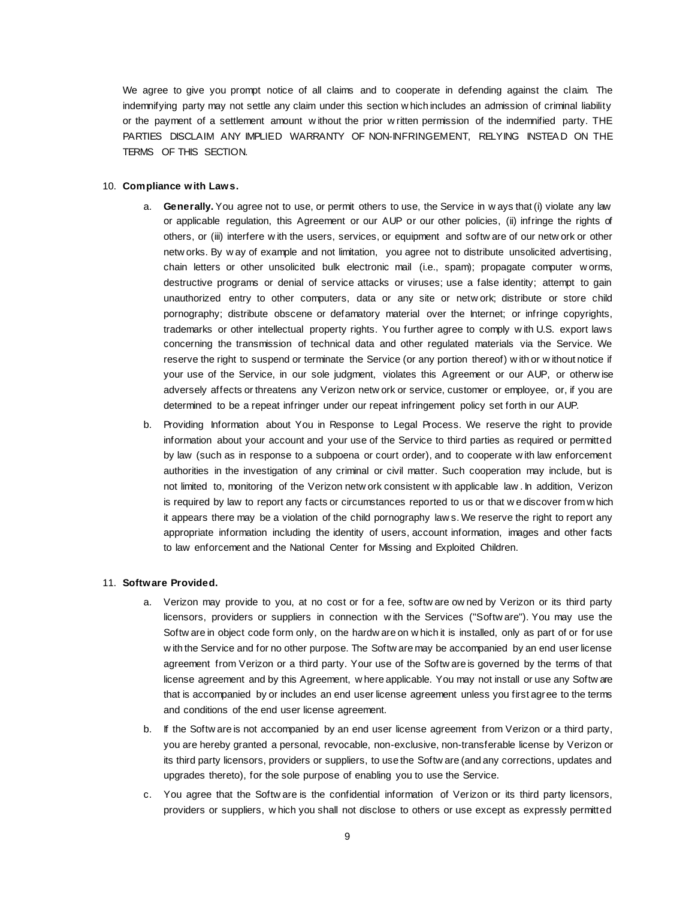We agree to give you prompt notice of all claims and to cooperate in defending against the claim. The indemnifying party may not settle any claim under this section which includes an admission of criminal liability or the payment of a settlement amount without the prior written permission of the indemnified party. THE PARTIES DISCLAIM ANY IMPLIED WARRANTY OF NON-INFRINGEMENT, RELYING INSTEAD ON THE TERMS OF THIS SECTION.

10. **Compliance with Laws.**

    a. **Generally.** You agree not to use, or permit others to use, the Service in ways that (i) violate any law or applicable regulation, this Agreement or our AUP or our other policies, (ii) infringe the rights of others, or (iii) interfere with the users, services, or equipment and software of our network or other networks. By way of example and not limitation, you agree not to distribute unsolicited advertising, chain letters or other unsolicited bulk electronic mail (i.e., spam); propagate computer worms, destructive programs or denial of service attacks or viruses; use a false identity; attempt to gain unauthorized entry to other computers, data or any site or network; distribute or store child pornography; distribute obscene or defamatory material over the Internet; or infringe copyrights, trademarks or other intellectual property rights. You further agree to comply with U.S. export laws concerning the transmission of technical data and other regulated materials via the Service. We reserve the right to suspend or terminate the Service (or any portion thereof) with or without notice if your use of the Service, in our sole judgment, violates this Agreement or our AUP, or otherwise adversely affects or threatens any Verizon network or service, customer or employee, or, if you are determined to be a repeat infringer under our repeat infringement policy set forth in our AUP.

    b. Providing Information about You in Response to Legal Process. We reserve the right to provide information about your account and your use of the Service to third parties as required or permitted by law (such as in response to a subpoena or court order), and to cooperate with law enforcement authorities in the investigation of any criminal or civil matter. Such cooperation may include, but is not limited to, monitoring of the Verizon network consistent with applicable law. In addition, Verizon is required by law to report any facts or circumstances reported to us or that we discover from which it appears there may be a violation of the child pornography laws. We reserve the right to report any appropriate information including the identity of users, account information, images and other facts to law enforcement and the National Center for Missing and Exploited Children.

11. **Software Provided.**

    a. Verizon may provide to you, at no cost or for a fee, software owned by Verizon or its third party licensors, providers or suppliers in connection with the Services ("Software"). You may use the Software in object code form only, on the hardware on which it is installed, only as part of or for use with the Service and for no other purpose. The Software may be accompanied by an end user license agreement from Verizon or a third party. Your use of the Software is governed by the terms of that license agreement and by this Agreement, where applicable. You may not install or use any Software that is accompanied by or includes an end user license agreement unless you first agree to the terms and conditions of the end user license agreement.

    b. If the Software is not accompanied by an end user license agreement from Verizon or a third party, you are hereby granted a personal, revocable, non-exclusive, non-transferable license by Verizon or its third party licensors, providers or suppliers, to use the Software (and any corrections, updates and upgrades thereto), for the sole purpose of enabling you to use the Service.

    c. You agree that the Software is the confidential information of Verizon or its third party licensors, providers or suppliers, which you shall not disclose to others or use except as expressly permitted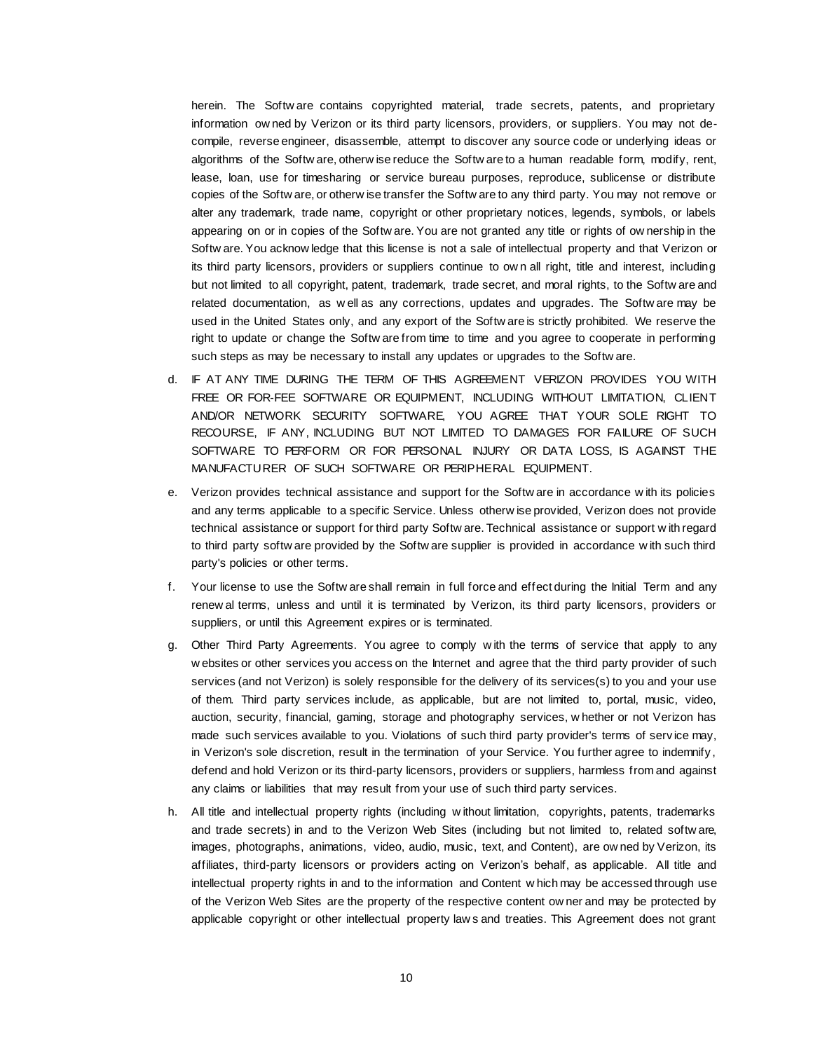herein. The Software contains copyrighted material, trade secrets, patents, and proprietary information owned by Verizon or its third party licensors, providers, or suppliers. You may not de-compile, reverse engineer, disassemble, attempt to discover any source code or underlying ideas or algorithms of the Software, otherwise reduce the Software to a human readable form, modify, rent, lease, loan, use for timesharing or service bureau purposes, reproduce, sublicense or distribute copies of the Software, or otherwise transfer the Software to any third party. You may not remove or alter any trademark, trade name, copyright or other proprietary notices, legends, symbols, or labels appearing on or in copies of the Software. You are not granted any title or rights of ownership in the Software. You acknowledge that this license is not a sale of intellectual property and that Verizon or its third party licensors, providers or suppliers continue to own all right, title and interest, including but not limited to all copyright, patent, trademark, trade secret, and moral rights, to the Software and related documentation, as well as any corrections, updates and upgrades. The Software may be used in the United States only, and any export of the Software is strictly prohibited. We reserve the right to update or change the Software from time to time and you agree to cooperate in performing such steps as may be necessary to install any updates or upgrades to the Software.

d. IF AT ANY TIME DURING THE TERM OF THIS AGREEMENT VERIZON PROVIDES YOU WITH FREE OR FOR-FEE SOFTWARE OR EQUIPMENT, INCLUDING WITHOUT LIMITATION, CLIENT AND/OR NETWORK SECURITY SOFTWARE, YOU AGREE THAT YOUR SOLE RIGHT TO RECOURSE, IF ANY, INCLUDING BUT NOT LIMITED TO DAMAGES FOR FAILURE OF SUCH SOFTWARE TO PERFORM OR FOR PERSONAL INJURY OR DATA LOSS, IS AGAINST THE MANUFACTURER OF SUCH SOFTWARE OR PERIPHERAL EQUIPMENT.

e. Verizon provides technical assistance and support for the Software in accordance with its policies and any terms applicable to a specific Service. Unless otherwise provided, Verizon does not provide technical assistance or support for third party Software. Technical assistance or support with regard to third party software provided by the Software supplier is provided in accordance with such third party's policies or other terms.

f. Your license to use the Software shall remain in full force and effect during the Initial Term and any renewal terms, unless and until it is terminated by Verizon, its third party licensors, providers or suppliers, or until this Agreement expires or is terminated.

g. Other Third Party Agreements. You agree to comply with the terms of service that apply to any websites or other services you access on the Internet and agree that the third party provider of such services (and not Verizon) is solely responsible for the delivery of its services(s) to you and your use of them. Third party services include, as applicable, but are not limited to, portal, music, video, auction, security, financial, gaming, storage and photography services, whether or not Verizon has made such services available to you. Violations of such third party provider's terms of service may, in Verizon's sole discretion, result in the termination of your Service. You further agree to indemnify, defend and hold Verizon or its third-party licensors, providers or suppliers, harmless from and against any claims or liabilities that may result from your use of such third party services.

h. All title and intellectual property rights (including without limitation, copyrights, patents, trademarks and trade secrets) in and to the Verizon Web Sites (including but not limited to, related software, images, photographs, animations, video, audio, music, text, and Content), are owned by Verizon, its affiliates, third-party licensors or providers acting on Verizon's behalf, as applicable. All title and intellectual property rights in and to the information and Content which may be accessed through use of the Verizon Web Sites are the property of the respective content owner and may be protected by applicable copyright or other intellectual property laws and treaties. This Agreement does not grant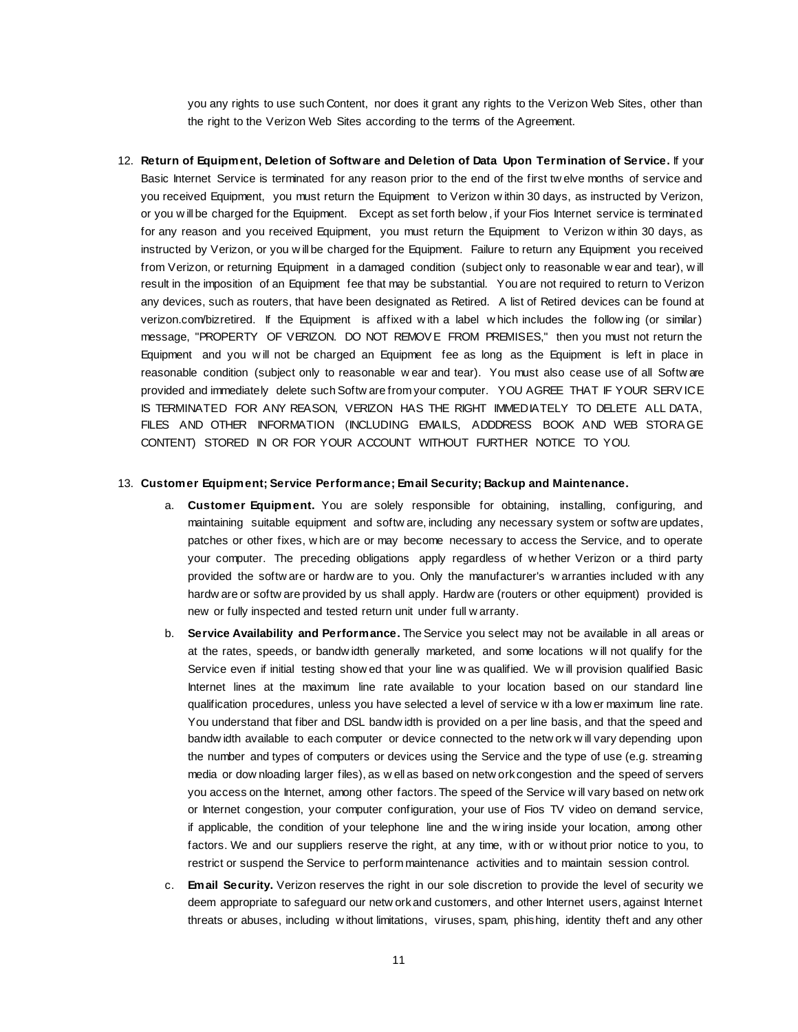you any rights to use such Content, nor does it grant any rights to the Verizon Web Sites, other than the right to the Verizon Web Sites according to the terms of the Agreement.

12. **Return of Equipment, Deletion of Software and Deletion of Data Upon Termination of Service.** If your Basic Internet Service is terminated for any reason prior to the end of the first twelve months of service and you received Equipment, you must return the Equipment to Verizon within 30 days, as instructed by Verizon, or you will be charged for the Equipment. Except as set forth below, if your Fios Internet service is terminated for any reason and you received Equipment, you must return the Equipment to Verizon within 30 days, as instructed by Verizon, or you will be charged for the Equipment. Failure to return any Equipment you received from Verizon, or returning Equipment in a damaged condition (subject only to reasonable wear and tear), will result in the imposition of an Equipment fee that may be substantial. You are not required to return to Verizon any devices, such as routers, that have been designated as Retired. A list of Retired devices can be found at verizon.com/bizretired. If the Equipment is affixed with a label which includes the following (or similar) message, "PROPERTY OF VERIZON. DO NOT REMOVE FROM PREMISES," then you must not return the Equipment and you will not be charged an Equipment fee as long as the Equipment is left in place in reasonable condition (subject only to reasonable wear and tear). You must also cease use of all Software provided and immediately delete such Software from your computer. YOU AGREE THAT IF YOUR SERVICE IS TERMINATED FOR ANY REASON, VERIZON HAS THE RIGHT IMMEDIATELY TO DELETE ALL DATA, FILES AND OTHER INFORMATION (INCLUDING EMAILS, ADDDRESS BOOK AND WEB STORAGE CONTENT) STORED IN OR FOR YOUR ACCOUNT WITHOUT FURTHER NOTICE TO YOU.

13. **Customer Equipment; Service Performance; Email Security; Backup and Maintenance.**

    a. **Customer Equipment.** You are solely responsible for obtaining, installing, configuring, and maintaining suitable equipment and software, including any necessary system or software updates, patches or other fixes, which are or may become necessary to access the Service, and to operate your computer. The preceding obligations apply regardless of whether Verizon or a third party provided the software or hardware to you. Only the manufacturer's warranties included with any hardware or software provided by us shall apply. Hardware (routers or other equipment) provided is new or fully inspected and tested return unit under full warranty.

    b. **Service Availability and Performance.** The Service you select may not be available in all areas or at the rates, speeds, or bandwidth generally marketed, and some locations will not qualify for the Service even if initial testing showed that your line was qualified. We will provision qualified Basic Internet lines at the maximum line rate available to your location based on our standard line qualification procedures, unless you have selected a level of service with a lower maximum line rate. You understand that fiber and DSL bandwidth is provided on a per line basis, and that the speed and bandwidth available to each computer or device connected to the network will vary depending upon the number and types of computers or devices using the Service and the type of use (e.g. streaming media or downloading larger files), as well as based on network congestion and the speed of servers you access on the Internet, among other factors. The speed of the Service will vary based on network or Internet congestion, your computer configuration, your use of Fios TV video on demand service, if applicable, the condition of your telephone line and the wiring inside your location, among other factors. We and our suppliers reserve the right, at any time, with or without prior notice to you, to restrict or suspend the Service to perform maintenance activities and to maintain session control.

    c. **Email Security.** Verizon reserves the right in our sole discretion to provide the level of security we deem appropriate to safeguard our network and customers, and other Internet users, against Internet threats or abuses, including without limitations, viruses, spam, phishing, identity theft and any other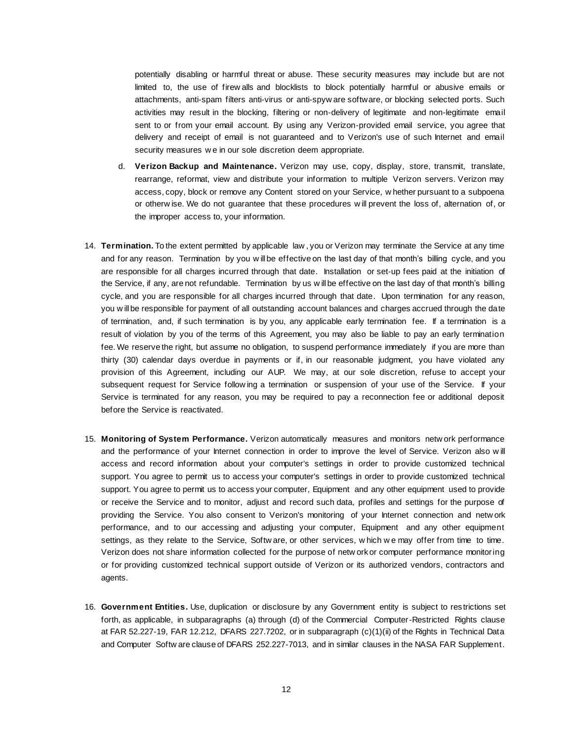potentially disabling or harmful threat or abuse. These security measures may include but are not limited to, the use of firewalls and blocklists to block potentially harmful or abusive emails or attachments, anti-spam filters anti-virus or anti-spyware software, or blocking selected ports. Such activities may result in the blocking, filtering or non-delivery of legitimate and non-legitimate email sent to or from your email account. By using any Verizon-provided email service, you agree that delivery and receipt of email is not guaranteed and to Verizon's use of such Internet and email security measures we in our sole discretion deem appropriate.

d. **Verizon Backup and Maintenance.** Verizon may use, copy, display, store, transmit, translate, rearrange, reformat, view and distribute your information to multiple Verizon servers. Verizon may access, copy, block or remove any Content stored on your Service, whether pursuant to a subpoena or otherwise. We do not guarantee that these procedures will prevent the loss of, alternation of, or the improper access to, your information.

14. **Termination.** To the extent permitted by applicable law, you or Verizon may terminate the Service at any time and for any reason. Termination by you will be effective on the last day of that month's billing cycle, and you are responsible for all charges incurred through that date. Installation or set-up fees paid at the initiation of the Service, if any, are not refundable. Termination by us will be effective on the last day of that month's billing cycle, and you are responsible for all charges incurred through that date. Upon termination for any reason, you will be responsible for payment of all outstanding account balances and charges accrued through the date of termination, and, if such termination is by you, any applicable early termination fee. If a termination is a result of violation by you of the terms of this Agreement, you may also be liable to pay an early termination fee. We reserve the right, but assume no obligation, to suspend performance immediately if you are more than thirty (30) calendar days overdue in payments or if, in our reasonable judgment, you have violated any provision of this Agreement, including our AUP. We may, at our sole discretion, refuse to accept your subsequent request for Service following a termination or suspension of your use of the Service. If your Service is terminated for any reason, you may be required to pay a reconnection fee or additional deposit before the Service is reactivated.

15. **Monitoring of System Performance.** Verizon automatically measures and monitors network performance and the performance of your Internet connection in order to improve the level of Service. Verizon also will access and record information about your computer's settings in order to provide customized technical support. You agree to permit us to access your computer's settings in order to provide customized technical support. You agree to permit us to access your computer, Equipment and any other equipment used to provide or receive the Service and to monitor, adjust and record such data, profiles and settings for the purpose of providing the Service. You also consent to Verizon's monitoring of your Internet connection and network performance, and to our accessing and adjusting your computer, Equipment and any other equipment settings, as they relate to the Service, Software, or other services, which we may offer from time to time. Verizon does not share information collected for the purpose of network or computer performance monitoring or for providing customized technical support outside of Verizon or its authorized vendors, contractors and agents.

16. **Government Entities.** Use, duplication or disclosure by any Government entity is subject to restrictions set forth, as applicable, in subparagraphs (a) through (d) of the Commercial Computer-Restricted Rights clause at FAR 52.227-19, FAR 12.212, DFARS 227.7202, or in subparagraph (c)(1)(ii) of the Rights in Technical Data and Computer Software clause of DFARS 252.227-7013, and in similar clauses in the NASA FAR Supplement.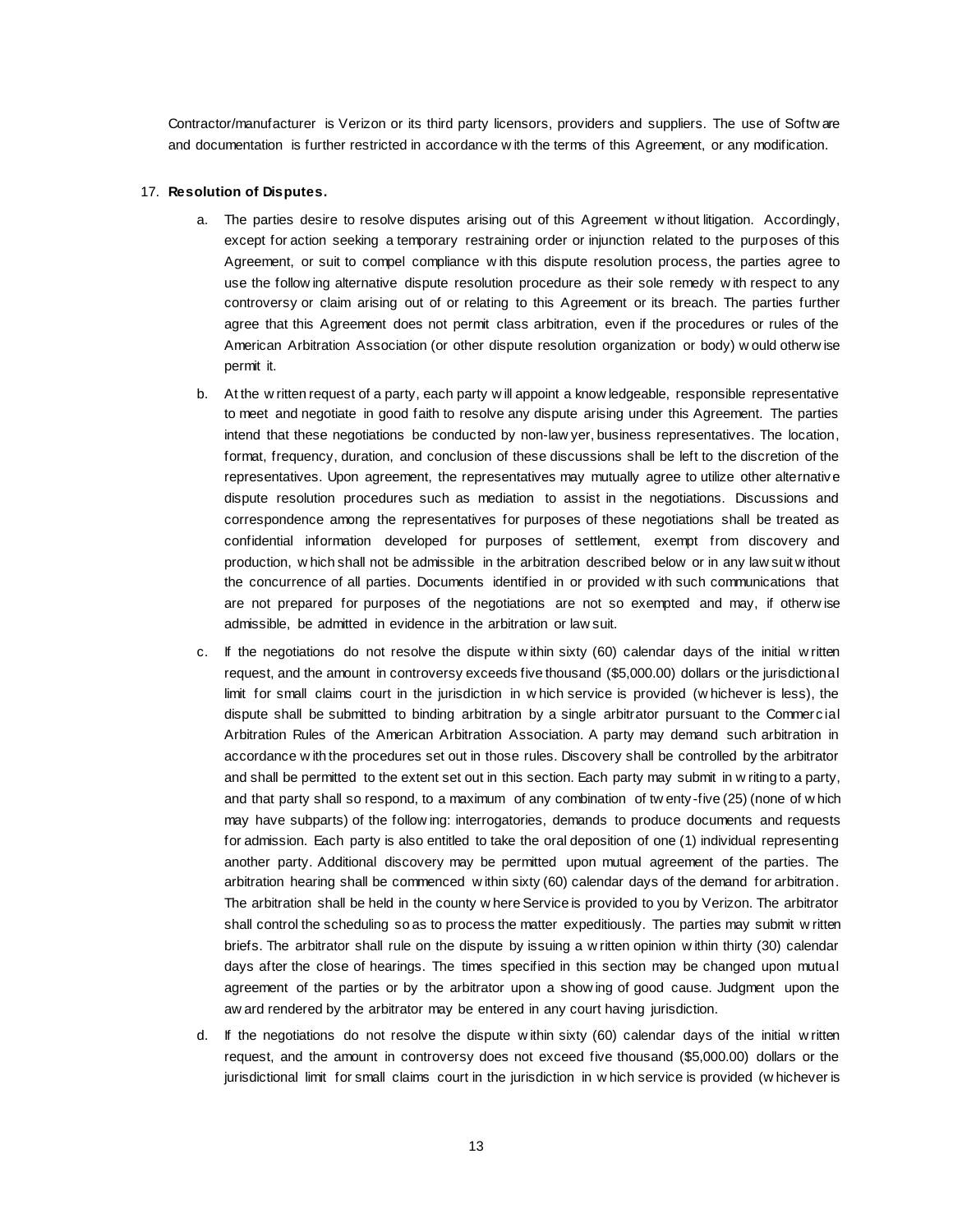Contractor/manufacturer is Verizon or its third party licensors, providers and suppliers. The use of Software and documentation is further restricted in accordance with the terms of this Agreement, or any modification.

17. **Resolution of Disputes.**

    a. The parties desire to resolve disputes arising out of this Agreement without litigation. Accordingly, except for action seeking a temporary restraining order or injunction related to the purposes of this Agreement, or suit to compel compliance with this dispute resolution process, the parties agree to use the following alternative dispute resolution procedure as their sole remedy with respect to any controversy or claim arising out of or relating to this Agreement or its breach. The parties further agree that this Agreement does not permit class arbitration, even if the procedures or rules of the American Arbitration Association (or other dispute resolution organization or body) would otherwise permit it.

    b. At the written request of a party, each party will appoint a knowledgeable, responsible representative to meet and negotiate in good faith to resolve any dispute arising under this Agreement. The parties intend that these negotiations be conducted by non-lawyer, business representatives. The location, format, frequency, duration, and conclusion of these discussions shall be left to the discretion of the representatives. Upon agreement, the representatives may mutually agree to utilize other alternative dispute resolution procedures such as mediation to assist in the negotiations. Discussions and correspondence among the representatives for purposes of these negotiations shall be treated as confidential information developed for purposes of settlement, exempt from discovery and production, which shall not be admissible in the arbitration described below or in any lawsuit without the concurrence of all parties. Documents identified in or provided with such communications that are not prepared for purposes of the negotiations are not so exempted and may, if otherwise admissible, be admitted in evidence in the arbitration or lawsuit.

    c. If the negotiations do not resolve the dispute within sixty (60) calendar days of the initial written request, and the amount in controversy exceeds five thousand ($5,000.00) dollars or the jurisdictional limit for small claims court in the jurisdiction in which service is provided (whichever is less), the dispute shall be submitted to binding arbitration by a single arbitrator pursuant to the Commercial Arbitration Rules of the American Arbitration Association. A party may demand such arbitration in accordance with the procedures set out in those rules. Discovery shall be controlled by the arbitrator and shall be permitted to the extent set out in this section. Each party may submit in writing to a party, and that party shall so respond, to a maximum of any combination of twenty-five (25) (none of which may have subparts) of the following: interrogatories, demands to produce documents and requests for admission. Each party is also entitled to take the oral deposition of one (1) individual representing another party. Additional discovery may be permitted upon mutual agreement of the parties. The arbitration hearing shall be commenced within sixty (60) calendar days of the demand for arbitration. The arbitration shall be held in the county where Service is provided to you by Verizon. The arbitrator shall control the scheduling so as to process the matter expeditiously. The parties may submit written briefs. The arbitrator shall rule on the dispute by issuing a written opinion within thirty (30) calendar days after the close of hearings. The times specified in this section may be changed upon mutual agreement of the parties or by the arbitrator upon a showing of good cause. Judgment upon the award rendered by the arbitrator may be entered in any court having jurisdiction.

    d. If the negotiations do not resolve the dispute within sixty (60) calendar days of the initial written request, and the amount in controversy does not exceed five thousand ($5,000.00) dollars or the jurisdictional limit for small claims court in the jurisdiction in which service is provided (whichever is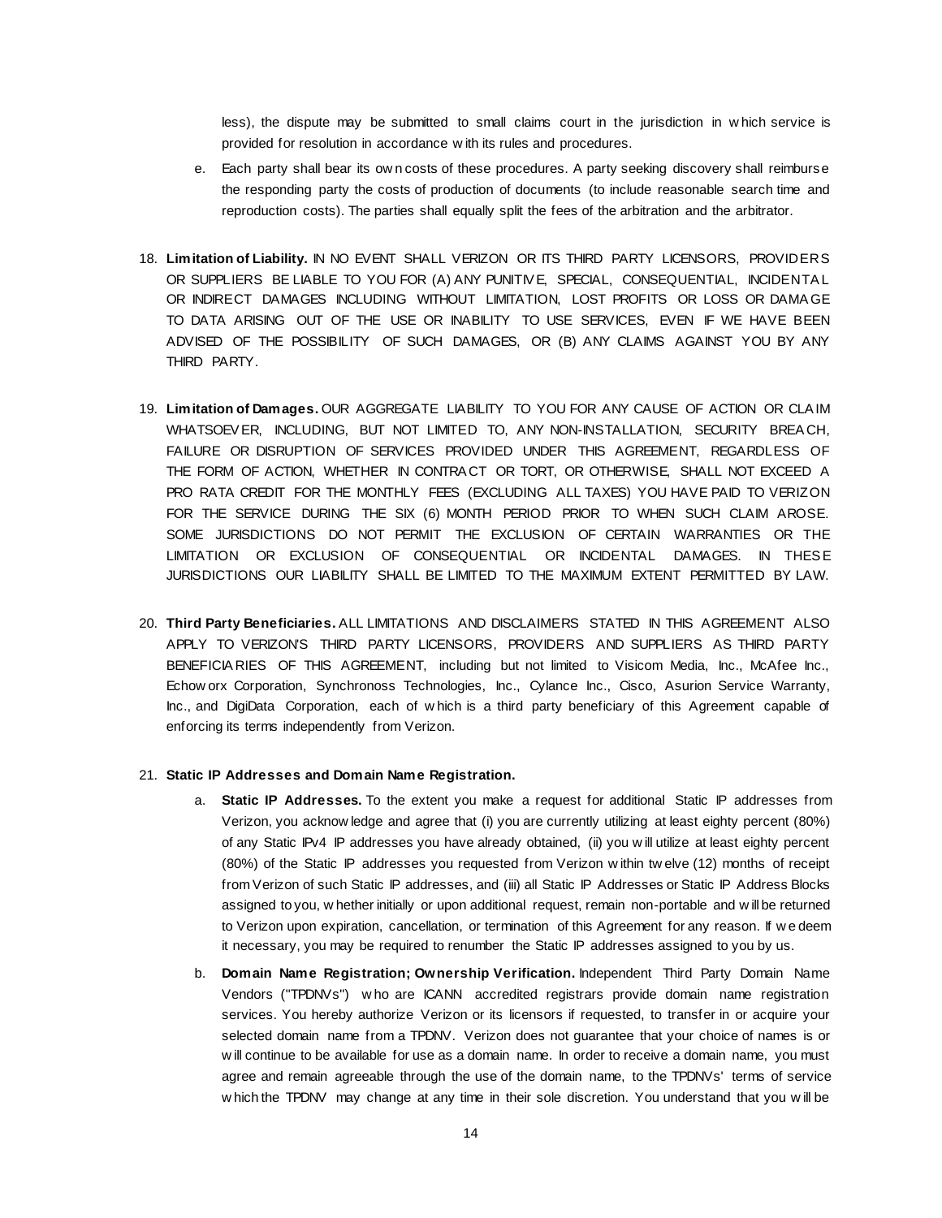less), the dispute may be submitted to small claims court in the jurisdiction in which service is provided for resolution in accordance with its rules and procedures.

e. Each party shall bear its own costs of these procedures. A party seeking discovery shall reimburse the responding party the costs of production of documents (to include reasonable search time and reproduction costs). The parties shall equally split the fees of the arbitration and the arbitrator.

18. **Limitation of Liability.** IN NO EVENT SHALL VERIZON OR ITS THIRD PARTY LICENSORS, PROVIDERS OR SUPPLIERS BE LIABLE TO YOU FOR (A) ANY PUNITIVE, SPECIAL, CONSEQUENTIAL, INCIDENTAL OR INDIRECT DAMAGES INCLUDING WITHOUT LIMITATION, LOST PROFITS OR LOSS OR DAMAGE TO DATA ARISING OUT OF THE USE OR INABILITY TO USE SERVICES, EVEN IF WE HAVE BEEN ADVISED OF THE POSSIBILITY OF SUCH DAMAGES, OR (B) ANY CLAIMS AGAINST YOU BY ANY THIRD PARTY.

19. **Limitation of Damages.** OUR AGGREGATE LIABILITY TO YOU FOR ANY CAUSE OF ACTION OR CLAIM WHATSOEVER, INCLUDING, BUT NOT LIMITED TO, ANY NON-INSTALLATION, SECURITY BREACH, FAILURE OR DISRUPTION OF SERVICES PROVIDED UNDER THIS AGREEMENT, REGARDLESS OF THE FORM OF ACTION, WHETHER IN CONTRACT OR TORT, OR OTHERWISE, SHALL NOT EXCEED A PRO RATA CREDIT FOR THE MONTHLY FEES (EXCLUDING ALL TAXES) YOU HAVE PAID TO VERIZON FOR THE SERVICE DURING THE SIX (6) MONTH PERIOD PRIOR TO WHEN SUCH CLAIM AROSE. SOME JURISDICTIONS DO NOT PERMIT THE EXCLUSION OF CERTAIN WARRANTIES OR THE LIMITATION OR EXCLUSION OF CONSEQUENTIAL OR INCIDENTAL DAMAGES. IN THESE JURISDICTIONS OUR LIABILITY SHALL BE LIMITED TO THE MAXIMUM EXTENT PERMITTED BY LAW.

20. **Third Party Beneficiaries.** ALL LIMITATIONS AND DISCLAIMERS STATED IN THIS AGREEMENT ALSO APPLY TO VERIZON'S THIRD PARTY LICENSORS, PROVIDERS AND SUPPLIERS AS THIRD PARTY BENEFICIARIES OF THIS AGREEMENT, including but not limited to Visicom Media, Inc., McAfee Inc., Echoworx Corporation, Synchronoss Technologies, Inc., Cylance Inc., Cisco, Asurion Service Warranty, Inc., and DigiData Corporation, each of which is a third party beneficiary of this Agreement capable of enforcing its terms independently from Verizon.

21. **Static IP Addresses and Domain Name Registration.**

a. **Static IP Addresses.** To the extent you make a request for additional Static IP addresses from Verizon, you acknowledge and agree that (i) you are currently utilizing at least eighty percent (80%) of any Static IPv4 IP addresses you have already obtained, (ii) you will utilize at least eighty percent (80%) of the Static IP addresses you requested from Verizon within twelve (12) months of receipt from Verizon of such Static IP addresses, and (iii) all Static IP Addresses or Static IP Address Blocks assigned to you, whether initially or upon additional request, remain non-portable and will be returned to Verizon upon expiration, cancellation, or termination of this Agreement for any reason. If we deem it necessary, you may be required to renumber the Static IP addresses assigned to you by us.

b. **Domain Name Registration; Ownership Verification.** Independent Third Party Domain Name Vendors ("TPDNVs") who are ICANN accredited registrars provide domain name registration services. You hereby authorize Verizon or its licensors if requested, to transfer in or acquire your selected domain name from a TPDNV. Verizon does not guarantee that your choice of names is or will continue to be available for use as a domain name. In order to receive a domain name, you must agree and remain agreeable through the use of the domain name, to the TPDNVs' terms of service which the TPDNV may change at any time in their sole discretion. You understand that you will be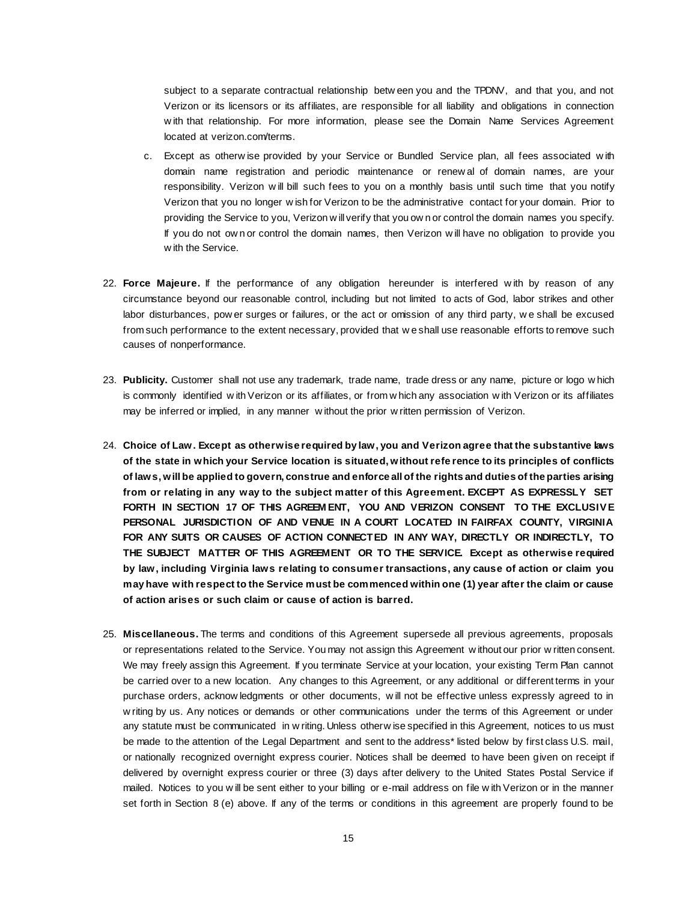subject to a separate contractual relationship between you and the TPDNV, and that you, and not Verizon or its licensors or its affiliates, are responsible for all liability and obligations in connection with that relationship. For more information, please see the Domain Name Services Agreement located at verizon.com/terms.

c. Except as otherwise provided by your Service or Bundled Service plan, all fees associated with domain name registration and periodic maintenance or renewal of domain names, are your responsibility. Verizon will bill such fees to you on a monthly basis until such time that you notify Verizon that you no longer wish for Verizon to be the administrative contact for your domain. Prior to providing the Service to you, Verizon will verify that you own or control the domain names you specify. If you do not own or control the domain names, then Verizon will have no obligation to provide you with the Service.

22. **Force Majeure.** If the performance of any obligation hereunder is interfered with by reason of any circumstance beyond our reasonable control, including but not limited to acts of God, labor strikes and other labor disturbances, power surges or failures, or the act or omission of any third party, we shall be excused from such performance to the extent necessary, provided that we shall use reasonable efforts to remove such causes of nonperformance.

23. **Publicity.** Customer shall not use any trademark, trade name, trade dress or any name, picture or logo which is commonly identified with Verizon or its affiliates, or from which any association with Verizon or its affiliates may be inferred or implied, in any manner without the prior written permission of Verizon.

24. **Choice of Law. Except as otherwise required by law, you and Verizon agree that the substantive laws of the state in which your Service location is situated, without reference to its principles of conflicts of laws, will be applied to govern, construe and enforce all of the rights and duties of the parties arising from or relating in any way to the subject matter of this Agreement. EXCEPT AS EXPRESSLY SET FORTH IN SECTION 17 OF THIS AGREEMENT, YOU AND VERIZON CONSENT TO THE EXCLUSIVE PERSONAL JURISDICTION OF AND VENUE IN A COURT LOCATED IN FAIRFAX COUNTY, VIRGINIA FOR ANY SUITS OR CAUSES OF ACTION CONNECTED IN ANY WAY, DIRECTLY OR INDIRECTLY, TO THE SUBJECT MATTER OF THIS AGREEMENT OR TO THE SERVICE. Except as otherwise required by law, including Virginia laws relating to consumer transactions, any cause of action or claim you may have with respect to the Service must be commenced within one (1) year after the claim or cause of action arises or such claim or cause of action is barred.**

25. **Miscellaneous.** The terms and conditions of this Agreement supersede all previous agreements, proposals or representations related to the Service. You may not assign this Agreement without our prior written consent. We may freely assign this Agreement. If you terminate Service at your location, your existing Term Plan cannot be carried over to a new location. Any changes to this Agreement, or any additional or different terms in your purchase orders, acknowledgments or other documents, will not be effective unless expressly agreed to in writing by us. Any notices or demands or other communications under the terms of this Agreement or under any statute must be communicated in writing. Unless otherwise specified in this Agreement, notices to us must be made to the attention of the Legal Department and sent to the address* listed below by first class U.S. mail, or nationally recognized overnight express courier. Notices shall be deemed to have been given on receipt if delivered by overnight express courier or three (3) days after delivery to the United States Postal Service if mailed. Notices to you will be sent either to your billing or e-mail address on file with Verizon or in the manner set forth in Section 8 (e) above. If any of the terms or conditions in this agreement are properly found to be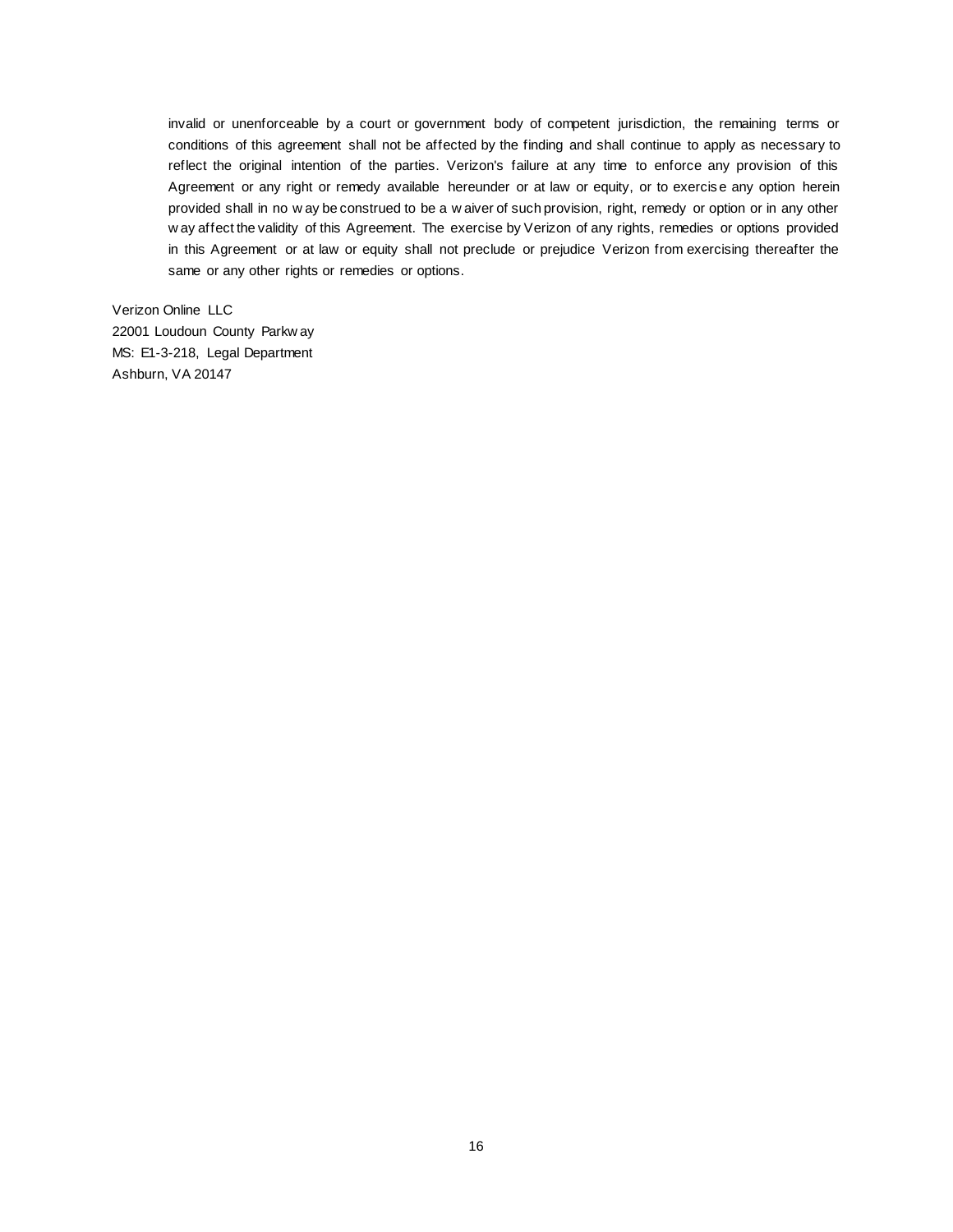invalid or unenforceable by a court or government body of competent jurisdiction, the remaining terms or conditions of this agreement shall not be affected by the finding and shall continue to apply as necessary to reflect the original intention of the parties. Verizon's failure at any time to enforce any provision of this Agreement or any right or remedy available hereunder or at law or equity, or to exercise any option herein provided shall in no way be construed to be a waiver of such provision, right, remedy or option or in any other way affect the validity of this Agreement. The exercise by Verizon of any rights, remedies or options provided in this Agreement or at law or equity shall not preclude or prejudice Verizon from exercising thereafter the same or any other rights or remedies or options.

Verizon Online LLC
22001 Loudoun County Parkway
MS: E1-3-218, Legal Department
Ashburn, VA 20147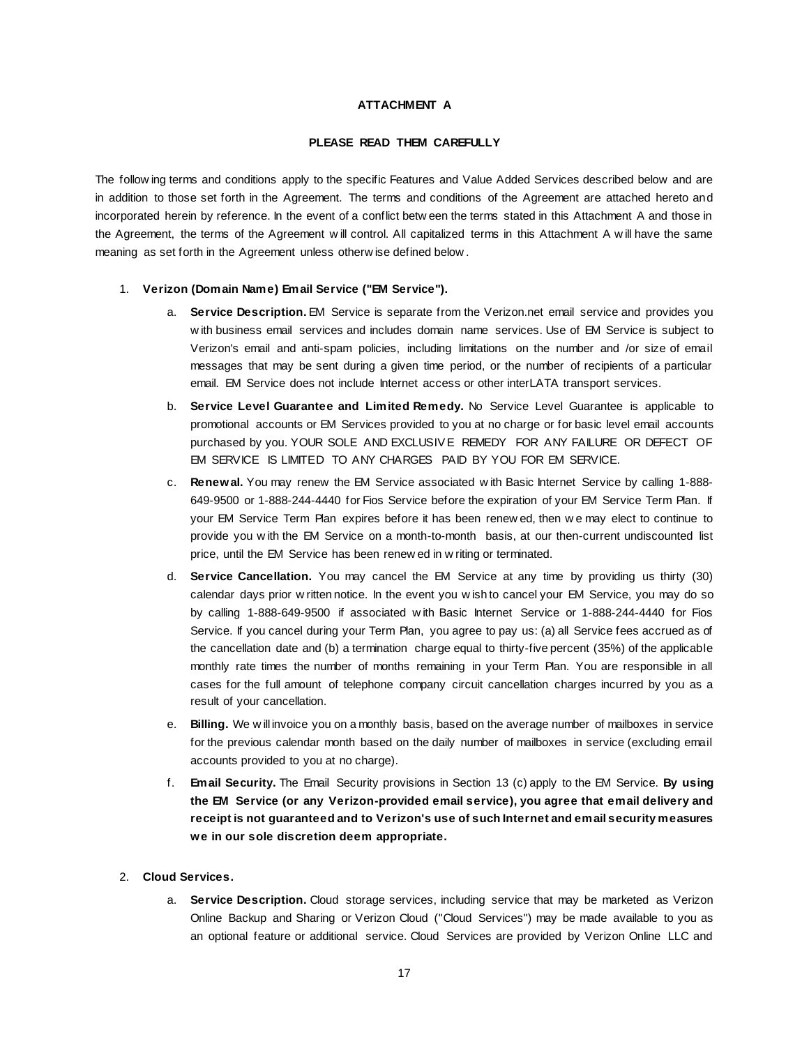**ATTACHMENT A**

**PLEASE READ THEM CAREFULLY**

The following terms and conditions apply to the specific Features and Value Added Services described below and are in addition to those set forth in the Agreement. The terms and conditions of the Agreement are attached hereto and incorporated herein by reference. In the event of a conflict between the terms stated in this Attachment A and those in the Agreement, the terms of the Agreement will control. All capitalized terms in this Attachment A will have the same meaning as set forth in the Agreement unless otherwise defined below.

1. **Verizon (Domain Name) Email Service ("EM Service").**

    a. **Service Description.** EM Service is separate from the Verizon.net email service and provides you with business email services and includes domain name services. Use of EM Service is subject to Verizon's email and anti-spam policies, including limitations on the number and /or size of email messages that may be sent during a given time period, or the number of recipients of a particular email. EM Service does not include Internet access or other interLATA transport services.

    b. **Service Level Guarantee and Limited Remedy.** No Service Level Guarantee is applicable to promotional accounts or EM Services provided to you at no charge or for basic level email accounts purchased by you. YOUR SOLE AND EXCLUSIVE REMEDY FOR ANY FAILURE OR DEFECT OF EM SERVICE IS LIMITED TO ANY CHARGES PAID BY YOU FOR EM SERVICE.

    c. **Renewal.** You may renew the EM Service associated with Basic Internet Service by calling 1-888-649-9500 or 1-888-244-4440 for Fios Service before the expiration of your EM Service Term Plan. If your EM Service Term Plan expires before it has been renewed, then we may elect to continue to provide you with the EM Service on a month-to-month basis, at our then-current undiscounted list price, until the EM Service has been renewed in writing or terminated.

    d. **Service Cancellation.** You may cancel the EM Service at any time by providing us thirty (30) calendar days prior written notice. In the event you wish to cancel your EM Service, you may do so by calling 1-888-649-9500 if associated with Basic Internet Service or 1-888-244-4440 for Fios Service. If you cancel during your Term Plan, you agree to pay us: (a) all Service fees accrued as of the cancellation date and (b) a termination charge equal to thirty-five percent (35%) of the applicable monthly rate times the number of months remaining in your Term Plan. You are responsible in all cases for the full amount of telephone company circuit cancellation charges incurred by you as a result of your cancellation.

    e. **Billing.** We will invoice you on a monthly basis, based on the average number of mailboxes in service for the previous calendar month based on the daily number of mailboxes in service (excluding email accounts provided to you at no charge).

    f. **Email Security.** The Email Security provisions in Section 13 (c) apply to the EM Service. **By using the EM Service (or any Verizon-provided email service), you agree that email delivery and receipt is not guaranteed and to Verizon's use of such Internet and email security measures we in our sole discretion deem appropriate.**

2. **Cloud Services.**

    a. **Service Description.** Cloud storage services, including service that may be marketed as Verizon Online Backup and Sharing or Verizon Cloud ("Cloud Services") may be made available to you as an optional feature or additional service. Cloud Services are provided by Verizon Online LLC and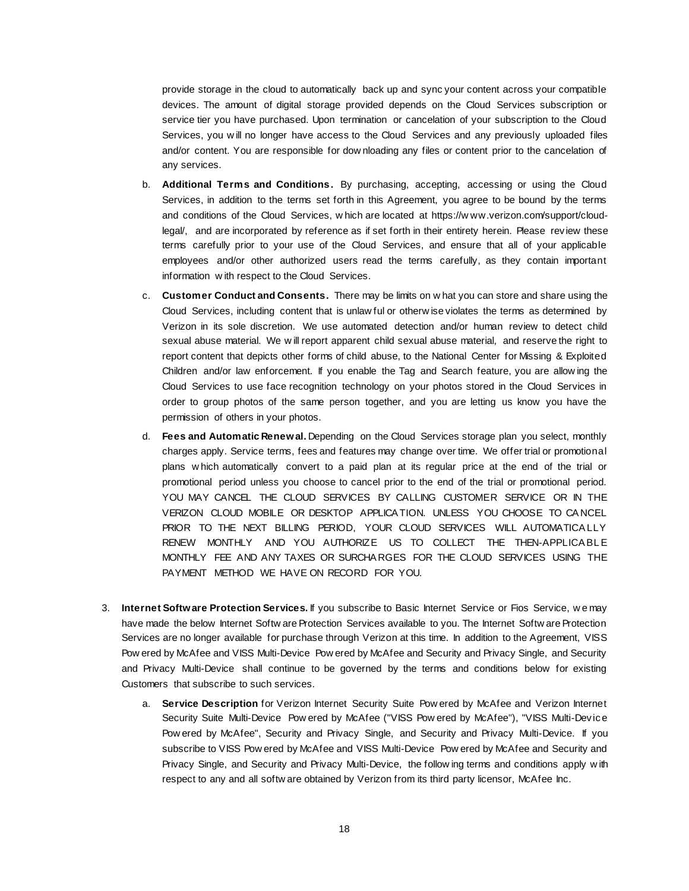provide storage in the cloud to automatically back up and sync your content across your compatible devices. The amount of digital storage provided depends on the Cloud Services subscription or service tier you have purchased. Upon termination or cancelation of your subscription to the Cloud Services, you will no longer have access to the Cloud Services and any previously uploaded files and/or content. You are responsible for downloading any files or content prior to the cancelation of any services.

b. **Additional Terms and Conditions.** By purchasing, accepting, accessing or using the Cloud Services, in addition to the terms set forth in this Agreement, you agree to be bound by the terms and conditions of the Cloud Services, which are located at https://www.verizon.com/support/cloud-legal/, and are incorporated by reference as if set forth in their entirety herein. Please review these terms carefully prior to your use of the Cloud Services, and ensure that all of your applicable employees and/or other authorized users read the terms carefully, as they contain important information with respect to the Cloud Services.

c. **Customer Conduct and Consents.** There may be limits on what you can store and share using the Cloud Services, including content that is unlawful or otherwise violates the terms as determined by Verizon in its sole discretion. We use automated detection and/or human review to detect child sexual abuse material. We will report apparent child sexual abuse material, and reserve the right to report content that depicts other forms of child abuse, to the National Center for Missing & Exploited Children and/or law enforcement. If you enable the Tag and Search feature, you are allowing the Cloud Services to use face recognition technology on your photos stored in the Cloud Services in order to group photos of the same person together, and you are letting us know you have the permission of others in your photos.

d. **Fees and Automatic Renewal.** Depending on the Cloud Services storage plan you select, monthly charges apply. Service terms, fees and features may change over time. We offer trial or promotional plans which automatically convert to a paid plan at its regular price at the end of the trial or promotional period unless you choose to cancel prior to the end of the trial or promotional period. YOU MAY CANCEL THE CLOUD SERVICES BY CALLING CUSTOMER SERVICE OR IN THE VERIZON CLOUD MOBILE OR DESKTOP APPLICATION. UNLESS YOU CHOOSE TO CANCEL PRIOR TO THE NEXT BILLING PERIOD, YOUR CLOUD SERVICES WILL AUTOMATICALLY RENEW MONTHLY AND YOU AUTHORIZE US TO COLLECT THE THEN-APPLICABLE MONTHLY FEE AND ANY TAXES OR SURCHARGES FOR THE CLOUD SERVICES USING THE PAYMENT METHOD WE HAVE ON RECORD FOR YOU.

3. **Internet Software Protection Services.** If you subscribe to Basic Internet Service or Fios Service, we may have made the below Internet Software Protection Services available to you. The Internet Software Protection Services are no longer available for purchase through Verizon at this time. In addition to the Agreement, VISS Powered by McAfee and VISS Multi-Device Powered by McAfee and Security and Privacy Single, and Security and Privacy Multi-Device shall continue to be governed by the terms and conditions below for existing Customers that subscribe to such services.

   a. **Service Description** for Verizon Internet Security Suite Powered by McAfee and Verizon Internet Security Suite Multi-Device Powered by McAfee ("VISS Powered by McAfee"), "VISS Multi-Device Powered by McAfee", Security and Privacy Single, and Security and Privacy Multi-Device. If you subscribe to VISS Powered by McAfee and VISS Multi-Device Powered by McAfee and Security and Privacy Single, and Security and Privacy Multi-Device, the following terms and conditions apply with respect to any and all software obtained by Verizon from its third party licensor, McAfee Inc.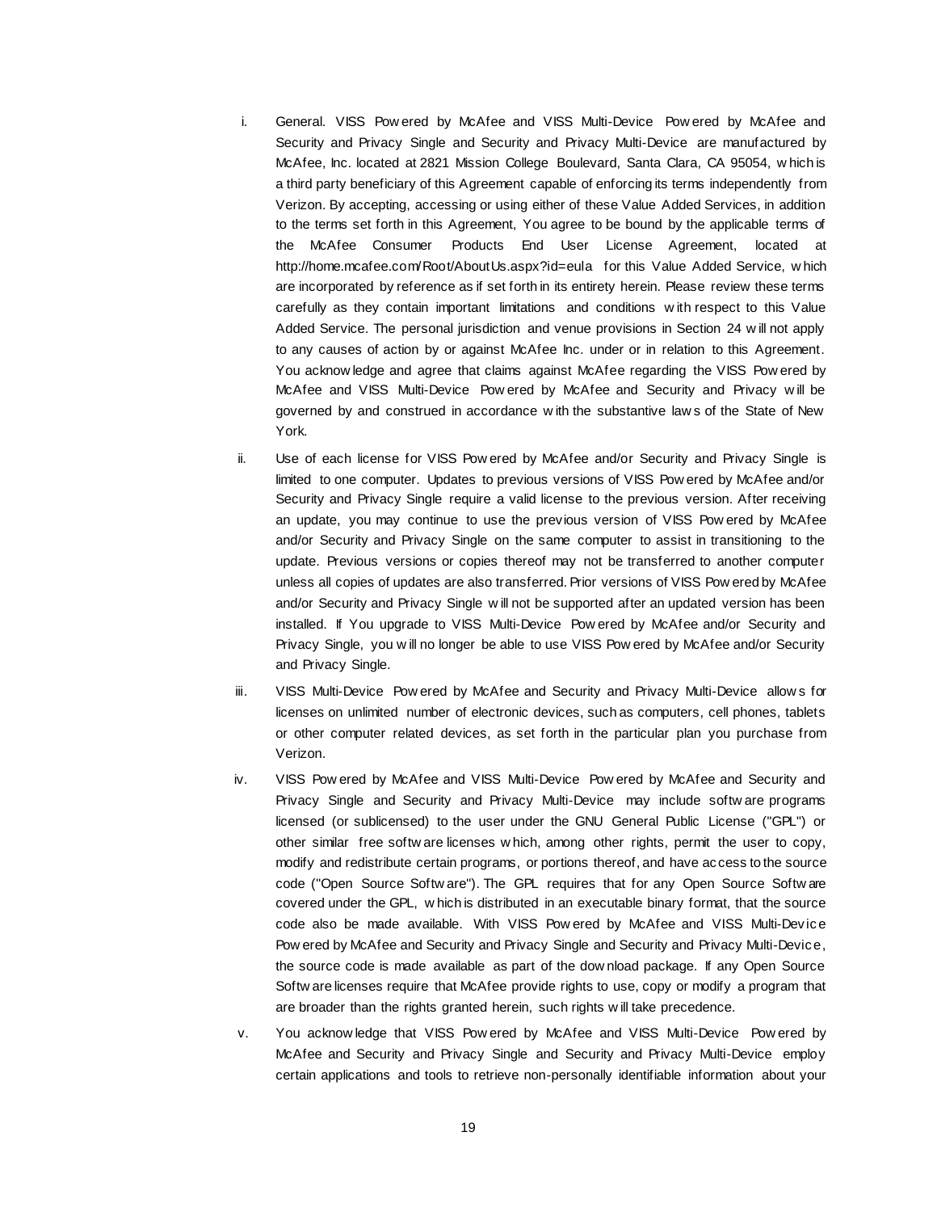i. General. VISS Powered by McAfee and VISS Multi-Device Powered by McAfee and Security and Privacy Single and Security and Privacy Multi-Device are manufactured by McAfee, Inc. located at 2821 Mission College Boulevard, Santa Clara, CA 95054, which is a third party beneficiary of this Agreement capable of enforcing its terms independently from Verizon. By accepting, accessing or using either of these Value Added Services, in addition to the terms set forth in this Agreement, You agree to be bound by the applicable terms of the McAfee Consumer Products End User License Agreement, located at http://home.mcafee.com/Root/AboutUs.aspx?id=eula for this Value Added Service, which are incorporated by reference as if set forth in its entirety herein. Please review these terms carefully as they contain important limitations and conditions with respect to this Value Added Service. The personal jurisdiction and venue provisions in Section 24 will not apply to any causes of action by or against McAfee Inc. under or in relation to this Agreement. You acknowledge and agree that claims against McAfee regarding the VISS Powered by McAfee and VISS Multi-Device Powered by McAfee and Security and Privacy will be governed by and construed in accordance with the substantive laws of the State of New York.

ii. Use of each license for VISS Powered by McAfee and/or Security and Privacy Single is limited to one computer. Updates to previous versions of VISS Powered by McAfee and/or Security and Privacy Single require a valid license to the previous version. After receiving an update, you may continue to use the previous version of VISS Powered by McAfee and/or Security and Privacy Single on the same computer to assist in transitioning to the update. Previous versions or copies thereof may not be transferred to another computer unless all copies of updates are also transferred. Prior versions of VISS Powered by McAfee and/or Security and Privacy Single will not be supported after an updated version has been installed. If You upgrade to VISS Multi-Device Powered by McAfee and/or Security and Privacy Single, you will no longer be able to use VISS Powered by McAfee and/or Security and Privacy Single.

iii. VISS Multi-Device Powered by McAfee and Security and Privacy Multi-Device allows for licenses on unlimited number of electronic devices, such as computers, cell phones, tablets or other computer related devices, as set forth in the particular plan you purchase from Verizon.

iv. VISS Powered by McAfee and VISS Multi-Device Powered by McAfee and Security and Privacy Single and Security and Privacy Multi-Device may include software programs licensed (or sublicensed) to the user under the GNU General Public License ("GPL") or other similar free software licenses which, among other rights, permit the user to copy, modify and redistribute certain programs, or portions thereof, and have access to the source code ("Open Source Software"). The GPL requires that for any Open Source Software covered under the GPL, which is distributed in an executable binary format, that the source code also be made available. With VISS Powered by McAfee and VISS Multi-Device Powered by McAfee and Security and Privacy Single and Security and Privacy Multi-Device, the source code is made available as part of the download package. If any Open Source Software licenses require that McAfee provide rights to use, copy or modify a program that are broader than the rights granted herein, such rights will take precedence.

v. You acknowledge that VISS Powered by McAfee and VISS Multi-Device Powered by McAfee and Security and Privacy Single and Security and Privacy Multi-Device employ certain applications and tools to retrieve non-personally identifiable information about your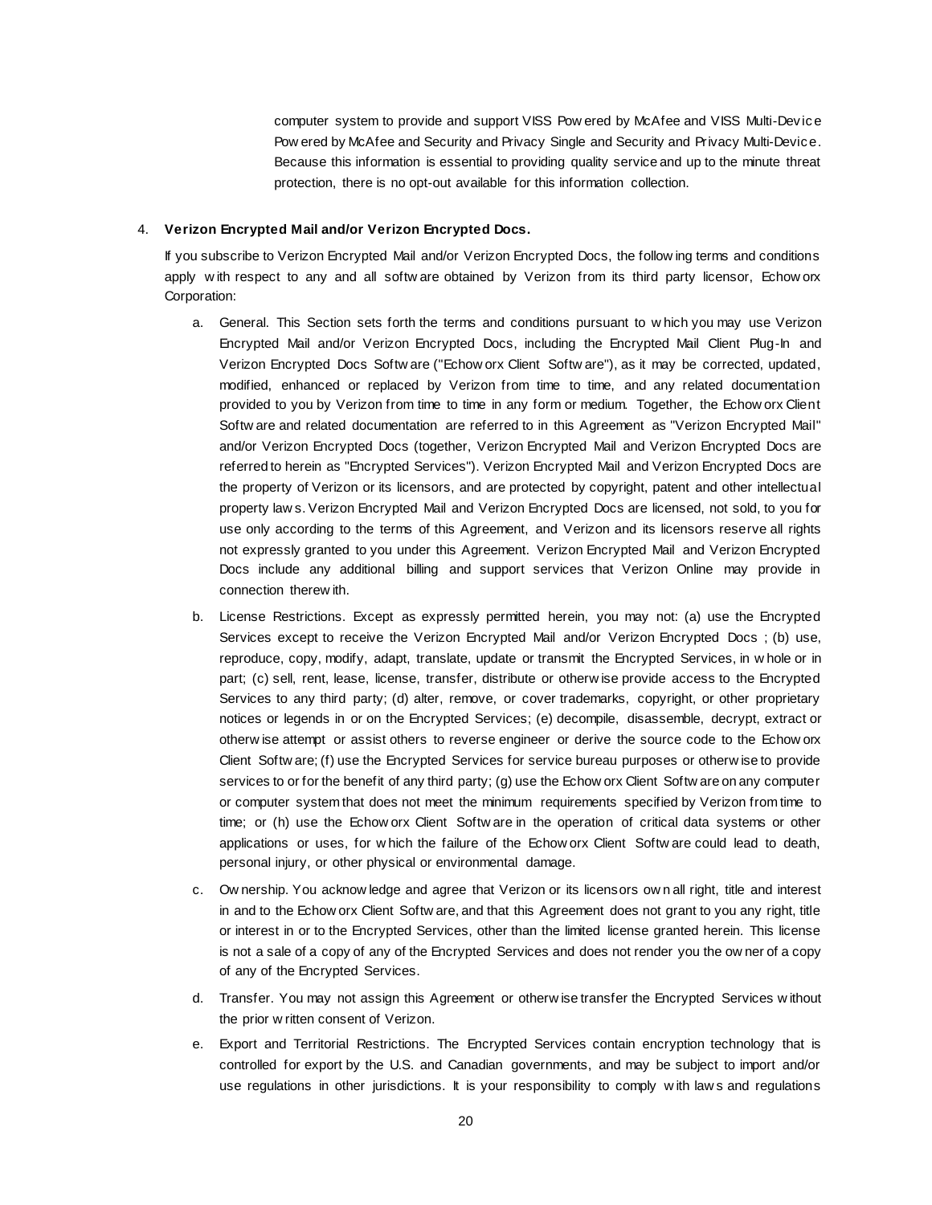computer system to provide and support VISS Powered by McAfee and VISS Multi-Device Powered by McAfee and Security and Privacy Single and Security and Privacy Multi-Device. Because this information is essential to providing quality service and up to the minute threat protection, there is no opt-out available for this information collection.

4. **Verizon Encrypted Mail and/or Verizon Encrypted Docs.**

   If you subscribe to Verizon Encrypted Mail and/or Verizon Encrypted Docs, the following terms and conditions apply with respect to any and all software obtained by Verizon from its third party licensor, Echoworx Corporation:

   a. General. This Section sets forth the terms and conditions pursuant to which you may use Verizon Encrypted Mail and/or Verizon Encrypted Docs, including the Encrypted Mail Client Plug-In and Verizon Encrypted Docs Software ("Echoworx Client Software"), as it may be corrected, updated, modified, enhanced or replaced by Verizon from time to time, and any related documentation provided to you by Verizon from time to time in any form or medium. Together, the Echoworx Client Software and related documentation are referred to in this Agreement as "Verizon Encrypted Mail" and/or Verizon Encrypted Docs (together, Verizon Encrypted Mail and Verizon Encrypted Docs are referred to herein as "Encrypted Services"). Verizon Encrypted Mail and Verizon Encrypted Docs are the property of Verizon or its licensors, and are protected by copyright, patent and other intellectual property laws. Verizon Encrypted Mail and Verizon Encrypted Docs are licensed, not sold, to you for use only according to the terms of this Agreement, and Verizon and its licensors reserve all rights not expressly granted to you under this Agreement. Verizon Encrypted Mail and Verizon Encrypted Docs include any additional billing and support services that Verizon Online may provide in connection therewith.

   b. License Restrictions. Except as expressly permitted herein, you may not: (a) use the Encrypted Services except to receive the Verizon Encrypted Mail and/or Verizon Encrypted Docs ; (b) use, reproduce, copy, modify, adapt, translate, update or transmit the Encrypted Services, in whole or in part; (c) sell, rent, lease, license, transfer, distribute or otherwise provide access to the Encrypted Services to any third party; (d) alter, remove, or cover trademarks, copyright, or other proprietary notices or legends in or on the Encrypted Services; (e) decompile, disassemble, decrypt, extract or otherwise attempt or assist others to reverse engineer or derive the source code to the Echoworx Client Software; (f) use the Encrypted Services for service bureau purposes or otherwise to provide services to or for the benefit of any third party; (g) use the Echoworx Client Software on any computer or computer system that does not meet the minimum requirements specified by Verizon from time to time; or (h) use the Echoworx Client Software in the operation of critical data systems or other applications or uses, for which the failure of the Echoworx Client Software could lead to death, personal injury, or other physical or environmental damage.

   c. Ownership. You acknowledge and agree that Verizon or its licensors own all right, title and interest in and to the Echoworx Client Software, and that this Agreement does not grant to you any right, title or interest in or to the Encrypted Services, other than the limited license granted herein. This license is not a sale of a copy of any of the Encrypted Services and does not render you the owner of a copy of any of the Encrypted Services.

   d. Transfer. You may not assign this Agreement or otherwise transfer the Encrypted Services without the prior written consent of Verizon.

   e. Export and Territorial Restrictions. The Encrypted Services contain encryption technology that is controlled for export by the U.S. and Canadian governments, and may be subject to import and/or use regulations in other jurisdictions. It is your responsibility to comply with laws and regulations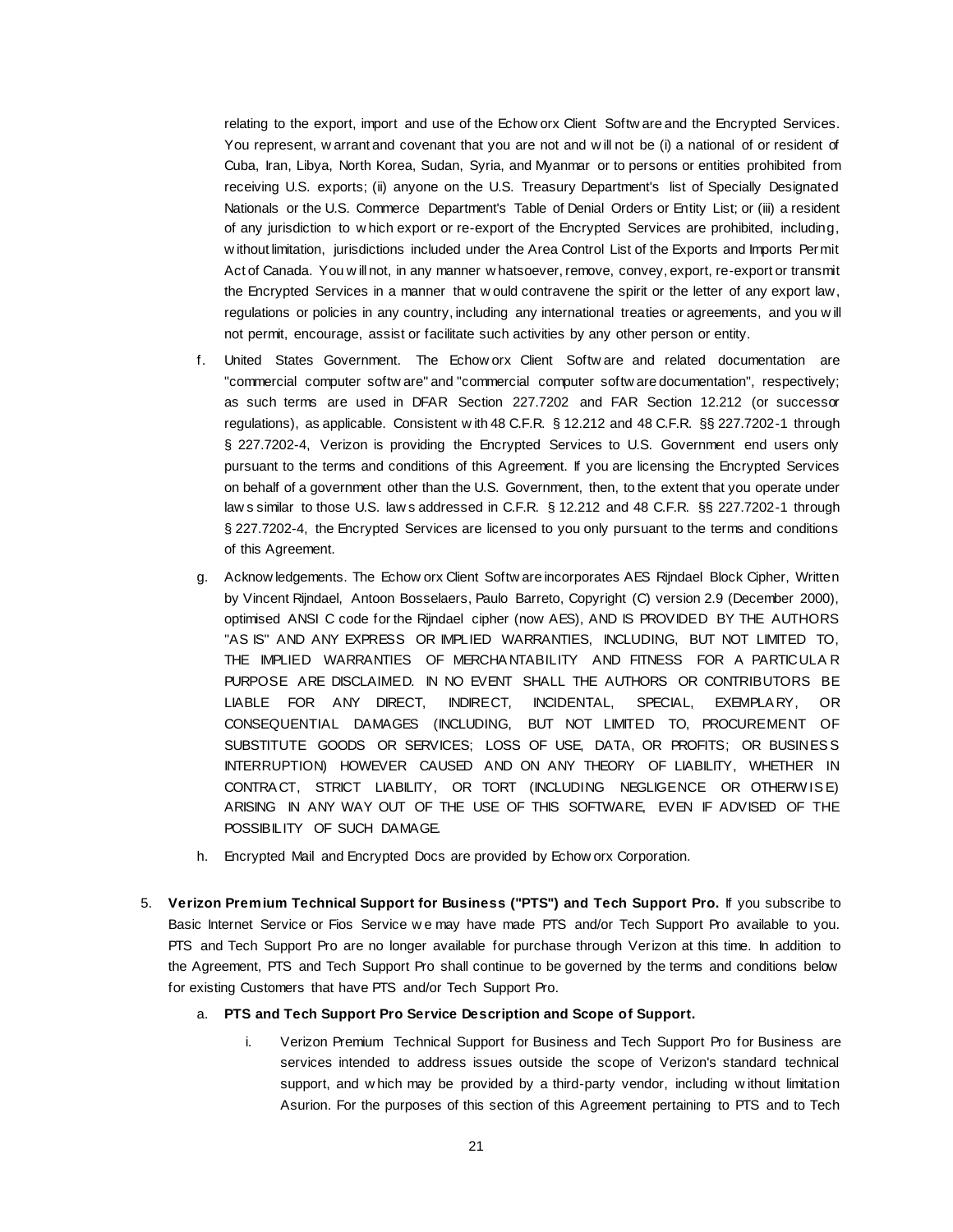relating to the export, import and use of the Echoworx Client Software and the Encrypted Services. You represent, warrant and covenant that you are not and will not be (i) a national of or resident of Cuba, Iran, Libya, North Korea, Sudan, Syria, and Myanmar or to persons or entities prohibited from receiving U.S. exports; (ii) anyone on the U.S. Treasury Department's list of Specially Designated Nationals or the U.S. Commerce Department's Table of Denial Orders or Entity List; or (iii) a resident of any jurisdiction to which export or re-export of the Encrypted Services are prohibited, including, without limitation, jurisdictions included under the Area Control List of the Exports and Imports Permit Act of Canada. You will not, in any manner whatsoever, remove, convey, export, re-export or transmit the Encrypted Services in a manner that would contravene the spirit or the letter of any export law, regulations or policies in any country, including any international treaties or agreements, and you will not permit, encourage, assist or facilitate such activities by any other person or entity.

f. United States Government. The Echoworx Client Software and related documentation are "commercial computer software" and "commercial computer software documentation", respectively; as such terms are used in DFAR Section 227.7202 and FAR Section 12.212 (or successor regulations), as applicable. Consistent with 48 C.F.R. § 12.212 and 48 C.F.R. §§ 227.7202-1 through § 227.7202-4, Verizon is providing the Encrypted Services to U.S. Government end users only pursuant to the terms and conditions of this Agreement. If you are licensing the Encrypted Services on behalf of a government other than the U.S. Government, then, to the extent that you operate under laws similar to those U.S. laws addressed in C.F.R. § 12.212 and 48 C.F.R. §§ 227.7202-1 through § 227.7202-4, the Encrypted Services are licensed to you only pursuant to the terms and conditions of this Agreement.

g. Acknowledgements. The Echoworx Client Software incorporates AES Rijndael Block Cipher, Written by Vincent Rijndael, Antoon Bosselaers, Paulo Barreto, Copyright (C) version 2.9 (December 2000), optimised ANSI C code for the Rijndael cipher (now AES), AND IS PROVIDED BY THE AUTHORS "AS IS" AND ANY EXPRESS OR IMPLIED WARRANTIES, INCLUDING, BUT NOT LIMITED TO, THE IMPLIED WARRANTIES OF MERCHANTABILITY AND FITNESS FOR A PARTICULAR PURPOSE ARE DISCLAIMED. IN NO EVENT SHALL THE AUTHORS OR CONTRIBUTORS BE LIABLE FOR ANY DIRECT, INDIRECT, INCIDENTAL, SPECIAL, EXEMPLARY, OR CONSEQUENTIAL DAMAGES (INCLUDING, BUT NOT LIMITED TO, PROCUREMENT OF SUBSTITUTE GOODS OR SERVICES; LOSS OF USE, DATA, OR PROFITS; OR BUSINESS INTERRUPTION) HOWEVER CAUSED AND ON ANY THEORY OF LIABILITY, WHETHER IN CONTRACT, STRICT LIABILITY, OR TORT (INCLUDING NEGLIGENCE OR OTHERWISE) ARISING IN ANY WAY OUT OF THE USE OF THIS SOFTWARE, EVEN IF ADVISED OF THE POSSIBILITY OF SUCH DAMAGE.

h. Encrypted Mail and Encrypted Docs are provided by Echoworx Corporation.

5. **Verizon Premium Technical Support for Business ("PTS") and Tech Support Pro.** If you subscribe to Basic Internet Service or Fios Service we may have made PTS and/or Tech Support Pro available to you. PTS and Tech Support Pro are no longer available for purchase through Verizon at this time. In addition to the Agreement, PTS and Tech Support Pro shall continue to be governed by the terms and conditions below for existing Customers that have PTS and/or Tech Support Pro.

   a. **PTS and Tech Support Pro Service Description and Scope of Support.**

      i. Verizon Premium Technical Support for Business and Tech Support Pro for Business are services intended to address issues outside the scope of Verizon's standard technical support, and which may be provided by a third-party vendor, including without limitation Asurion. For the purposes of this section of this Agreement pertaining to PTS and to Tech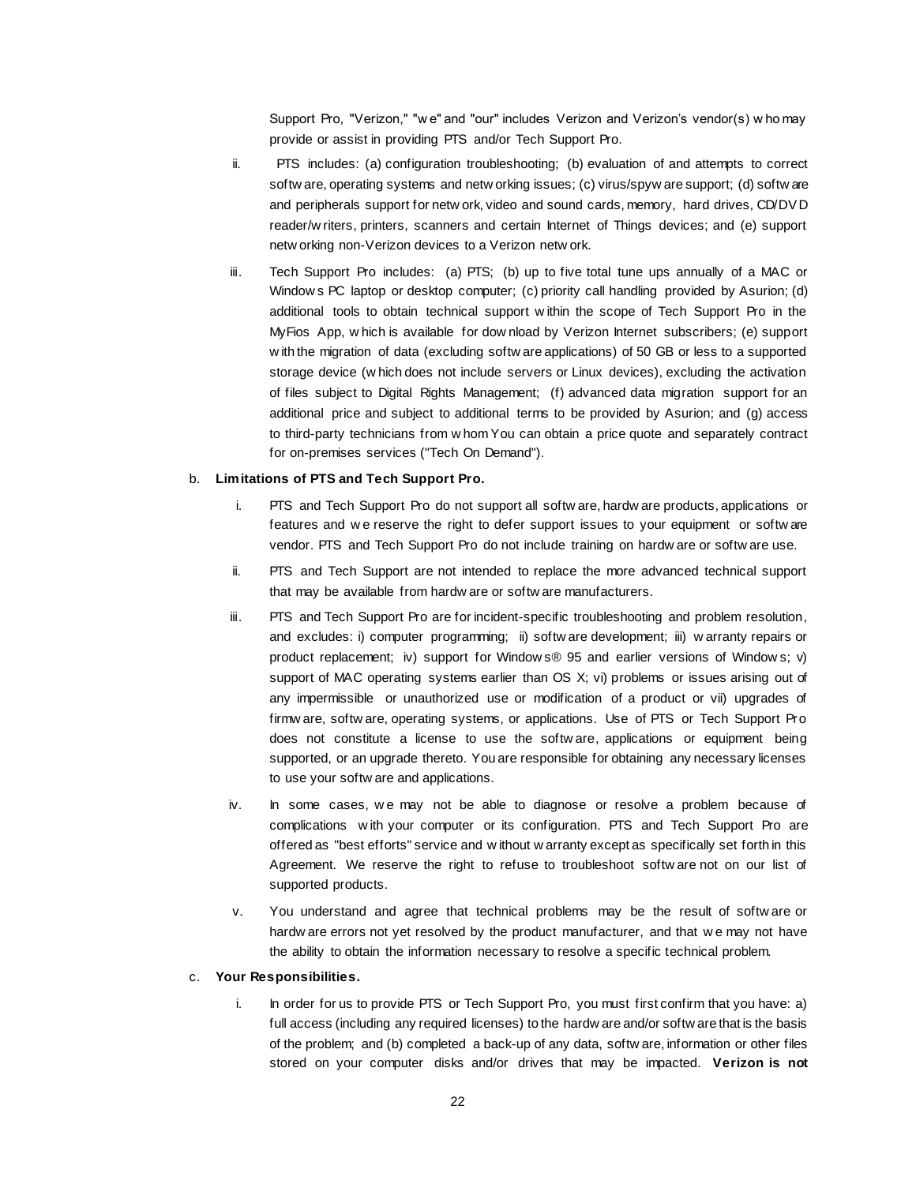Support Pro, "Verizon," "we" and "our" includes Verizon and Verizon's vendor(s) who may provide or assist in providing PTS and/or Tech Support Pro.

ii. PTS includes: (a) configuration troubleshooting; (b) evaluation of and attempts to correct software, operating systems and networking issues; (c) virus/spyware support; (d) software and peripherals support for network, video and sound cards, memory, hard drives, CD/DVD reader/writers, printers, scanners and certain Internet of Things devices; and (e) support networking non-Verizon devices to a Verizon network.

iii. Tech Support Pro includes: (a) PTS; (b) up to five total tune ups annually of a MAC or Windows PC laptop or desktop computer; (c) priority call handling provided by Asurion; (d) additional tools to obtain technical support within the scope of Tech Support Pro in the MyFios App, which is available for download by Verizon Internet subscribers; (e) support with the migration of data (excluding software applications) of 50 GB or less to a supported storage device (which does not include servers or Linux devices), excluding the activation of files subject to Digital Rights Management; (f) advanced data migration support for an additional price and subject to additional terms to be provided by Asurion; and (g) access to third-party technicians from whom You can obtain a price quote and separately contract for on-premises services ("Tech On Demand").

b. **Limitations of PTS and Tech Support Pro.**

i. PTS and Tech Support Pro do not support all software, hardware products, applications or features and we reserve the right to defer support issues to your equipment or software vendor. PTS and Tech Support Pro do not include training on hardware or software use.

ii. PTS and Tech Support are not intended to replace the more advanced technical support that may be available from hardware or software manufacturers.

iii. PTS and Tech Support Pro are for incident-specific troubleshooting and problem resolution, and excludes: i) computer programming; ii) software development; iii) warranty repairs or product replacement; iv) support for Windows® 95 and earlier versions of Windows; v) support of MAC operating systems earlier than OS X; vi) problems or issues arising out of any impermissible or unauthorized use or modification of a product or vii) upgrades of firmware, software, operating systems, or applications. Use of PTS or Tech Support Pro does not constitute a license to use the software, applications or equipment being supported, or an upgrade thereto. You are responsible for obtaining any necessary licenses to use your software and applications.

iv. In some cases, we may not be able to diagnose or resolve a problem because of complications with your computer or its configuration. PTS and Tech Support Pro are offered as "best efforts" service and without warranty except as specifically set forth in this Agreement. We reserve the right to refuse to troubleshoot software not on our list of supported products.

v. You understand and agree that technical problems may be the result of software or hardware errors not yet resolved by the product manufacturer, and that we may not have the ability to obtain the information necessary to resolve a specific technical problem.

c. **Your Responsibilities.**

i. In order for us to provide PTS or Tech Support Pro, you must first confirm that you have: a) full access (including any required licenses) to the hardware and/or software that is the basis of the problem; and (b) completed a back-up of any data, software, information or other files stored on your computer disks and/or drives that may be impacted. **Verizon is not**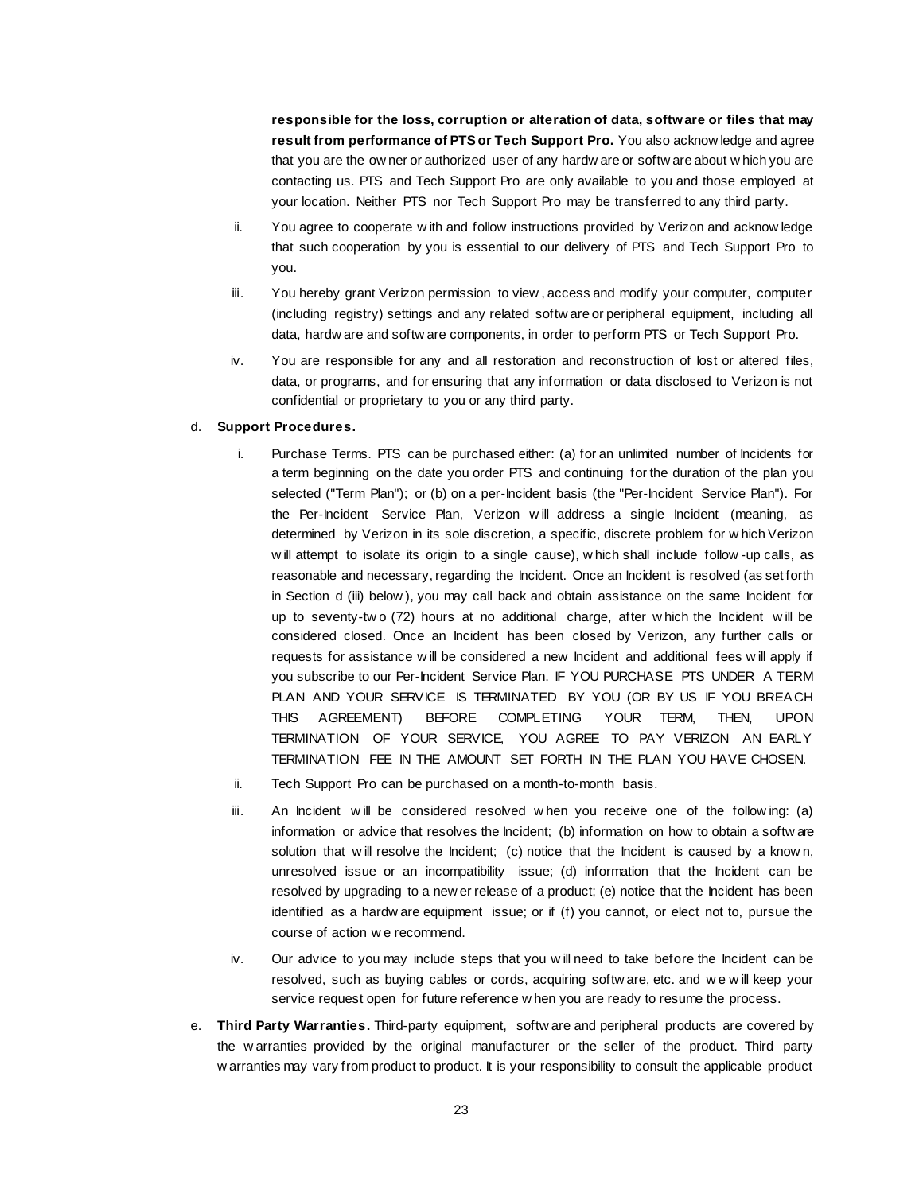**responsible for the loss, corruption or alteration of data, software or files that may result from performance of PTS or Tech Support Pro.** You also acknowledge and agree that you are the owner or authorized user of any hardware or software about which you are contacting us. PTS and Tech Support Pro are only available to you and those employed at your location. Neither PTS nor Tech Support Pro may be transferred to any third party.

ii. You agree to cooperate with and follow instructions provided by Verizon and acknowledge that such cooperation by you is essential to our delivery of PTS and Tech Support Pro to you.

iii. You hereby grant Verizon permission to view, access and modify your computer, computer (including registry) settings and any related software or peripheral equipment, including all data, hardware and software components, in order to perform PTS or Tech Support Pro.

iv. You are responsible for any and all restoration and reconstruction of lost or altered files, data, or programs, and for ensuring that any information or data disclosed to Verizon is not confidential or proprietary to you or any third party.

d. **Support Procedures.**

i. Purchase Terms. PTS can be purchased either: (a) for an unlimited number of Incidents for a term beginning on the date you order PTS and continuing for the duration of the plan you selected ("Term Plan"); or (b) on a per-Incident basis (the "Per-Incident Service Plan"). For the Per-Incident Service Plan, Verizon will address a single Incident (meaning, as determined by Verizon in its sole discretion, a specific, discrete problem for which Verizon will attempt to isolate its origin to a single cause), which shall include follow-up calls, as reasonable and necessary, regarding the Incident. Once an Incident is resolved (as set forth in Section d (iii) below), you may call back and obtain assistance on the same Incident for up to seventy-two (72) hours at no additional charge, after which the Incident will be considered closed. Once an Incident has been closed by Verizon, any further calls or requests for assistance will be considered a new Incident and additional fees will apply if you subscribe to our Per-Incident Service Plan. IF YOU PURCHASE PTS UNDER A TERM PLAN AND YOUR SERVICE IS TERMINATED BY YOU (OR BY US IF YOU BREACH THIS AGREEMENT) BEFORE COMPLETING YOUR TERM, THEN, UPON TERMINATION OF YOUR SERVICE, YOU AGREE TO PAY VERIZON AN EARLY TERMINATION FEE IN THE AMOUNT SET FORTH IN THE PLAN YOU HAVE CHOSEN.

ii. Tech Support Pro can be purchased on a month-to-month basis.

iii. An Incident will be considered resolved when you receive one of the following: (a) information or advice that resolves the Incident; (b) information on how to obtain a software solution that will resolve the Incident; (c) notice that the Incident is caused by a known, unresolved issue or an incompatibility issue; (d) information that the Incident can be resolved by upgrading to a newer release of a product; (e) notice that the Incident has been identified as a hardware equipment issue; or if (f) you cannot, or elect not to, pursue the course of action we recommend.

iv. Our advice to you may include steps that you will need to take before the Incident can be resolved, such as buying cables or cords, acquiring software, etc. and we will keep your service request open for future reference when you are ready to resume the process.

e. **Third Party Warranties.** Third-party equipment, software and peripheral products are covered by the warranties provided by the original manufacturer or the seller of the product. Third party warranties may vary from product to product. It is your responsibility to consult the applicable product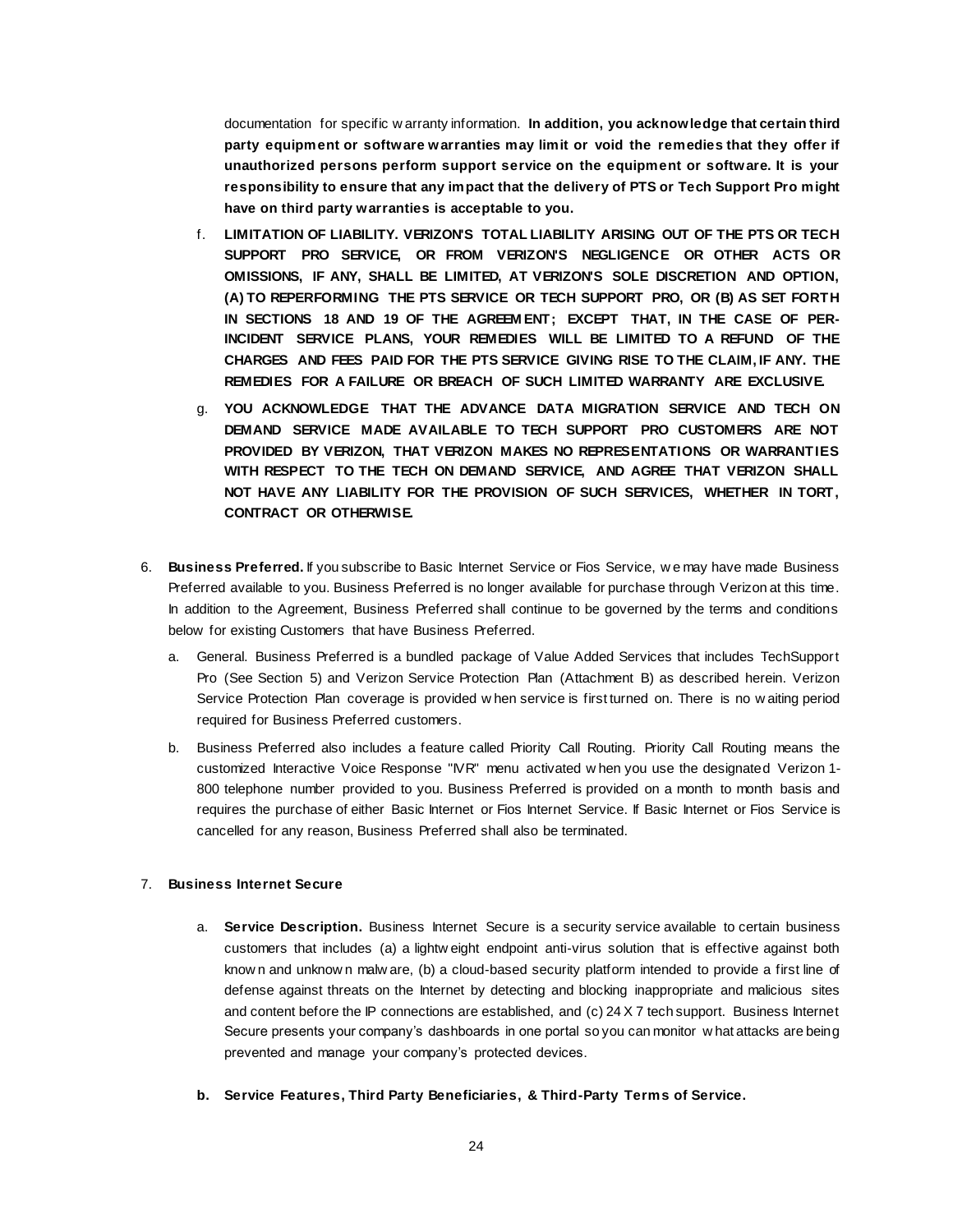documentation for specific warranty information. **In addition, you acknowledge that certain third party equipment or software warranties may limit or void the remedies that they offer if unauthorized persons perform support service on the equipment or software. It is your responsibility to ensure that any impact that the delivery of PTS or Tech Support Pro might have on third party warranties is acceptable to you.**

f. **LIMITATION OF LIABILITY. VERIZON'S TOTAL LIABILITY ARISING OUT OF THE PTS OR TECH SUPPORT PRO SERVICE, OR FROM VERIZON'S NEGLIGENCE OR OTHER ACTS OR OMISSIONS, IF ANY, SHALL BE LIMITED, AT VERIZON'S SOLE DISCRETION AND OPTION, (A) TO REPERFORMING THE PTS SERVICE OR TECH SUPPORT PRO, OR (B) AS SET FORTH IN SECTIONS 18 AND 19 OF THE AGREEMENT; EXCEPT THAT, IN THE CASE OF PER-INCIDENT SERVICE PLANS, YOUR REMEDIES WILL BE LIMITED TO A REFUND OF THE CHARGES AND FEES PAID FOR THE PTS SERVICE GIVING RISE TO THE CLAIM, IF ANY. THE REMEDIES FOR A FAILURE OR BREACH OF SUCH LIMITED WARRANTY ARE EXCLUSIVE.**

g. **YOU ACKNOWLEDGE THAT THE ADVANCE DATA MIGRATION SERVICE AND TECH ON DEMAND SERVICE MADE AVAILABLE TO TECH SUPPORT PRO CUSTOMERS ARE NOT PROVIDED BY VERIZON, THAT VERIZON MAKES NO REPRESENTATIONS OR WARRANTIES WITH RESPECT TO THE TECH ON DEMAND SERVICE, AND AGREE THAT VERIZON SHALL NOT HAVE ANY LIABILITY FOR THE PROVISION OF SUCH SERVICES, WHETHER IN TORT, CONTRACT OR OTHERWISE.**

6. **Business Preferred.** If you subscribe to Basic Internet Service or Fios Service, we may have made Business Preferred available to you. Business Preferred is no longer available for purchase through Verizon at this time. In addition to the Agreement, Business Preferred shall continue to be governed by the terms and conditions below for existing Customers that have Business Preferred.

   a. General. Business Preferred is a bundled package of Value Added Services that includes TechSupport Pro (See Section 5) and Verizon Service Protection Plan (Attachment B) as described herein. Verizon Service Protection Plan coverage is provided when service is first turned on. There is no waiting period required for Business Preferred customers.

   b. Business Preferred also includes a feature called Priority Call Routing. Priority Call Routing means the customized Interactive Voice Response "IVR" menu activated when you use the designated Verizon 1-800 telephone number provided to you. Business Preferred is provided on a month to month basis and requires the purchase of either Basic Internet or Fios Internet Service. If Basic Internet or Fios Service is cancelled for any reason, Business Preferred shall also be terminated.

7. **Business Internet Secure**

   a. **Service Description.** Business Internet Secure is a security service available to certain business customers that includes (a) a lightweight endpoint anti-virus solution that is effective against both known and unknown malware, (b) a cloud-based security platform intended to provide a first line of defense against threats on the Internet by detecting and blocking inappropriate and malicious sites and content before the IP connections are established, and (c) 24 X 7 tech support. Business Internet Secure presents your company's dashboards in one portal so you can monitor what attacks are being prevented and manage your company's protected devices.

   **b. Service Features, Third Party Beneficiaries, & Third-Party Terms of Service.**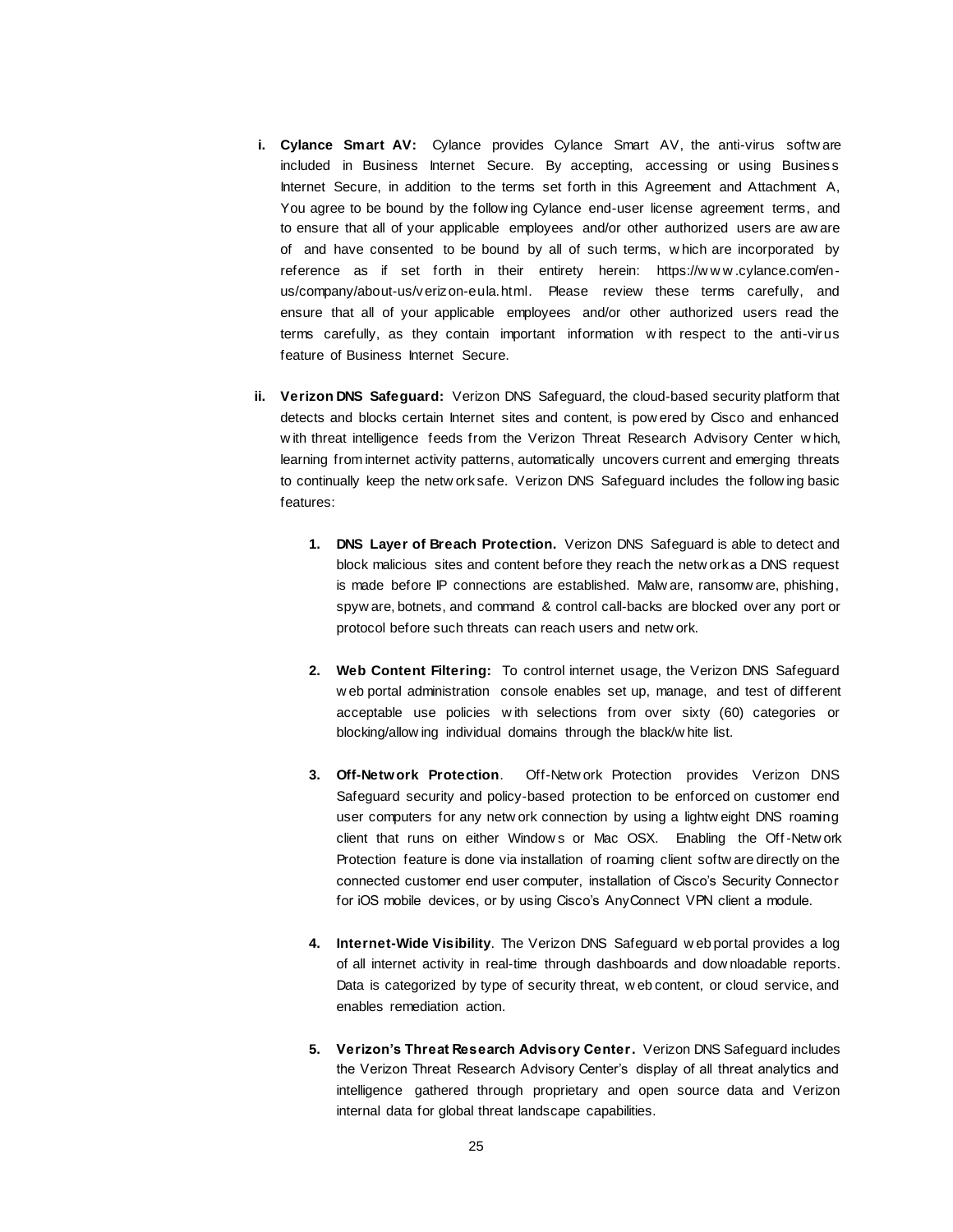i. **Cylance Smart AV:** Cylance provides Cylance Smart AV, the anti-virus software included in Business Internet Secure. By accepting, accessing or using Business Internet Secure, in addition to the terms set forth in this Agreement and Attachment A, You agree to be bound by the following Cylance end-user license agreement terms, and to ensure that all of your applicable employees and/or other authorized users are aware of and have consented to be bound by all of such terms, which are incorporated by reference as if set forth in their entirety herein: https://www.cylance.com/en-us/company/about-us/verizon-eula.html. Please review these terms carefully, and ensure that all of your applicable employees and/or other authorized users read the terms carefully, as they contain important information with respect to the anti-virus feature of Business Internet Secure.

ii. **Verizon DNS Safeguard:** Verizon DNS Safeguard, the cloud-based security platform that detects and blocks certain Internet sites and content, is powered by Cisco and enhanced with threat intelligence feeds from the Verizon Threat Research Advisory Center which, learning from internet activity patterns, automatically uncovers current and emerging threats to continually keep the network safe. Verizon DNS Safeguard includes the following basic features:

   1. **DNS Layer of Breach Protection.** Verizon DNS Safeguard is able to detect and block malicious sites and content before they reach the network as a DNS request is made before IP connections are established. Malware, ransomware, phishing, spyware, botnets, and command & control call-backs are blocked over any port or protocol before such threats can reach users and network.

   2. **Web Content Filtering:** To control internet usage, the Verizon DNS Safeguard web portal administration console enables set up, manage, and test of different acceptable use policies with selections from over sixty (60) categories or blocking/allowing individual domains through the black/white list.

   3. **Off-Network Protection**. Off-Network Protection provides Verizon DNS Safeguard security and policy-based protection to be enforced on customer end user computers for any network connection by using a lightweight DNS roaming client that runs on either Windows or Mac OSX. Enabling the Off-Network Protection feature is done via installation of roaming client software directly on the connected customer end user computer, installation of Cisco's Security Connector for iOS mobile devices, or by using Cisco's AnyConnect VPN client a module.

   4. **Internet-Wide Visibility**. The Verizon DNS Safeguard web portal provides a log of all internet activity in real-time through dashboards and downloadable reports. Data is categorized by type of security threat, web content, or cloud service, and enables remediation action.

   5. **Verizon's Threat Research Advisory Center.** Verizon DNS Safeguard includes the Verizon Threat Research Advisory Center's display of all threat analytics and intelligence gathered through proprietary and open source data and Verizon internal data for global threat landscape capabilities.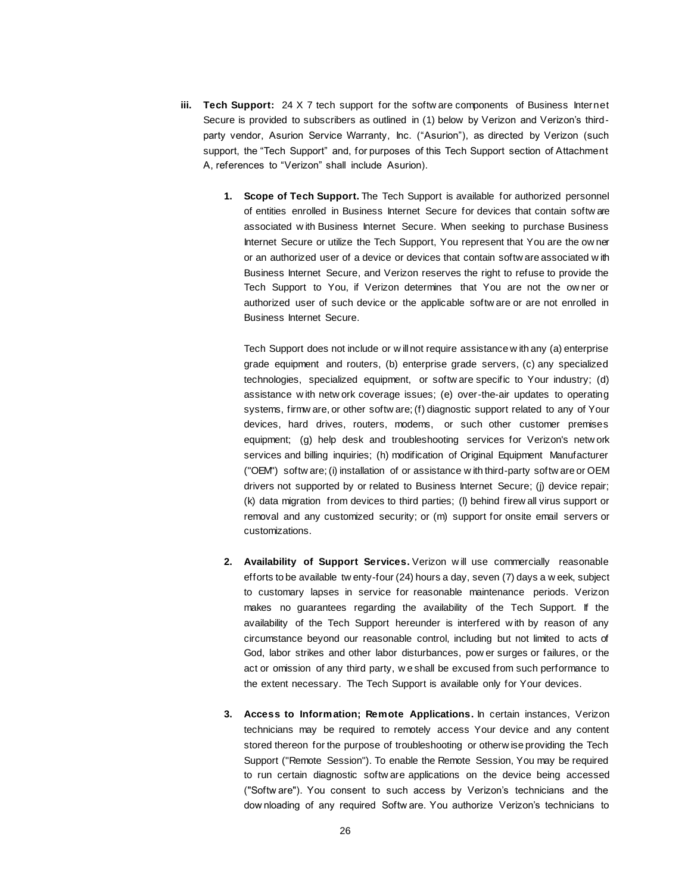iii. **Tech Support:** 24 X 7 tech support for the software components of Business Internet Secure is provided to subscribers as outlined in (1) below by Verizon and Verizon's third-party vendor, Asurion Service Warranty, Inc. ("Asurion"), as directed by Verizon (such support, the "Tech Support" and, for purposes of this Tech Support section of Attachment A, references to "Verizon" shall include Asurion).

1. **Scope of Tech Support.** The Tech Support is available for authorized personnel of entities enrolled in Business Internet Secure for devices that contain software associated with Business Internet Secure. When seeking to purchase Business Internet Secure or utilize the Tech Support, You represent that You are the owner or an authorized user of a device or devices that contain software associated with Business Internet Secure, and Verizon reserves the right to refuse to provide the Tech Support to You, if Verizon determines that You are not the owner or authorized user of such device or the applicable software or are not enrolled in Business Internet Secure.

   Tech Support does not include or will not require assistance with any (a) enterprise grade equipment and routers, (b) enterprise grade servers, (c) any specialized technologies, specialized equipment, or software specific to Your industry; (d) assistance with network coverage issues; (e) over-the-air updates to operating systems, firmware, or other software; (f) diagnostic support related to any of Your devices, hard drives, routers, modems, or such other customer premises equipment; (g) help desk and troubleshooting services for Verizon's network services and billing inquiries; (h) modification of Original Equipment Manufacturer ("OEM") software; (i) installation of or assistance with third-party software or OEM drivers not supported by or related to Business Internet Secure; (j) device repair; (k) data migration from devices to third parties; (l) behind firewall virus support or removal and any customized security; or (m) support for onsite email servers or customizations.

2. **Availability of Support Services.** Verizon will use commercially reasonable efforts to be available twenty-four (24) hours a day, seven (7) days a week, subject to customary lapses in service for reasonable maintenance periods. Verizon makes no guarantees regarding the availability of the Tech Support. If the availability of the Tech Support hereunder is interfered with by reason of any circumstance beyond our reasonable control, including but not limited to acts of God, labor strikes and other labor disturbances, power surges or failures, or the act or omission of any third party, we shall be excused from such performance to the extent necessary. The Tech Support is available only for Your devices.

3. **Access to Information; Remote Applications.** In certain instances, Verizon technicians may be required to remotely access Your device and any content stored thereon for the purpose of troubleshooting or otherwise providing the Tech Support ("Remote Session"). To enable the Remote Session, You may be required to run certain diagnostic software applications on the device being accessed ("Software"). You consent to such access by Verizon's technicians and the downloading of any required Software. You authorize Verizon's technicians to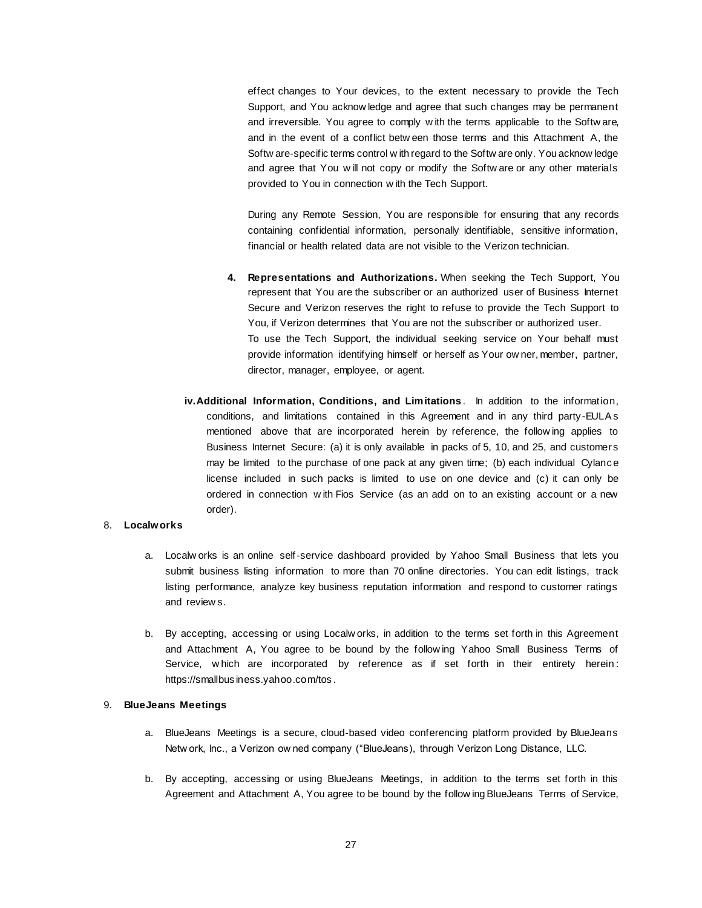effect changes to Your devices, to the extent necessary to provide the Tech Support, and You acknowledge and agree that such changes may be permanent and irreversible. You agree to comply with the terms applicable to the Software, and in the event of a conflict between those terms and this Attachment A, the Software-specific terms control with regard to the Software only. You acknowledge and agree that You will not copy or modify the Software or any other materials provided to You in connection with the Tech Support.

During any Remote Session, You are responsible for ensuring that any records containing confidential information, personally identifiable, sensitive information, financial or health related data are not visible to the Verizon technician.

4. **Representations and Authorizations.** When seeking the Tech Support, You represent that You are the subscriber or an authorized user of Business Internet Secure and Verizon reserves the right to refuse to provide the Tech Support to You, if Verizon determines that You are not the subscriber or authorized user. To use the Tech Support, the individual seeking service on Your behalf must provide information identifying himself or herself as Your owner, member, partner, director, manager, employee, or agent.

iv. **Additional Information, Conditions, and Limitations**. In addition to the information, conditions, and limitations contained in this Agreement and in any third party-EULAs mentioned above that are incorporated herein by reference, the following applies to Business Internet Secure: (a) it is only available in packs of 5, 10, and 25, and customers may be limited to the purchase of one pack at any given time; (b) each individual Cylance license included in such packs is limited to use on one device and (c) it can only be ordered in connection with Fios Service (as an add on to an existing account or a new order).

8. **Localworks**

   a. Localworks is an online self-service dashboard provided by Yahoo Small Business that lets you submit business listing information to more than 70 online directories. You can edit listings, track listing performance, analyze key business reputation information and respond to customer ratings and reviews.

   b. By accepting, accessing or using Localworks, in addition to the terms set forth in this Agreement and Attachment A, You agree to be bound by the following Yahoo Small Business Terms of Service, which are incorporated by reference as if set forth in their entirety herein: https://smallbusiness.yahoo.com/tos.

9. **BlueJeans Meetings**

   a. BlueJeans Meetings is a secure, cloud-based video conferencing platform provided by BlueJeans Network, Inc., a Verizon owned company ("BlueJeans), through Verizon Long Distance, LLC.

   b. By accepting, accessing or using BlueJeans Meetings, in addition to the terms set forth in this Agreement and Attachment A, You agree to be bound by the following BlueJeans Terms of Service,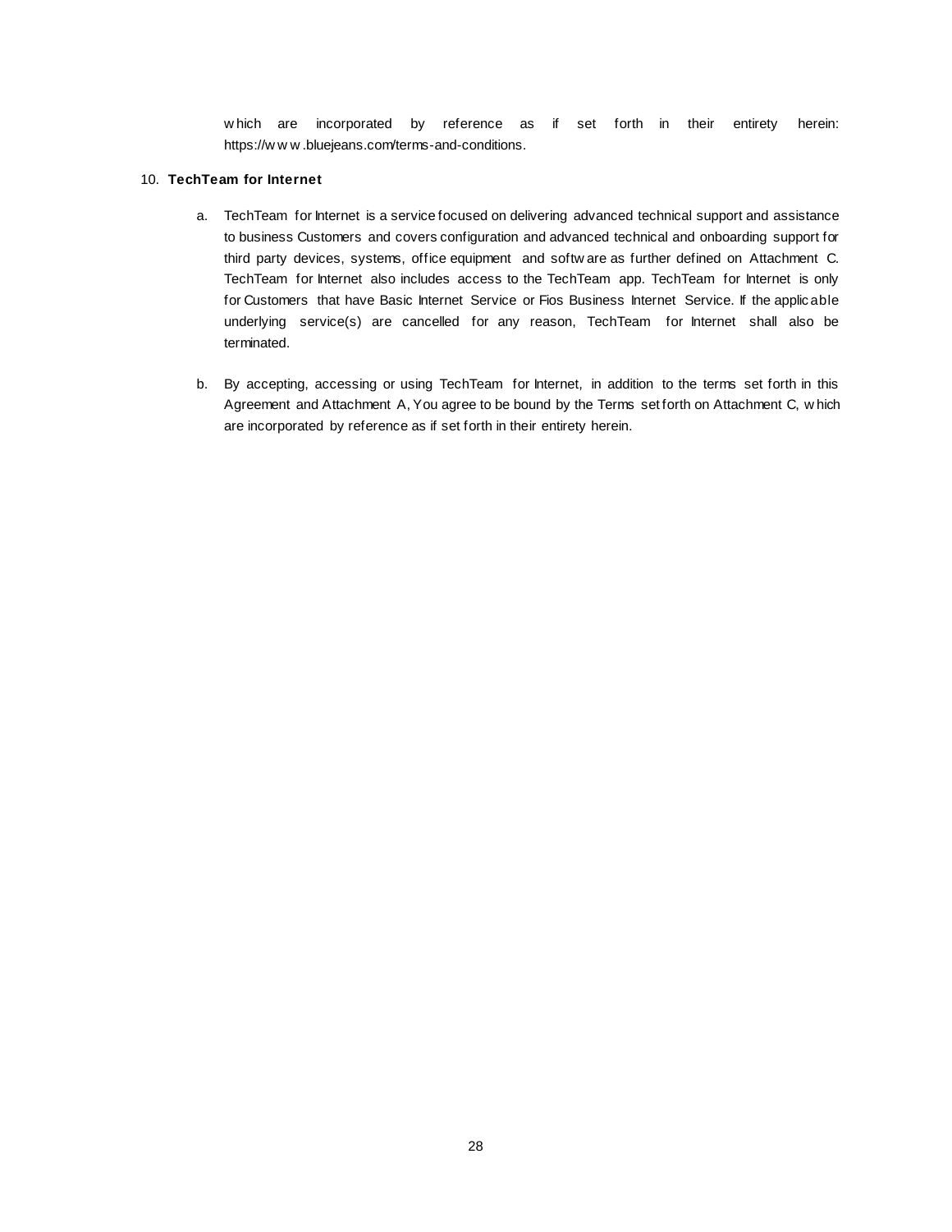which are incorporated by reference as if set forth in their entirety herein: https://www.bluejeans.com/terms-and-conditions.

10. **TechTeam for Internet**

   a. TechTeam for Internet is a service focused on delivering advanced technical support and assistance to business Customers and covers configuration and advanced technical and onboarding support for third party devices, systems, office equipment and software as further defined on Attachment C. TechTeam for Internet also includes access to the TechTeam app. TechTeam for Internet is only for Customers that have Basic Internet Service or Fios Business Internet Service. If the applicable underlying service(s) are cancelled for any reason, TechTeam for Internet shall also be terminated.

   b. By accepting, accessing or using TechTeam for Internet, in addition to the terms set forth in this Agreement and Attachment A, You agree to be bound by the Terms set forth on Attachment C, which are incorporated by reference as if set forth in their entirety herein.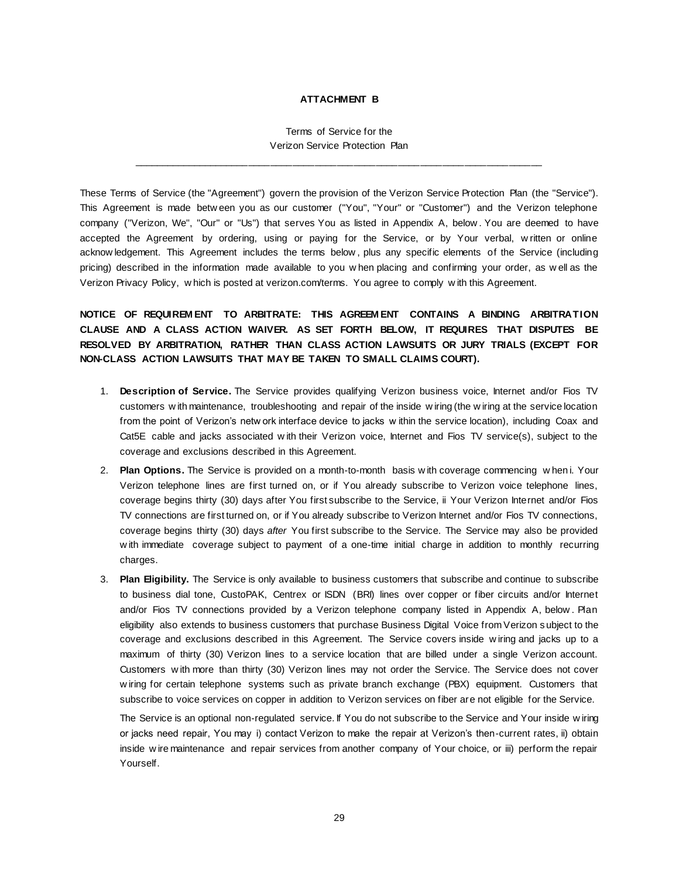**ATTACHMENT B**

Terms of Service for the
Verizon Service Protection Plan

---

These Terms of Service (the "Agreement") govern the provision of the Verizon Service Protection Plan (the "Service"). This Agreement is made between you as our customer ("You", "Your" or "Customer") and the Verizon telephone company ("Verizon, We", "Our" or "Us") that serves You as listed in Appendix A, below. You are deemed to have accepted the Agreement by ordering, using or paying for the Service, or by Your verbal, written or online acknowledgement. This Agreement includes the terms below, plus any specific elements of the Service (including pricing) described in the information made available to you when placing and confirming your order, as well as the Verizon Privacy Policy, which is posted at verizon.com/terms. You agree to comply with this Agreement.

**NOTICE OF REQUIREMENT TO ARBITRATE: THIS AGREEMENT CONTAINS A BINDING ARBITRATION CLAUSE AND A CLASS ACTION WAIVER. AS SET FORTH BELOW, IT REQUIRES THAT DISPUTES BE RESOLVED BY ARBITRATION, RATHER THAN CLASS ACTION LAWSUITS OR JURY TRIALS (EXCEPT FOR NON-CLASS ACTION LAWSUITS THAT MAY BE TAKEN TO SMALL CLAIMS COURT).**

1. **Description of Service.** The Service provides qualifying Verizon business voice, Internet and/or Fios TV customers with maintenance, troubleshooting and repair of the inside wiring (the wiring at the service location from the point of Verizon's network interface device to jacks within the service location), including Coax and Cat5E cable and jacks associated with their Verizon voice, Internet and Fios TV service(s), subject to the coverage and exclusions described in this Agreement.
2. **Plan Options.** The Service is provided on a month-to-month basis with coverage commencing when i. Your Verizon telephone lines are first turned on, or if You already subscribe to Verizon voice telephone lines, coverage begins thirty (30) days after You first subscribe to the Service, ii Your Verizon Internet and/or Fios TV connections are first turned on, or if You already subscribe to Verizon Internet and/or Fios TV connections, coverage begins thirty (30) days *after* You first subscribe to the Service. The Service may also be provided with immediate coverage subject to payment of a one-time initial charge in addition to monthly recurring charges.
3. **Plan Eligibility.** The Service is only available to business customers that subscribe and continue to subscribe to business dial tone, CustoPAK, Centrex or ISDN (BRI) lines over copper or fiber circuits and/or Internet and/or Fios TV connections provided by a Verizon telephone company listed in Appendix A, below. Plan eligibility also extends to business customers that purchase Business Digital Voice from Verizon subject to the coverage and exclusions described in this Agreement. The Service covers inside wiring and jacks up to a maximum of thirty (30) Verizon lines to a service location that are billed under a single Verizon account. Customers with more than thirty (30) Verizon lines may not order the Service. The Service does not cover wiring for certain telephone systems such as private branch exchange (PBX) equipment. Customers that subscribe to voice services on copper in addition to Verizon services on fiber are not eligible for the Service.

   The Service is an optional non-regulated service. If You do not subscribe to the Service and Your inside wiring or jacks need repair, You may i) contact Verizon to make the repair at Verizon's then-current rates, ii) obtain inside wire maintenance and repair services from another company of Your choice, or iii) perform the repair Yourself.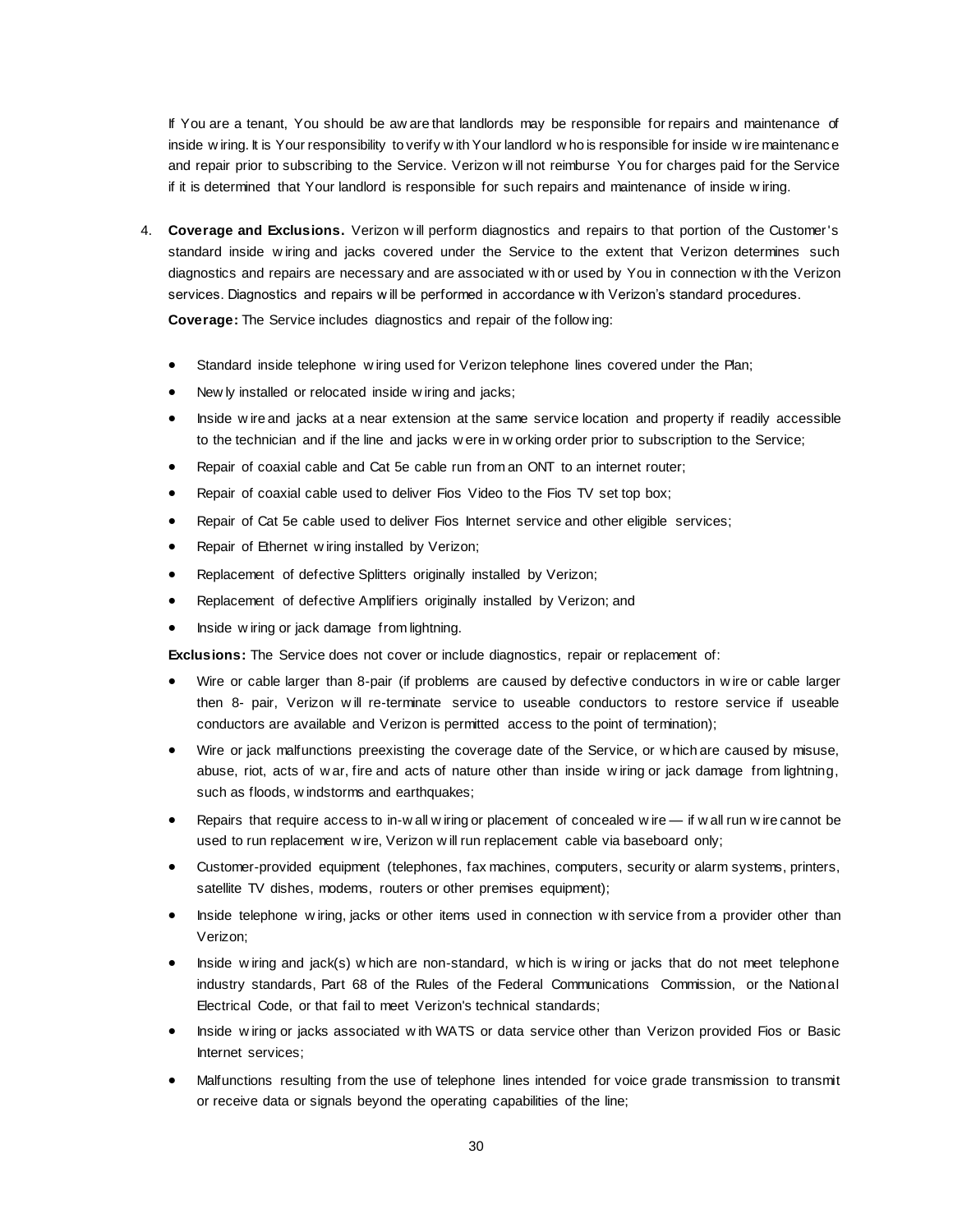If You are a tenant, You should be aware that landlords may be responsible for repairs and maintenance of inside wiring. It is Your responsibility to verify with Your landlord who is responsible for inside wire maintenance and repair prior to subscribing to the Service. Verizon will not reimburse You for charges paid for the Service if it is determined that Your landlord is responsible for such repairs and maintenance of inside wiring.

4. **Coverage and Exclusions.** Verizon will perform diagnostics and repairs to that portion of the Customer's standard inside wiring and jacks covered under the Service to the extent that Verizon determines such diagnostics and repairs are necessary and are associated with or used by You in connection with the Verizon services. Diagnostics and repairs will be performed in accordance with Verizon's standard procedures.

   **Coverage:** The Service includes diagnostics and repair of the following:

   - Standard inside telephone wiring used for Verizon telephone lines covered under the Plan;
   - Newly installed or relocated inside wiring and jacks;
   - Inside wire and jacks at a near extension at the same service location and property if readily accessible to the technician and if the line and jacks were in working order prior to subscription to the Service;
   - Repair of coaxial cable and Cat 5e cable run from an ONT to an internet router;
   - Repair of coaxial cable used to deliver Fios Video to the Fios TV set top box;
   - Repair of Cat 5e cable used to deliver Fios Internet service and other eligible services;
   - Repair of Ethernet wiring installed by Verizon;
   - Replacement of defective Splitters originally installed by Verizon;
   - Replacement of defective Amplifiers originally installed by Verizon; and
   - Inside wiring or jack damage from lightning.

   **Exclusions:** The Service does not cover or include diagnostics, repair or replacement of:

   - Wire or cable larger than 8-pair (if problems are caused by defective conductors in wire or cable larger then 8- pair, Verizon will re-terminate service to useable conductors to restore service if useable conductors are available and Verizon is permitted access to the point of termination);
   - Wire or jack malfunctions preexisting the coverage date of the Service, or which are caused by misuse, abuse, riot, acts of war, fire and acts of nature other than inside wiring or jack damage from lightning, such as floods, windstorms and earthquakes;
   - Repairs that require access to in-wall wiring or placement of concealed wire — if wall run wire cannot be used to run replacement wire, Verizon will run replacement cable via baseboard only;
   - Customer-provided equipment (telephones, fax machines, computers, security or alarm systems, printers, satellite TV dishes, modems, routers or other premises equipment);
   - Inside telephone wiring, jacks or other items used in connection with service from a provider other than Verizon;
   - Inside wiring and jack(s) which are non-standard, which is wiring or jacks that do not meet telephone industry standards, Part 68 of the Rules of the Federal Communications Commission, or the National Electrical Code, or that fail to meet Verizon's technical standards;
   - Inside wiring or jacks associated with WATS or data service other than Verizon provided Fios or Basic Internet services;
   - Malfunctions resulting from the use of telephone lines intended for voice grade transmission to transmit or receive data or signals beyond the operating capabilities of the line;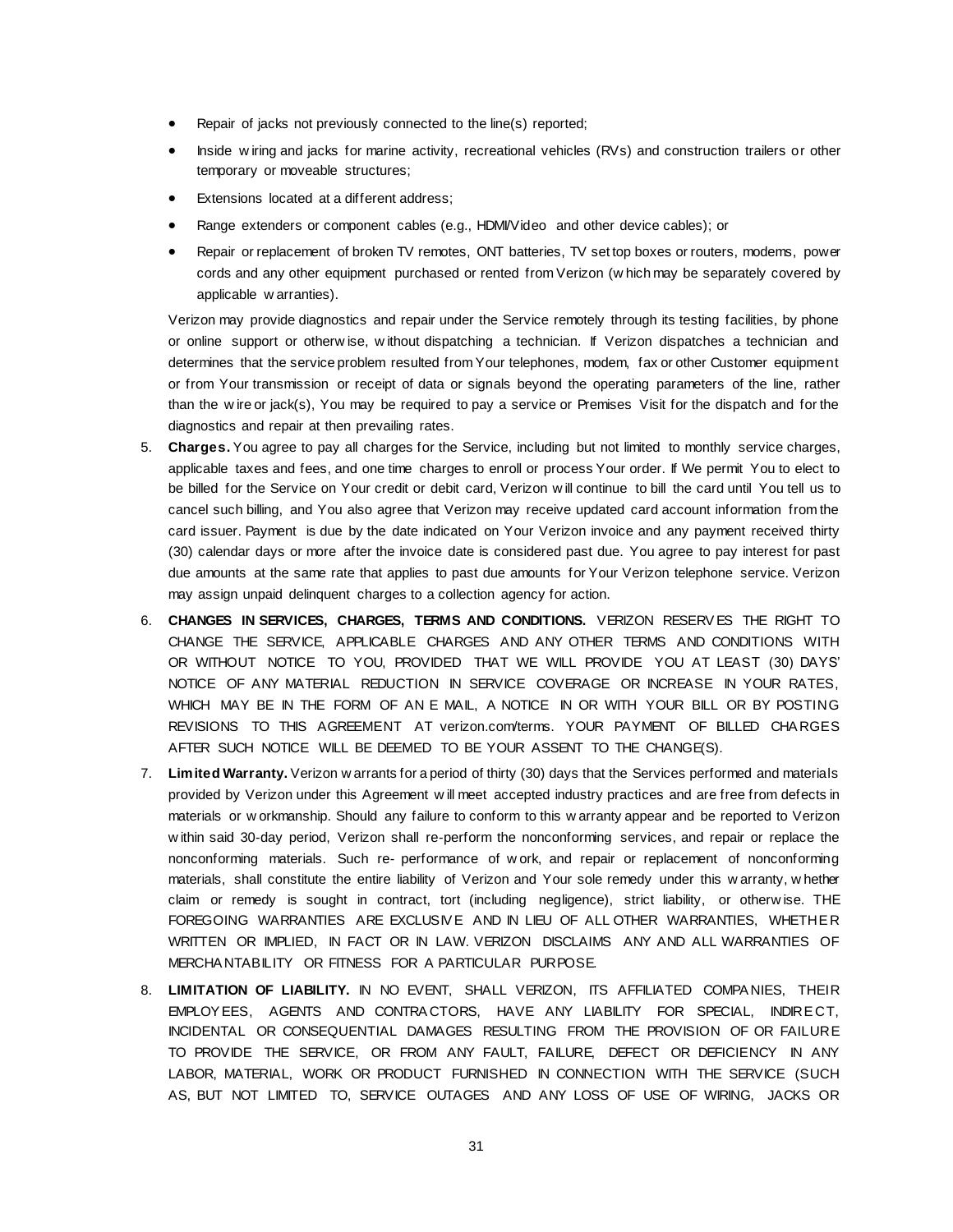- Repair of jacks not previously connected to the line(s) reported;
- Inside wiring and jacks for marine activity, recreational vehicles (RVs) and construction trailers or other temporary or moveable structures;
- Extensions located at a different address;
- Range extenders or component cables (e.g., HDMI/Video and other device cables); or
- Repair or replacement of broken TV remotes, ONT batteries, TV set top boxes or routers, modems, power cords and any other equipment purchased or rented from Verizon (which may be separately covered by applicable warranties).

Verizon may provide diagnostics and repair under the Service remotely through its testing facilities, by phone or online support or otherwise, without dispatching a technician. If Verizon dispatches a technician and determines that the service problem resulted from Your telephones, modem, fax or other Customer equipment or from Your transmission or receipt of data or signals beyond the operating parameters of the line, rather than the wire or jack(s), You may be required to pay a service or Premises Visit for the dispatch and for the diagnostics and repair at then prevailing rates.

5. **Charges.** You agree to pay all charges for the Service, including but not limited to monthly service charges, applicable taxes and fees, and one time charges to enroll or process Your order. If We permit You to elect to be billed for the Service on Your credit or debit card, Verizon will continue to bill the card until You tell us to cancel such billing, and You also agree that Verizon may receive updated card account information from the card issuer. Payment is due by the date indicated on Your Verizon invoice and any payment received thirty (30) calendar days or more after the invoice date is considered past due. You agree to pay interest for past due amounts at the same rate that applies to past due amounts for Your Verizon telephone service. Verizon may assign unpaid delinquent charges to a collection agency for action.

6. **CHANGES IN SERVICES, CHARGES, TERMS AND CONDITIONS.** VERIZON RESERVES THE RIGHT TO CHANGE THE SERVICE, APPLICABLE CHARGES AND ANY OTHER TERMS AND CONDITIONS WITH OR WITHOUT NOTICE TO YOU, PROVIDED THAT WE WILL PROVIDE YOU AT LEAST (30) DAYS' NOTICE OF ANY MATERIAL REDUCTION IN SERVICE COVERAGE OR INCREASE IN YOUR RATES, WHICH MAY BE IN THE FORM OF AN E MAIL, A NOTICE IN OR WITH YOUR BILL OR BY POSTING REVISIONS TO THIS AGREEMENT AT verizon.com/terms. YOUR PAYMENT OF BILLED CHARGES AFTER SUCH NOTICE WILL BE DEEMED TO BE YOUR ASSENT TO THE CHANGE(S).

7. **Limited Warranty.** Verizon warrants for a period of thirty (30) days that the Services performed and materials provided by Verizon under this Agreement will meet accepted industry practices and are free from defects in materials or workmanship. Should any failure to conform to this warranty appear and be reported to Verizon within said 30-day period, Verizon shall re-perform the nonconforming services, and repair or replace the nonconforming materials. Such re- performance of work, and repair or replacement of nonconforming materials, shall constitute the entire liability of Verizon and Your sole remedy under this warranty, whether claim or remedy is sought in contract, tort (including negligence), strict liability, or otherwise. THE FOREGOING WARRANTIES ARE EXCLUSIVE AND IN LIEU OF ALL OTHER WARRANTIES, WHETHER WRITTEN OR IMPLIED, IN FACT OR IN LAW. VERIZON DISCLAIMS ANY AND ALL WARRANTIES OF MERCHANTABILITY OR FITNESS FOR A PARTICULAR PURPOSE.

8. **LIMITATION OF LIABILITY.** IN NO EVENT, SHALL VERIZON, ITS AFFILIATED COMPANIES, THEIR EMPLOYEES, AGENTS AND CONTRACTORS, HAVE ANY LIABILITY FOR SPECIAL, INDIRECT, INCIDENTAL OR CONSEQUENTIAL DAMAGES RESULTING FROM THE PROVISION OF OR FAILURE TO PROVIDE THE SERVICE, OR FROM ANY FAULT, FAILURE, DEFECT OR DEFICIENCY IN ANY LABOR, MATERIAL, WORK OR PRODUCT FURNISHED IN CONNECTION WITH THE SERVICE (SUCH AS, BUT NOT LIMITED TO, SERVICE OUTAGES AND ANY LOSS OF USE OF WIRING, JACKS OR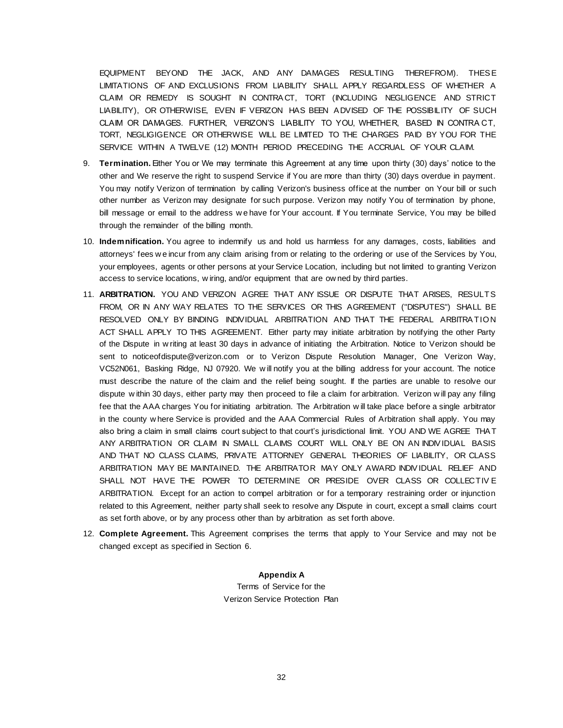EQUIPMENT BEYOND THE JACK, AND ANY DAMAGES RESULTING THEREFROM). THESE LIMITATIONS OF AND EXCLUSIONS FROM LIABILITY SHALL APPLY REGARDLESS OF WHETHER A CLAIM OR REMEDY IS SOUGHT IN CONTRACT, TORT (INCLUDING NEGLIGENCE AND STRICT LIABILITY), OR OTHERWISE, EVEN IF VERIZON HAS BEEN ADVISED OF THE POSSIBILITY OF SUCH CLAIM OR DAMAGES. FURTHER, VERIZON'S LIABILITY TO YOU, WHETHER, BASED IN CONTRACT, TORT, NEGLIGIGENCE OR OTHERWISE WILL BE LIMITED TO THE CHARGES PAID BY YOU FOR THE SERVICE WITHIN A TWELVE (12) MONTH PERIOD PRECEDING THE ACCRUAL OF YOUR CLAIM.

9. **Termination.** Either You or We may terminate this Agreement at any time upon thirty (30) days' notice to the other and We reserve the right to suspend Service if You are more than thirty (30) days overdue in payment. You may notify Verizon of termination by calling Verizon's business office at the number on Your bill or such other number as Verizon may designate for such purpose. Verizon may notify You of termination by phone, bill message or email to the address we have for Your account. If You terminate Service, You may be billed through the remainder of the billing month.

10. **Indemnification.** You agree to indemnify us and hold us harmless for any damages, costs, liabilities and attorneys' fees we incur from any claim arising from or relating to the ordering or use of the Services by You, your employees, agents or other persons at your Service Location, including but not limited to granting Verizon access to service locations, wiring, and/or equipment that are owned by third parties.

11. **ARBITRATION.** YOU AND VERIZON AGREE THAT ANY ISSUE OR DISPUTE THAT ARISES, RESULTS FROM, OR IN ANY WAY RELATES TO THE SERVICES OR THIS AGREEMENT ("DISPUTES") SHALL BE RESOLVED ONLY BY BINDING INDIVIDUAL ARBITRATION AND THAT THE FEDERAL ARBITRATION ACT SHALL APPLY TO THIS AGREEMENT. Either party may initiate arbitration by notifying the other Party of the Dispute in writing at least 30 days in advance of initiating the Arbitration. Notice to Verizon should be sent to noticeofdispute@verizon.com or to Verizon Dispute Resolution Manager, One Verizon Way, VC52N061, Basking Ridge, NJ 07920. We will notify you at the billing address for your account. The notice must describe the nature of the claim and the relief being sought. If the parties are unable to resolve our dispute within 30 days, either party may then proceed to file a claim for arbitration. Verizon will pay any filing fee that the AAA charges You for initiating arbitration. The Arbitration will take place before a single arbitrator in the county where Service is provided and the AAA Commercial Rules of Arbitration shall apply. You may also bring a claim in small claims court subject to that court's jurisdictional limit. YOU AND WE AGREE THAT ANY ARBITRATION OR CLAIM IN SMALL CLAIMS COURT WILL ONLY BE ON AN INDIVIDUAL BASIS AND THAT NO CLASS CLAIMS, PRIVATE ATTORNEY GENERAL THEORIES OF LIABILITY, OR CLASS ARBITRATION MAY BE MAINTAINED. THE ARBITRATOR MAY ONLY AWARD INDIVIDUAL RELIEF AND SHALL NOT HAVE THE POWER TO DETERMINE OR PRESIDE OVER CLASS OR COLLECTIVE ARBITRATION. Except for an action to compel arbitration or for a temporary restraining order or injunction related to this Agreement, neither party shall seek to resolve any Dispute in court, except a small claims court as set forth above, or by any process other than by arbitration as set forth above.

12. **Complete Agreement.** This Agreement comprises the terms that apply to Your Service and may not be changed except as specified in Section 6.

**Appendix A**

Terms of Service for the
Verizon Service Protection Plan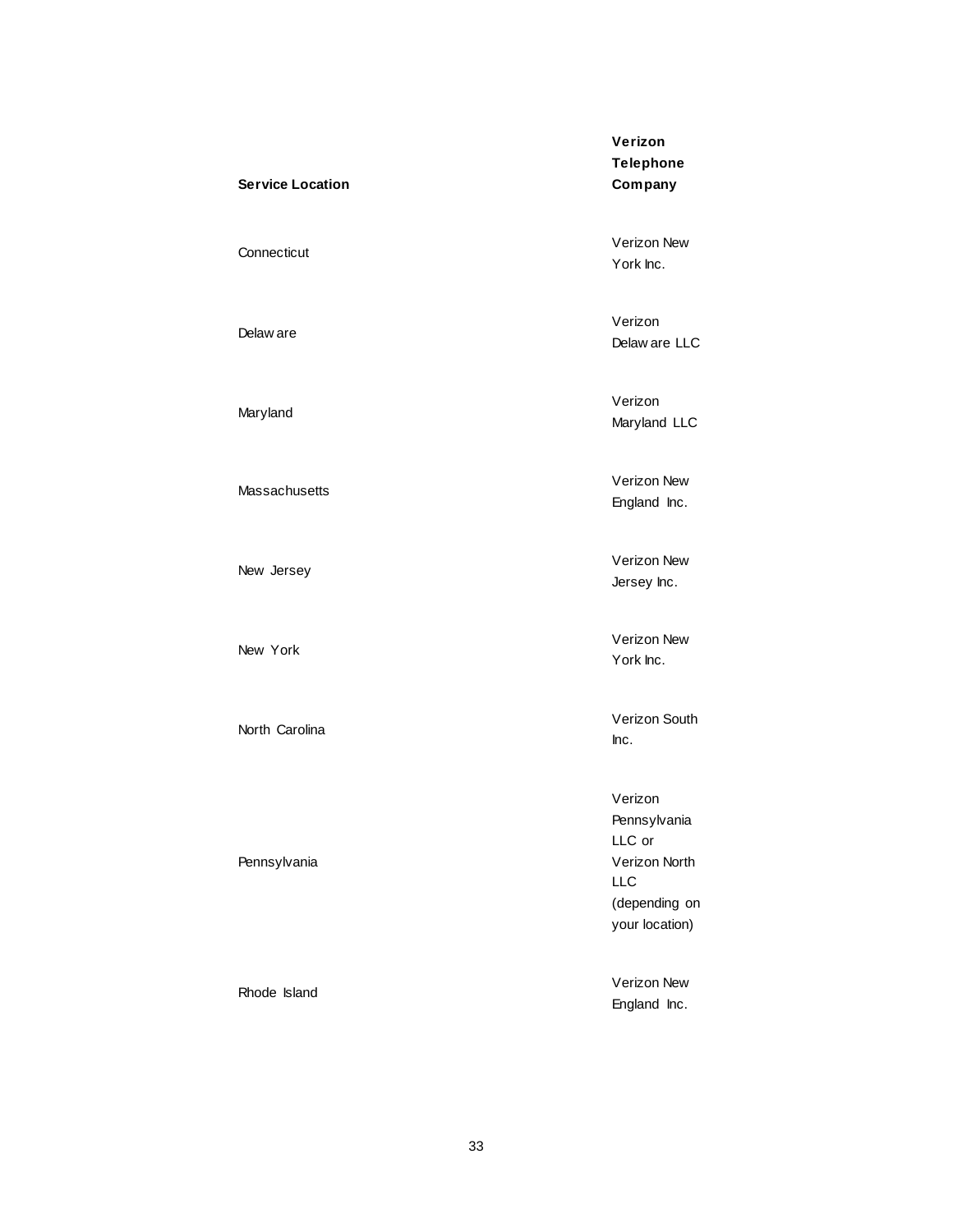| Service Location | Verizon Telephone Company |
|---|---|
| Connecticut | Verizon New York Inc. |
| Delaware | Verizon Delaware LLC |
| Maryland | Verizon Maryland LLC |
| Massachusetts | Verizon New England Inc. |
| New Jersey | Verizon New Jersey Inc. |
| New York | Verizon New York Inc. |
| North Carolina | Verizon South Inc. |
| Pennsylvania | Verizon Pennsylvania LLC or Verizon North LLC (depending on your location) |
| Rhode Island | Verizon New England Inc. |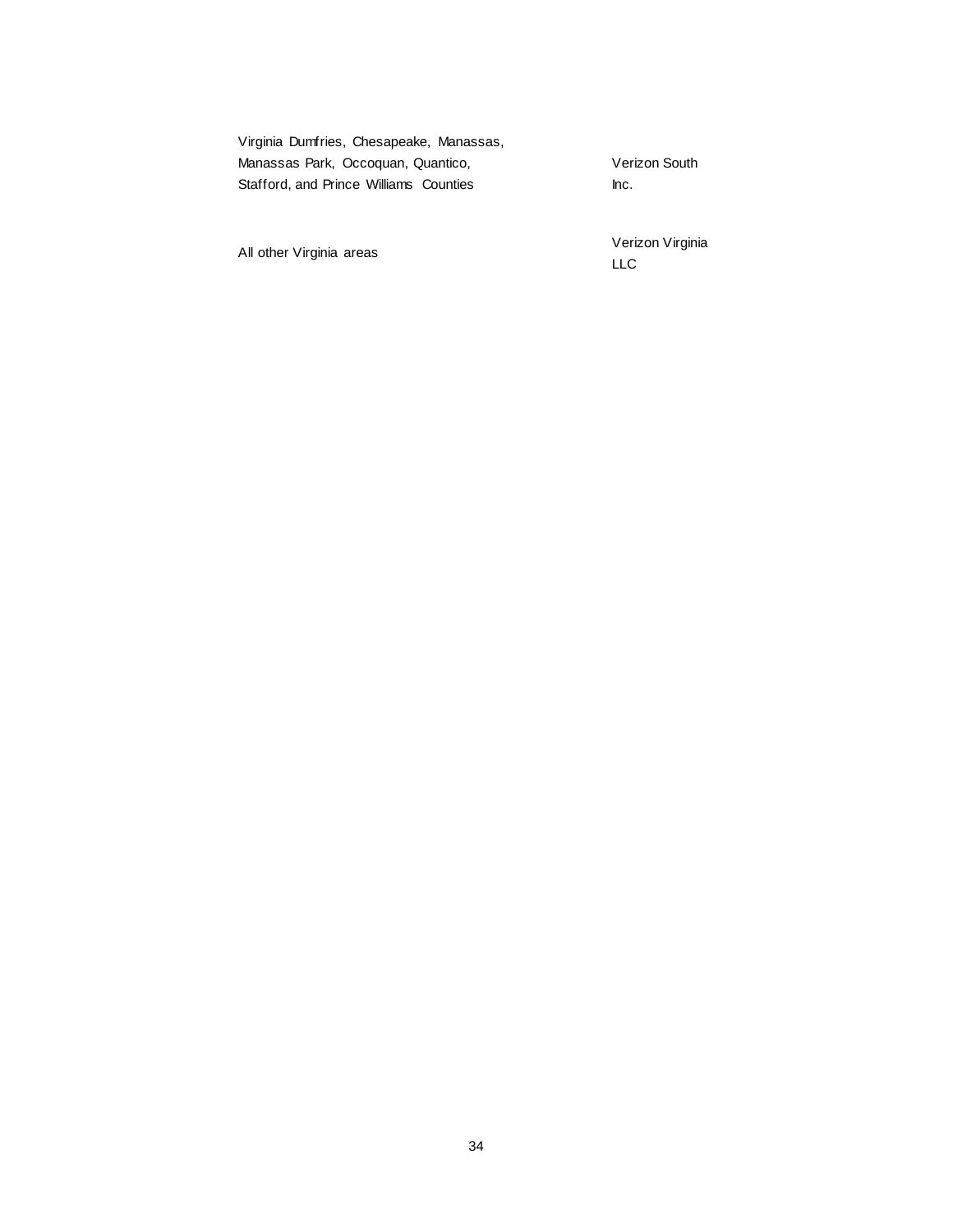| | |
|---|---|
| Virginia Dumfries, Chesapeake, Manassas, Manassas Park, Occoquan, Quantico, Stafford, and Prince Williams Counties | Verizon South Inc. |
| All other Virginia areas | Verizon Virginia LLC |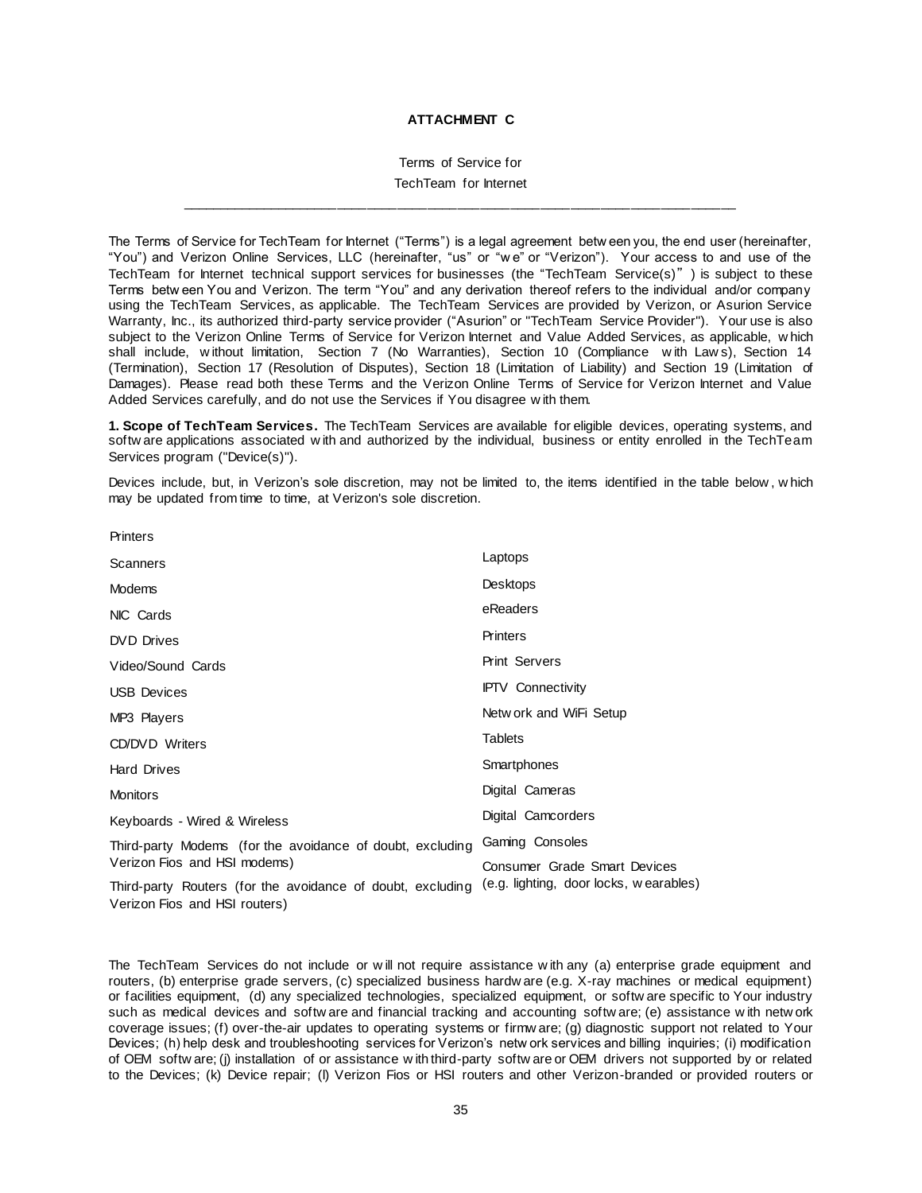**ATTACHMENT C**

Terms of Service for

TechTeam for Internet

---

The Terms of Service for TechTeam for Internet ("Terms") is a legal agreement between you, the end user (hereinafter, "You") and Verizon Online Services, LLC (hereinafter, "us" or "we" or "Verizon"). Your access to and use of the TechTeam for Internet technical support services for businesses (the "TechTeam Service(s)") is subject to these Terms between You and Verizon. The term "You" and any derivation thereof refers to the individual and/or company using the TechTeam Services, as applicable. The TechTeam Services are provided by Verizon, or Asurion Service Warranty, Inc., its authorized third-party service provider ("Asurion" or "TechTeam Service Provider"). Your use is also subject to the Verizon Online Terms of Service for Verizon Internet and Value Added Services, as applicable, which shall include, without limitation, Section 7 (No Warranties), Section 10 (Compliance with Laws), Section 14 (Termination), Section 17 (Resolution of Disputes), Section 18 (Limitation of Liability) and Section 19 (Limitation of Damages). Please read both these Terms and the Verizon Online Terms of Service for Verizon Internet and Value Added Services carefully, and do not use the Services if You disagree with them.

**1. Scope of TechTeam Services.** The TechTeam Services are available for eligible devices, operating systems, and software applications associated with and authorized by the individual, business or entity enrolled in the TechTeam Services program ("Device(s)").

Devices include, but, in Verizon's sole discretion, may not be limited to, the items identified in the table below, which may be updated from time to time, at Verizon's sole discretion.

| | |
|---|---|
| Printers | Laptops |
| Scanners | Desktops |
| Modems | eReaders |
| NIC Cards | Printers |
| DVD Drives | Print Servers |
| Video/Sound Cards | IPTV Connectivity |
| USB Devices | Network and WiFi Setup |
| MP3 Players | Tablets |
| CD/DVD Writers | Smartphones |
| Hard Drives | Digital Cameras |
| Monitors | Digital Camcorders |
| Keyboards - Wired & Wireless | Gaming Consoles |
| Third-party Modems (for the avoidance of doubt, excluding Verizon Fios and HSI modems) | Consumer Grade Smart Devices (e.g. lighting, door locks, wearables) |
| Third-party Routers (for the avoidance of doubt, excluding Verizon Fios and HSI routers) | |

The TechTeam Services do not include or will not require assistance with any (a) enterprise grade equipment and routers, (b) enterprise grade servers, (c) specialized business hardware (e.g. X-ray machines or medical equipment) or facilities equipment, (d) any specialized technologies, specialized equipment, or software specific to Your industry such as medical devices and software and financial tracking and accounting software; (e) assistance with network coverage issues; (f) over-the-air updates to operating systems or firmware; (g) diagnostic support not related to Your Devices; (h) help desk and troubleshooting services for Verizon's network services and billing inquiries; (i) modification of OEM software; (j) installation of or assistance with third-party software or OEM drivers not supported by or related to the Devices; (k) Device repair; (l) Verizon Fios or HSI routers and other Verizon-branded or provided routers or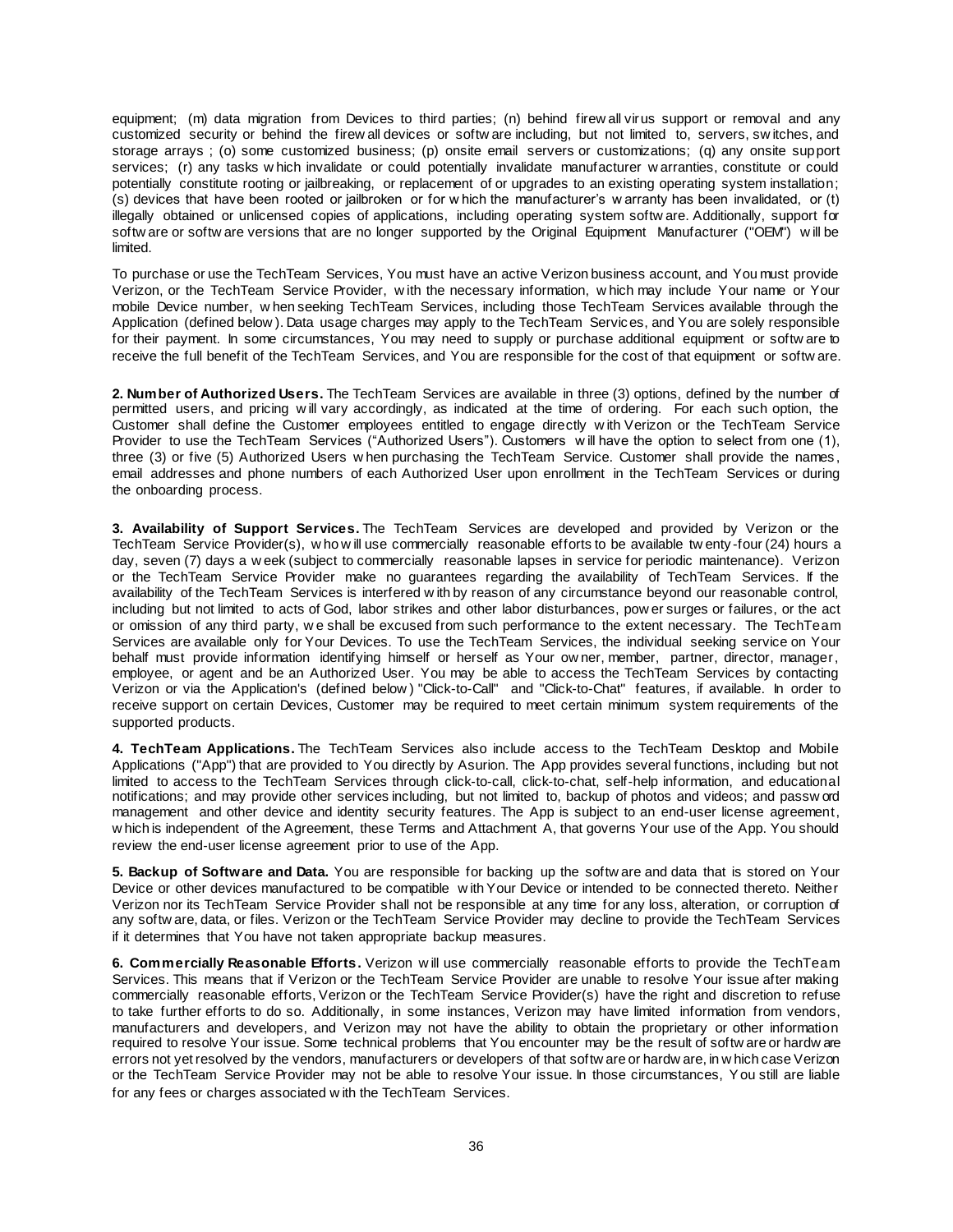equipment; (m) data migration from Devices to third parties; (n) behind firewall virus support or removal and any customized security or behind the firewall devices or software including, but not limited to, servers, switches, and storage arrays ; (o) some customized business; (p) onsite email servers or customizations; (q) any onsite support services; (r) any tasks which invalidate or could potentially invalidate manufacturer warranties, constitute or could potentially constitute rooting or jailbreaking, or replacement of or upgrades to an existing operating system installation; (s) devices that have been rooted or jailbroken or for which the manufacturer's warranty has been invalidated, or (t) illegally obtained or unlicensed copies of applications, including operating system software. Additionally, support for software or software versions that are no longer supported by the Original Equipment Manufacturer ("OEM") will be limited.

To purchase or use the TechTeam Services, You must have an active Verizon business account, and You must provide Verizon, or the TechTeam Service Provider, with the necessary information, which may include Your name or Your mobile Device number, when seeking TechTeam Services, including those TechTeam Services available through the Application (defined below). Data usage charges may apply to the TechTeam Services, and You are solely responsible for their payment. In some circumstances, You may need to supply or purchase additional equipment or software to receive the full benefit of the TechTeam Services, and You are responsible for the cost of that equipment or software.

**2. Number of Authorized Users.** The TechTeam Services are available in three (3) options, defined by the number of permitted users, and pricing will vary accordingly, as indicated at the time of ordering. For each such option, the Customer shall define the Customer employees entitled to engage directly with Verizon or the TechTeam Service Provider to use the TechTeam Services ("Authorized Users"). Customers will have the option to select from one (1), three (3) or five (5) Authorized Users when purchasing the TechTeam Service. Customer shall provide the names, email addresses and phone numbers of each Authorized User upon enrollment in the TechTeam Services or during the onboarding process.

**3. Availability of Support Services.** The TechTeam Services are developed and provided by Verizon or the TechTeam Service Provider(s), who will use commercially reasonable efforts to be available twenty-four (24) hours a day, seven (7) days a week (subject to commercially reasonable lapses in service for periodic maintenance). Verizon or the TechTeam Service Provider make no guarantees regarding the availability of TechTeam Services. If the availability of the TechTeam Services is interfered with by reason of any circumstance beyond our reasonable control, including but not limited to acts of God, labor strikes and other labor disturbances, power surges or failures, or the act or omission of any third party, we shall be excused from such performance to the extent necessary. The TechTeam Services are available only for Your Devices. To use the TechTeam Services, the individual seeking service on Your behalf must provide information identifying himself or herself as Your owner, member, partner, director, manager, employee, or agent and be an Authorized User. You may be able to access the TechTeam Services by contacting Verizon or via the Application's (defined below) "Click-to-Call" and "Click-to-Chat" features, if available. In order to receive support on certain Devices, Customer may be required to meet certain minimum system requirements of the supported products.

**4. TechTeam Applications.** The TechTeam Services also include access to the TechTeam Desktop and Mobile Applications ("App") that are provided to You directly by Asurion. The App provides several functions, including but not limited to access to the TechTeam Services through click-to-call, click-to-chat, self-help information, and educational notifications; and may provide other services including, but not limited to, backup of photos and videos; and password management and other device and identity security features. The App is subject to an end-user license agreement, which is independent of the Agreement, these Terms and Attachment A, that governs Your use of the App. You should review the end-user license agreement prior to use of the App.

**5. Backup of Software and Data.** You are responsible for backing up the software and data that is stored on Your Device or other devices manufactured to be compatible with Your Device or intended to be connected thereto. Neither Verizon nor its TechTeam Service Provider shall not be responsible at any time for any loss, alteration, or corruption of any software, data, or files. Verizon or the TechTeam Service Provider may decline to provide the TechTeam Services if it determines that You have not taken appropriate backup measures.

**6. Commercially Reasonable Efforts.** Verizon will use commercially reasonable efforts to provide the TechTeam Services. This means that if Verizon or the TechTeam Service Provider are unable to resolve Your issue after making commercially reasonable efforts, Verizon or the TechTeam Service Provider(s) have the right and discretion to refuse to take further efforts to do so. Additionally, in some instances, Verizon may have limited information from vendors, manufacturers and developers, and Verizon may not have the ability to obtain the proprietary or other information required to resolve Your issue. Some technical problems that You encounter may be the result of software or hardware errors not yet resolved by the vendors, manufacturers or developers of that software or hardware, in which case Verizon or the TechTeam Service Provider may not be able to resolve Your issue. In those circumstances, You still are liable for any fees or charges associated with the TechTeam Services.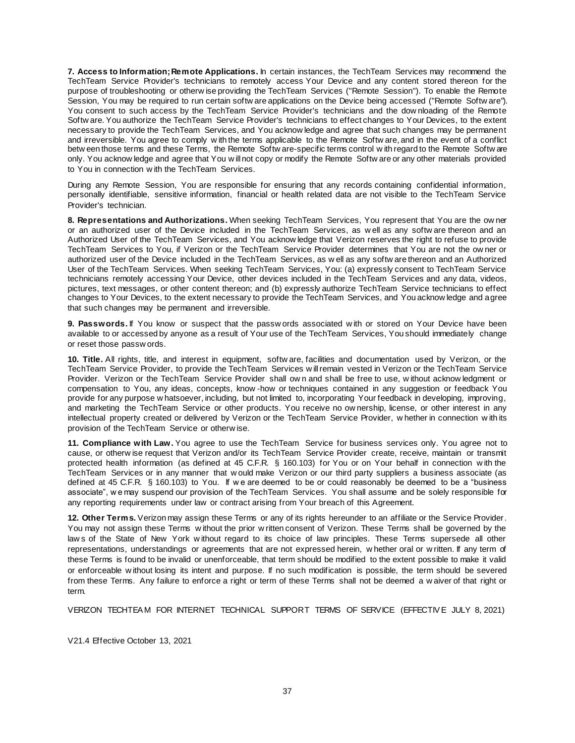**7. Access to Information; Remote Applications.** In certain instances, the TechTeam Services may recommend the TechTeam Service Provider's technicians to remotely access Your Device and any content stored thereon for the purpose of troubleshooting or otherwise providing the TechTeam Services ("Remote Session"). To enable the Remote Session, You may be required to run certain software applications on the Device being accessed ("Remote Software"). You consent to such access by the TechTeam Service Provider's technicians and the downloading of the Remote Software. You authorize the TechTeam Service Provider's technicians to effect changes to Your Devices, to the extent necessary to provide the TechTeam Services, and You acknowledge and agree that such changes may be permanent and irreversible. You agree to comply with the terms applicable to the Remote Software, and in the event of a conflict between those terms and these Terms, the Remote Software-specific terms control with regard to the Remote Software only. You acknowledge and agree that You will not copy or modify the Remote Software or any other materials provided to You in connection with the TechTeam Services.

During any Remote Session, You are responsible for ensuring that any records containing confidential information, personally identifiable, sensitive information, financial or health related data are not visible to the TechTeam Service Provider's technician.

**8. Representations and Authorizations.** When seeking TechTeam Services, You represent that You are the owner or an authorized user of the Device included in the TechTeam Services, as well as any software thereon and an Authorized User of the TechTeam Services, and You acknowledge that Verizon reserves the right to refuse to provide TechTeam Services to You, if Verizon or the TechTeam Service Provider determines that You are not the owner or authorized user of the Device included in the TechTeam Services, as well as any software thereon and an Authorized User of the TechTeam Services. When seeking TechTeam Services, You: (a) expressly consent to TechTeam Service technicians remotely accessing Your Device, other devices included in the TechTeam Services and any data, videos, pictures, text messages, or other content thereon; and (b) expressly authorize TechTeam Service technicians to effect changes to Your Devices, to the extent necessary to provide the TechTeam Services, and You acknowledge and agree that such changes may be permanent and irreversible.

**9. Passwords.** If You know or suspect that the passwords associated with or stored on Your Device have been available to or accessed by anyone as a result of Your use of the TechTeam Services, You should immediately change or reset those passwords.

**10. Title.** All rights, title, and interest in equipment, software, facilities and documentation used by Verizon, or the TechTeam Service Provider, to provide the TechTeam Services will remain vested in Verizon or the TechTeam Service Provider. Verizon or the TechTeam Service Provider shall own and shall be free to use, without acknowledgment or compensation to You, any ideas, concepts, know-how or techniques contained in any suggestion or feedback You provide for any purpose whatsoever, including, but not limited to, incorporating Your feedback in developing, improving, and marketing the TechTeam Service or other products. You receive no ownership, license, or other interest in any intellectual property created or delivered by Verizon or the TechTeam Service Provider, whether in connection with its provision of the TechTeam Service or otherwise.

**11. Compliance with Law.** You agree to use the TechTeam Service for business services only. You agree not to cause, or otherwise request that Verizon and/or its TechTeam Service Provider create, receive, maintain or transmit protected health information (as defined at 45 C.F.R. § 160.103) for You or on Your behalf in connection with the TechTeam Services or in any manner that would make Verizon or our third party suppliers a business associate (as defined at 45 C.F.R. § 160.103) to You. If we are deemed to be or could reasonably be deemed to be a "business associate", we may suspend our provision of the TechTeam Services. You shall assume and be solely responsible for any reporting requirements under law or contract arising from Your breach of this Agreement.

**12. Other Terms.** Verizon may assign these Terms or any of its rights hereunder to an affiliate or the Service Provider. You may not assign these Terms without the prior written consent of Verizon. These Terms shall be governed by the laws of the State of New York without regard to its choice of law principles. These Terms supersede all other representations, understandings or agreements that are not expressed herein, whether oral or written. If any term of these Terms is found to be invalid or unenforceable, that term should be modified to the extent possible to make it valid or enforceable without losing its intent and purpose. If no such modification is possible, the term should be severed from these Terms. Any failure to enforce a right or term of these Terms shall not be deemed a waiver of that right or term.

VERIZON TECHTEAM FOR INTERNET TECHNICAL SUPPORT TERMS OF SERVICE (EFFECTIVE JULY 8, 2021)

V21.4 Effective October 13, 2021